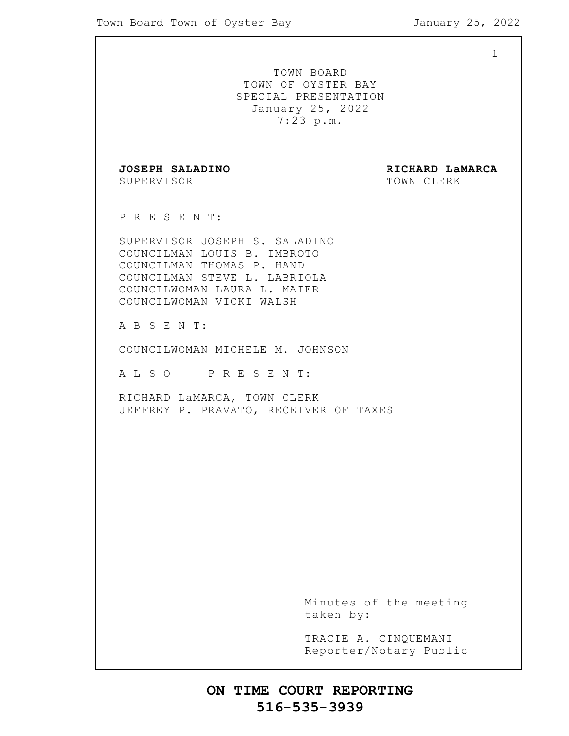# TOWN BOARD
# TOWN OF OYSTER BAY
## SPECIAL PRESENTATION
January 25, 2022
7:23 p.m.

**JOSEPH SALADINO**
SUPERVISOR

**RICHARD LaMARCA**
TOWN CLERK

P R E S E N T:

SUPERVISOR JOSEPH S. SALADINO
COUNCILMAN LOUIS B. IMBROTO
COUNCILMAN THOMAS P. HAND
COUNCILMAN STEVE L. LABRIOLA
COUNCILWOMAN LAURA L. MAIER
COUNCILWOMAN VICKI WALSH

A B S E N T:

COUNCILWOMAN MICHELE M. JOHNSON

A L S O   P R E S E N T:

RICHARD LaMARCA, TOWN CLERK
JEFFREY P. PRAVATO, RECEIVER OF TAXES

Minutes of the meeting taken by:

TRACIE A. CINQUEMANI
Reporter/Notary Public

**ON TIME COURT REPORTING**
**516-535-3939**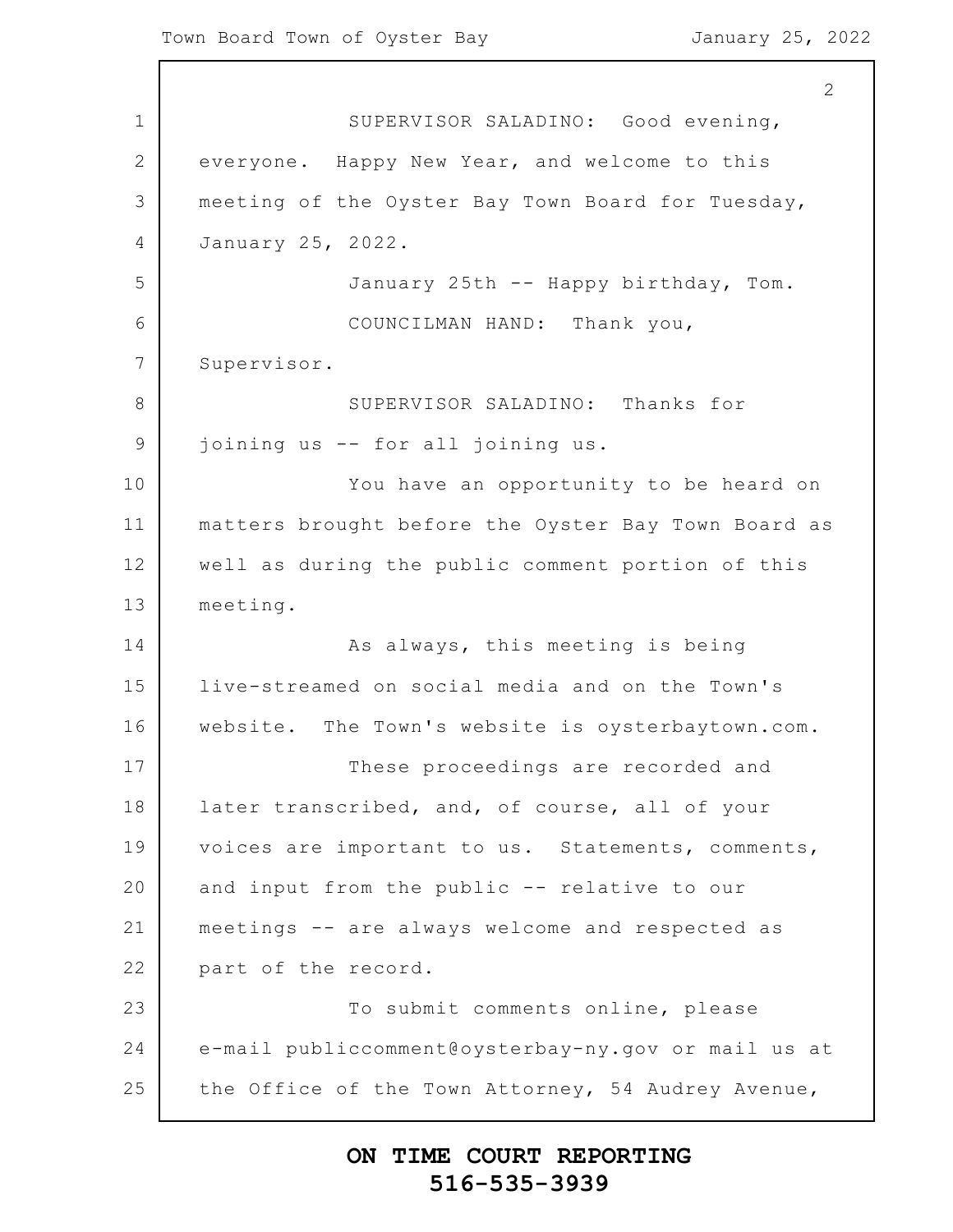SUPERVISOR SALADINO: Good evening, everyone. Happy New Year, and welcome to this meeting of the Oyster Bay Town Board for Tuesday, January 25, 2022.

January 25th -- Happy birthday, Tom.

COUNCILMAN HAND: Thank you, Supervisor.

SUPERVISOR SALADINO: Thanks for joining us -- for all joining us.

You have an opportunity to be heard on matters brought before the Oyster Bay Town Board as well as during the public comment portion of this meeting.

As always, this meeting is being live-streamed on social media and on the Town's website. The Town's website is oysterbaytown.com.

These proceedings are recorded and later transcribed, and, of course, all of your voices are important to us. Statements, comments, and input from the public -- relative to our meetings -- are always welcome and respected as part of the record.

To submit comments online, please e-mail publiccomment@oysterbay-ny.gov or mail us at the Office of the Town Attorney, 54 Audrey Avenue,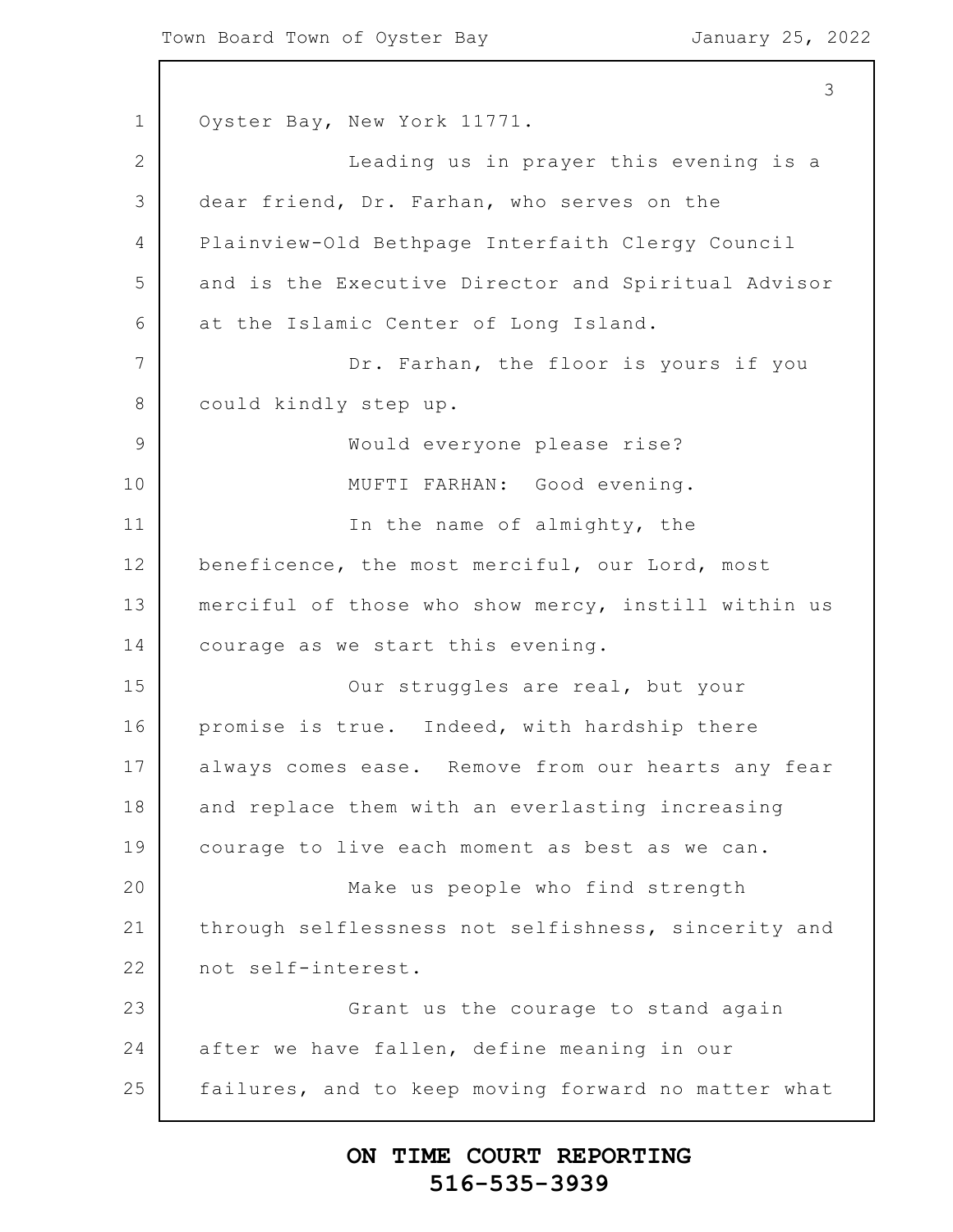Oyster Bay, New York 11771.

Leading us in prayer this evening is a dear friend, Dr. Farhan, who serves on the Plainview-Old Bethpage Interfaith Clergy Council and is the Executive Director and Spiritual Advisor at the Islamic Center of Long Island.

Dr. Farhan, the floor is yours if you could kindly step up.

Would everyone please rise?

MUFTI FARHAN: Good evening.

In the name of almighty, the beneficence, the most merciful, our Lord, most merciful of those who show mercy, instill within us courage as we start this evening.

Our struggles are real, but your promise is true. Indeed, with hardship there always comes ease. Remove from our hearts any fear and replace them with an everlasting increasing courage to live each moment as best as we can.

Make us people who find strength through selflessness not selfishness, sincerity and not self-interest.

Grant us the courage to stand again after we have fallen, define meaning in our failures, and to keep moving forward no matter what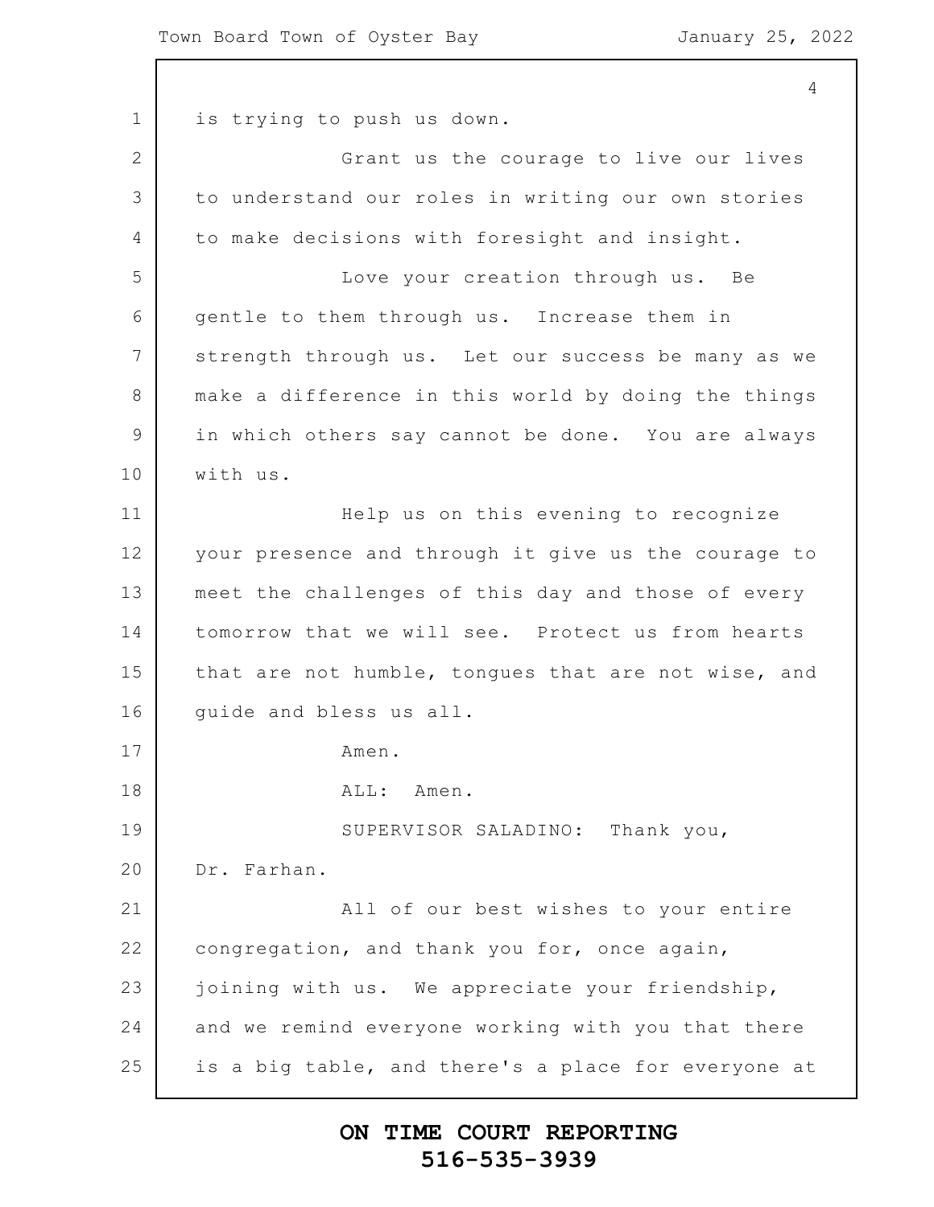is trying to push us down.

Grant us the courage to live our lives to understand our roles in writing our own stories to make decisions with foresight and insight.

Love your creation through us. Be gentle to them through us. Increase them in strength through us. Let our success be many as we make a difference in this world by doing the things in which others say cannot be done. You are always with us.

Help us on this evening to recognize your presence and through it give us the courage to meet the challenges of this day and those of every tomorrow that we will see. Protect us from hearts that are not humble, tongues that are not wise, and guide and bless us all.

Amen.

ALL: Amen.

SUPERVISOR SALADINO: Thank you, Dr. Farhan.

All of our best wishes to your entire congregation, and thank you for, once again, joining with us. We appreciate your friendship, and we remind everyone working with you that there is a big table, and there's a place for everyone at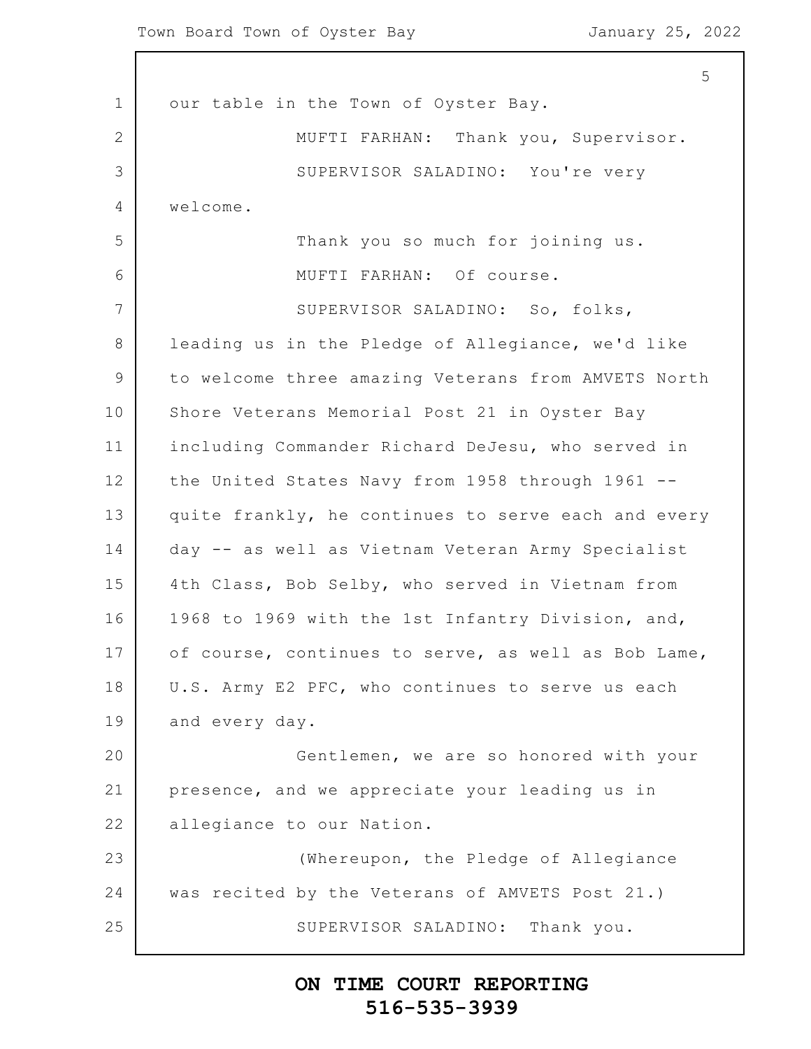our table in the Town of Oyster Bay.

MUFTI FARHAN: Thank you, Supervisor.

SUPERVISOR SALADINO: You're very welcome.

Thank you so much for joining us.

MUFTI FARHAN: Of course.

SUPERVISOR SALADINO: So, folks, leading us in the Pledge of Allegiance, we'd like to welcome three amazing Veterans from AMVETS North Shore Veterans Memorial Post 21 in Oyster Bay including Commander Richard DeJesu, who served in the United States Navy from 1958 through 1961 -- quite frankly, he continues to serve each and every day -- as well as Vietnam Veteran Army Specialist 4th Class, Bob Selby, who served in Vietnam from 1968 to 1969 with the 1st Infantry Division, and, of course, continues to serve, as well as Bob Lame, U.S. Army E2 PFC, who continues to serve us each and every day.

Gentlemen, we are so honored with your presence, and we appreciate your leading us in allegiance to our Nation.

(Whereupon, the Pledge of Allegiance was recited by the Veterans of AMVETS Post 21.)

SUPERVISOR SALADINO: Thank you.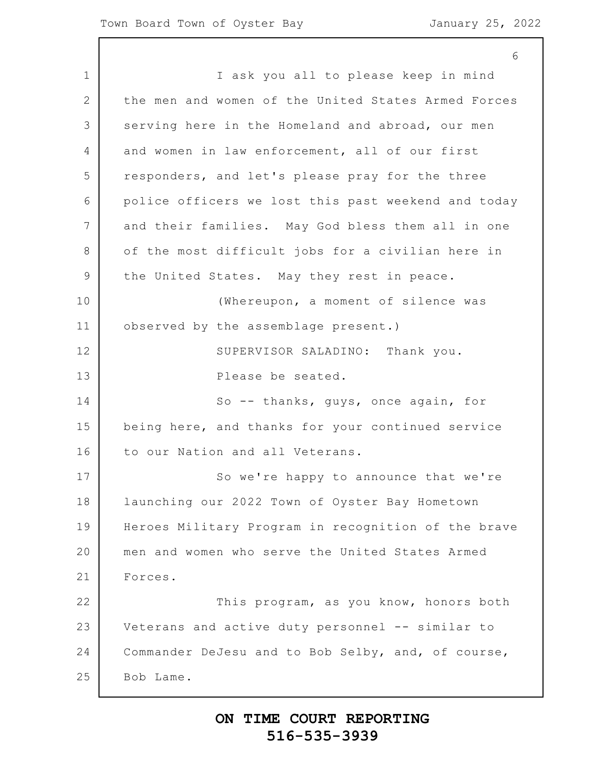I ask you all to please keep in mind the men and women of the United States Armed Forces serving here in the Homeland and abroad, our men and women in law enforcement, all of our first responders, and let's please pray for the three police officers we lost this past weekend and today and their families. May God bless them all in one of the most difficult jobs for a civilian here in the United States. May they rest in peace.

(Whereupon, a moment of silence was observed by the assemblage present.)

SUPERVISOR SALADINO: Thank you.

Please be seated.

So -- thanks, guys, once again, for being here, and thanks for your continued service to our Nation and all Veterans.

So we're happy to announce that we're launching our 2022 Town of Oyster Bay Hometown Heroes Military Program in recognition of the brave men and women who serve the United States Armed Forces.

This program, as you know, honors both Veterans and active duty personnel -- similar to Commander DeJesu and to Bob Selby, and, of course, Bob Lame.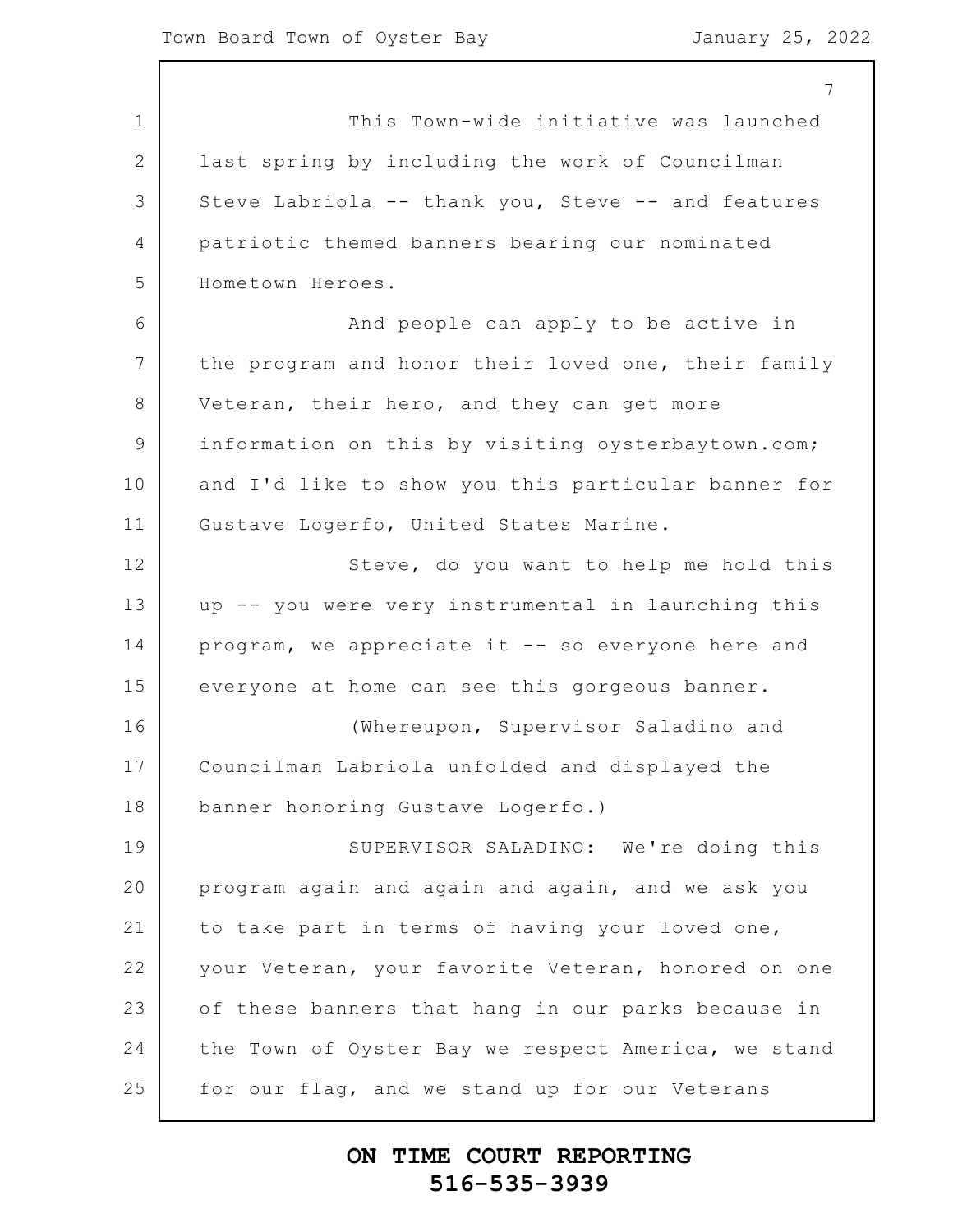This Town-wide initiative was launched last spring by including the work of Councilman Steve Labriola -- thank you, Steve -- and features patriotic themed banners bearing our nominated Hometown Heroes.

And people can apply to be active in the program and honor their loved one, their family Veteran, their hero, and they can get more information on this by visiting oysterbaytown.com; and I'd like to show you this particular banner for Gustave Logerfo, United States Marine.

Steve, do you want to help me hold this up -- you were very instrumental in launching this program, we appreciate it -- so everyone here and everyone at home can see this gorgeous banner.

(Whereupon, Supervisor Saladino and Councilman Labriola unfolded and displayed the banner honoring Gustave Logerfo.)

SUPERVISOR SALADINO: We're doing this program again and again and again, and we ask you to take part in terms of having your loved one, your Veteran, your favorite Veteran, honored on one of these banners that hang in our parks because in the Town of Oyster Bay we respect America, we stand for our flag, and we stand up for our Veterans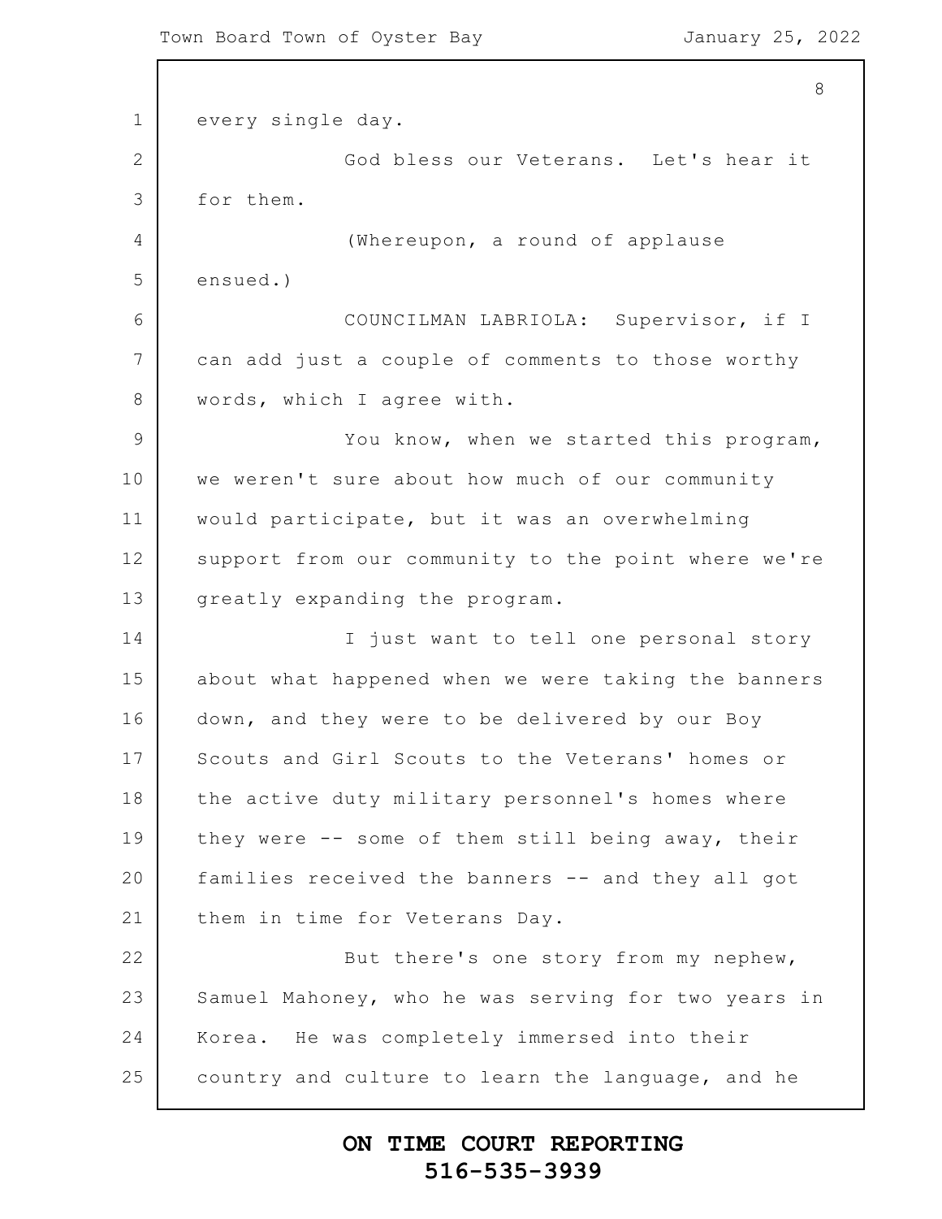every single day.

God bless our Veterans. Let's hear it for them.

(Whereupon, a round of applause ensued.)

COUNCILMAN LABRIOLA: Supervisor, if I can add just a couple of comments to those worthy words, which I agree with.

You know, when we started this program, we weren't sure about how much of our community would participate, but it was an overwhelming support from our community to the point where we're greatly expanding the program.

I just want to tell one personal story about what happened when we were taking the banners down, and they were to be delivered by our Boy Scouts and Girl Scouts to the Veterans' homes or the active duty military personnel's homes where they were -- some of them still being away, their families received the banners -- and they all got them in time for Veterans Day.

But there's one story from my nephew, Samuel Mahoney, who he was serving for two years in Korea. He was completely immersed into their country and culture to learn the language, and he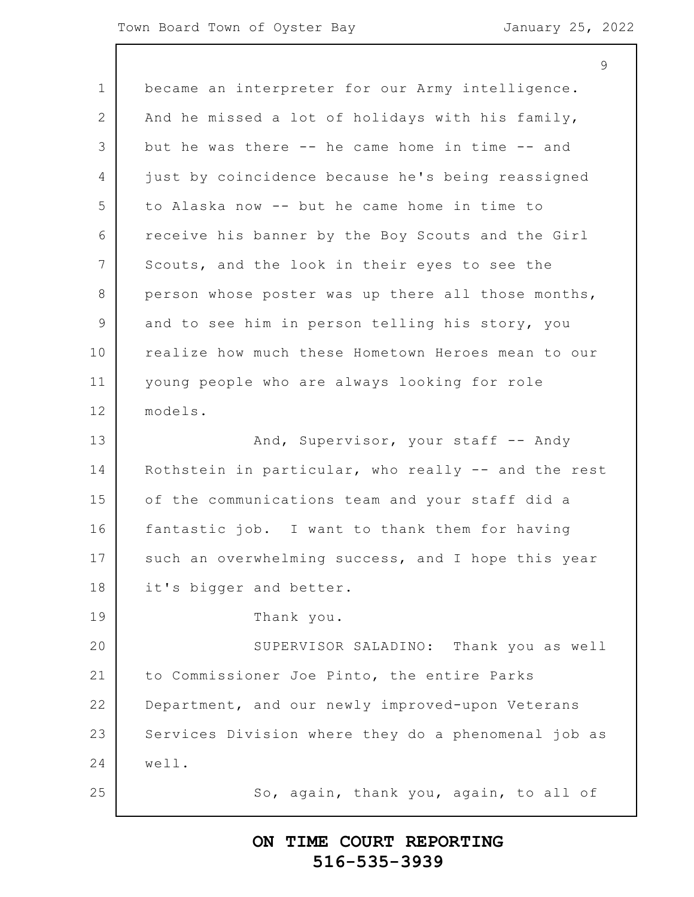became an interpreter for our Army intelligence. And he missed a lot of holidays with his family, but he was there -- he came home in time -- and just by coincidence because he's being reassigned to Alaska now -- but he came home in time to receive his banner by the Boy Scouts and the Girl Scouts, and the look in their eyes to see the person whose poster was up there all those months, and to see him in person telling his story, you realize how much these Hometown Heroes mean to our young people who are always looking for role models.

And, Supervisor, your staff -- Andy Rothstein in particular, who really -- and the rest of the communications team and your staff did a fantastic job. I want to thank them for having such an overwhelming success, and I hope this year it's bigger and better.

Thank you.

SUPERVISOR SALADINO: Thank you as well to Commissioner Joe Pinto, the entire Parks Department, and our newly improved-upon Veterans Services Division where they do a phenomenal job as well.

So, again, thank you, again, to all of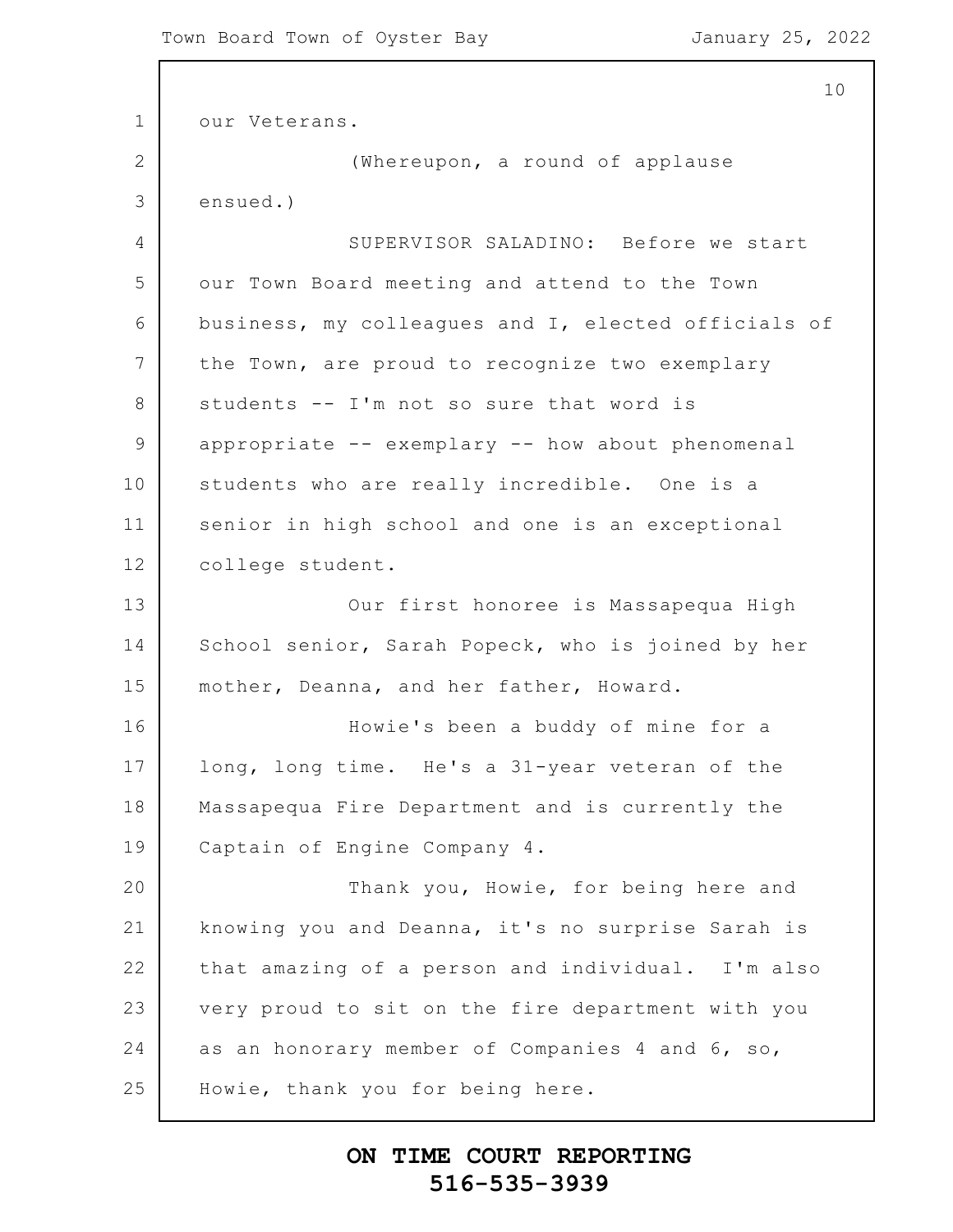our Veterans.

(Whereupon, a round of applause ensued.)

SUPERVISOR SALADINO: Before we start our Town Board meeting and attend to the Town business, my colleagues and I, elected officials of the Town, are proud to recognize two exemplary students -- I'm not so sure that word is appropriate -- exemplary -- how about phenomenal students who are really incredible. One is a senior in high school and one is an exceptional college student.

Our first honoree is Massapequa High School senior, Sarah Popeck, who is joined by her mother, Deanna, and her father, Howard.

Howie's been a buddy of mine for a long, long time. He's a 31-year veteran of the Massapequa Fire Department and is currently the Captain of Engine Company 4.

Thank you, Howie, for being here and knowing you and Deanna, it's no surprise Sarah is that amazing of a person and individual. I'm also very proud to sit on the fire department with you as an honorary member of Companies 4 and 6, so, Howie, thank you for being here.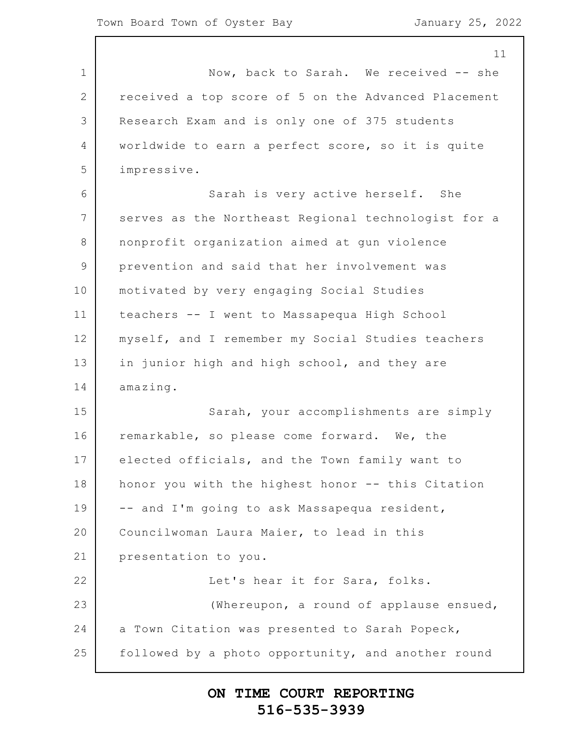Now, back to Sarah. We received -- she received a top score of 5 on the Advanced Placement Research Exam and is only one of 375 students worldwide to earn a perfect score, so it is quite impressive.

Sarah is very active herself. She serves as the Northeast Regional technologist for a nonprofit organization aimed at gun violence prevention and said that her involvement was motivated by very engaging Social Studies teachers -- I went to Massapequa High School myself, and I remember my Social Studies teachers in junior high and high school, and they are amazing.

Sarah, your accomplishments are simply remarkable, so please come forward. We, the elected officials, and the Town family want to honor you with the highest honor -- this Citation -- and I'm going to ask Massapequa resident, Councilwoman Laura Maier, to lead in this presentation to you.

Let's hear it for Sara, folks.

(Whereupon, a round of applause ensued, a Town Citation was presented to Sarah Popeck, followed by a photo opportunity, and another round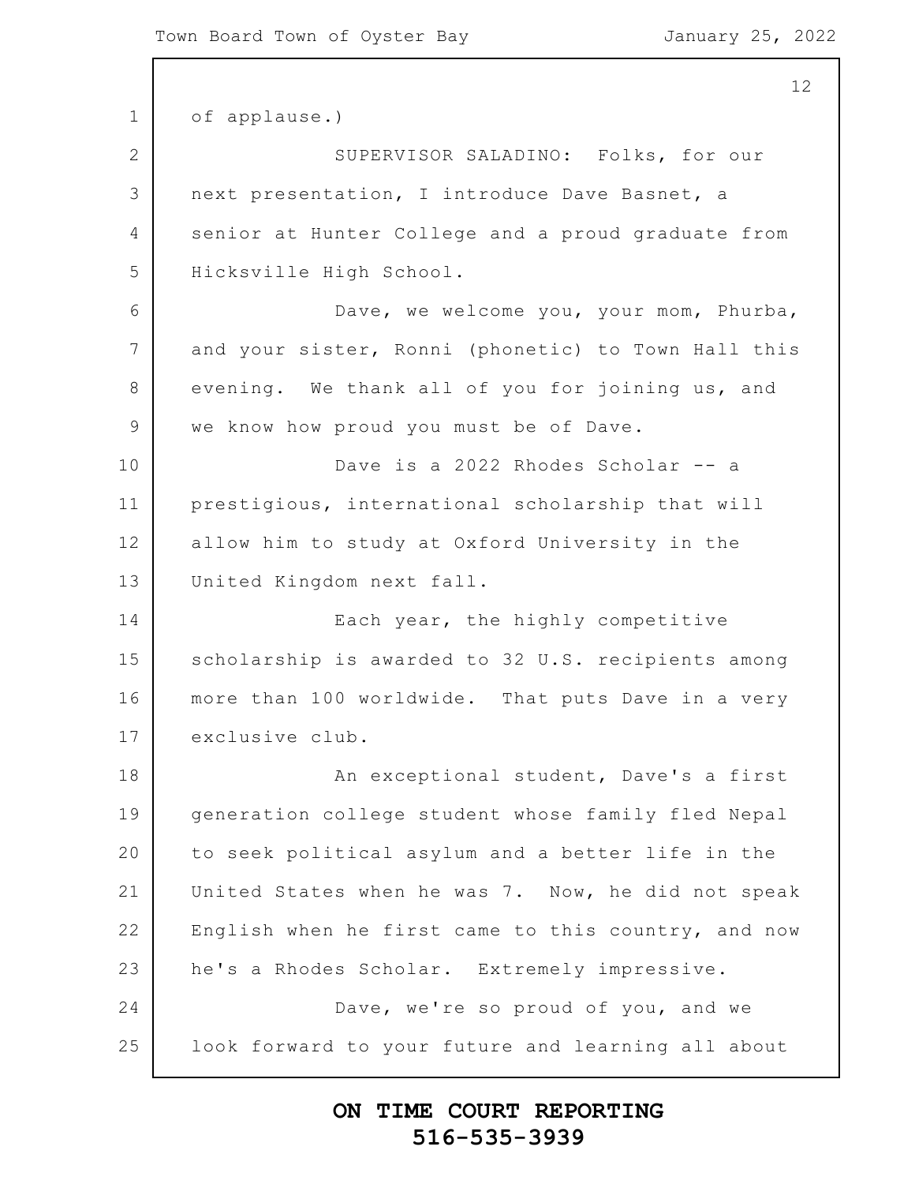of applause.)

SUPERVISOR SALADINO: Folks, for our next presentation, I introduce Dave Basnet, a senior at Hunter College and a proud graduate from Hicksville High School.

Dave, we welcome you, your mom, Phurba, and your sister, Ronni (phonetic) to Town Hall this evening. We thank all of you for joining us, and we know how proud you must be of Dave.

Dave is a 2022 Rhodes Scholar -- a prestigious, international scholarship that will allow him to study at Oxford University in the United Kingdom next fall.

Each year, the highly competitive scholarship is awarded to 32 U.S. recipients among more than 100 worldwide. That puts Dave in a very exclusive club.

An exceptional student, Dave's a first generation college student whose family fled Nepal to seek political asylum and a better life in the United States when he was 7. Now, he did not speak English when he first came to this country, and now he's a Rhodes Scholar. Extremely impressive.

Dave, we're so proud of you, and we look forward to your future and learning all about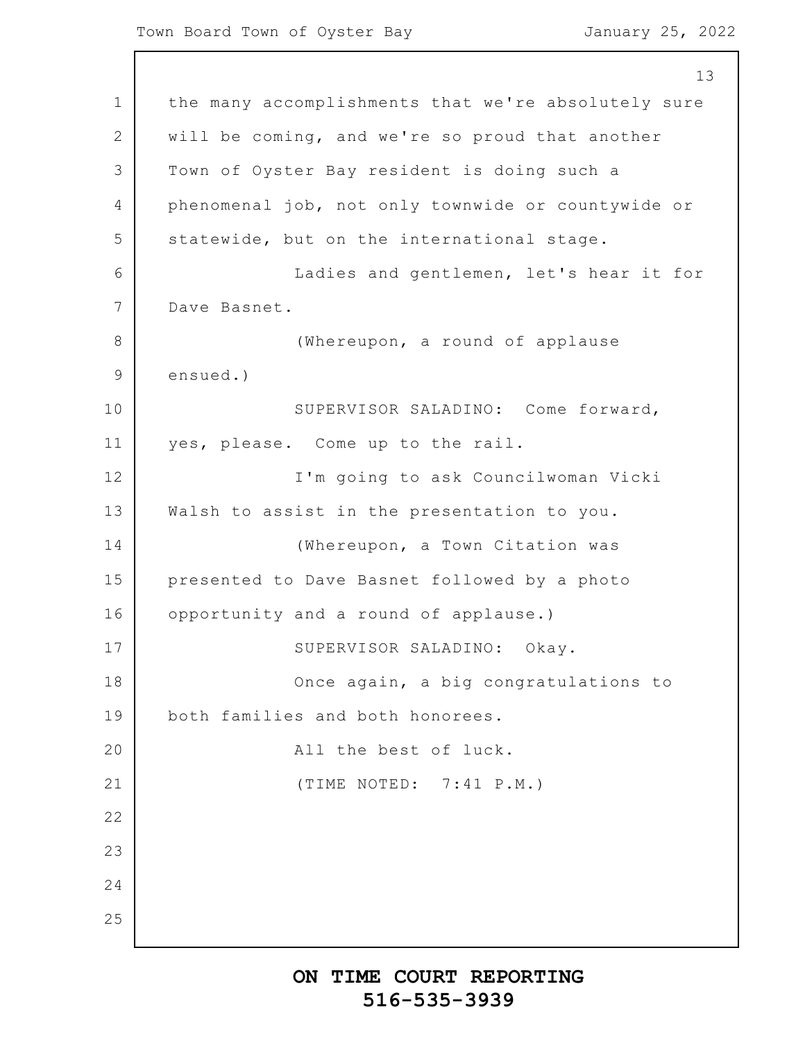the many accomplishments that we're absolutely sure will be coming, and we're so proud that another Town of Oyster Bay resident is doing such a phenomenal job, not only townwide or countywide or statewide, but on the international stage.

Ladies and gentlemen, let's hear it for Dave Basnet.

(Whereupon, a round of applause ensued.)

SUPERVISOR SALADINO: Come forward, yes, please. Come up to the rail.

I'm going to ask Councilwoman Vicki Walsh to assist in the presentation to you.

(Whereupon, a Town Citation was presented to Dave Basnet followed by a photo opportunity and a round of applause.)

SUPERVISOR SALADINO: Okay.

Once again, a big congratulations to both families and both honorees.

All the best of luck.

(TIME NOTED: 7:41 P.M.)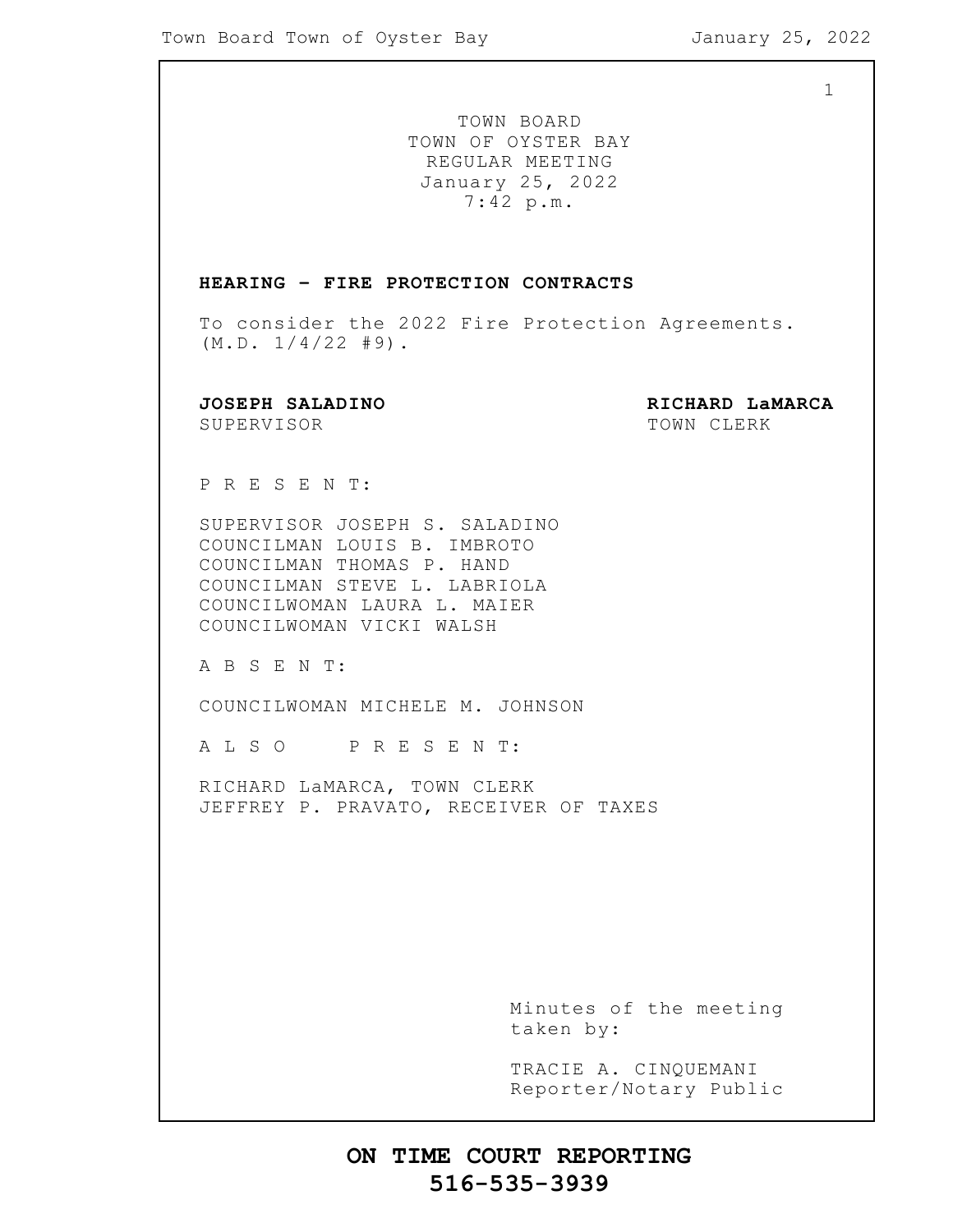TOWN BOARD
TOWN OF OYSTER BAY
REGULAR MEETING
January 25, 2022
7:42 p.m.

**HEARING - FIRE PROTECTION CONTRACTS**

To consider the 2022 Fire Protection Agreements. (M.D. 1/4/22 #9).

**JOSEPH SALADINO**
SUPERVISOR

**RICHARD LaMARCA**
TOWN CLERK

P R E S E N T:

SUPERVISOR JOSEPH S. SALADINO
COUNCILMAN LOUIS B. IMBROTO
COUNCILMAN THOMAS P. HAND
COUNCILMAN STEVE L. LABRIOLA
COUNCILWOMAN LAURA L. MAIER
COUNCILWOMAN VICKI WALSH

A B S E N T:

COUNCILWOMAN MICHELE M. JOHNSON

A L S O P R E S E N T:

RICHARD LaMARCA, TOWN CLERK
JEFFREY P. PRAVATO, RECEIVER OF TAXES

Minutes of the meeting taken by:

TRACIE A. CINQUEMANI
Reporter/Notary Public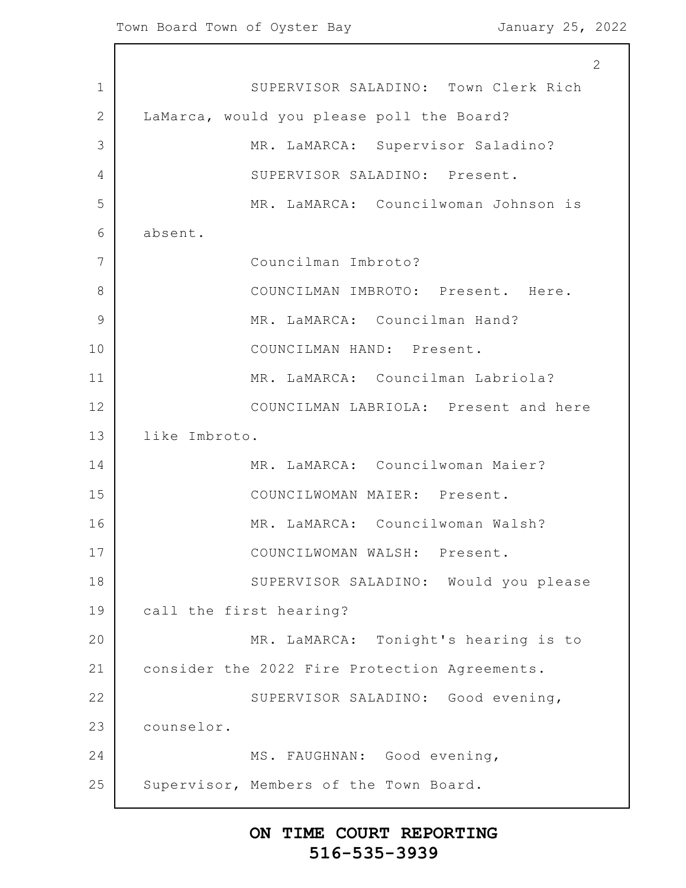SUPERVISOR SALADINO: Town Clerk Rich LaMarca, would you please poll the Board?

MR. LaMARCA: Supervisor Saladino?

SUPERVISOR SALADINO: Present.

MR. LaMARCA: Councilwoman Johnson is absent.

Councilman Imbroto?

COUNCILMAN IMBROTO: Present. Here.

MR. LaMARCA: Councilman Hand?

COUNCILMAN HAND: Present.

MR. LaMARCA: Councilman Labriola?

COUNCILMAN LABRIOLA: Present and here like Imbroto.

MR. LaMARCA: Councilwoman Maier?

COUNCILWOMAN MAIER: Present.

MR. LaMARCA: Councilwoman Walsh?

COUNCILWOMAN WALSH: Present.

SUPERVISOR SALADINO: Would you please call the first hearing?

MR. LaMARCA: Tonight's hearing is to consider the 2022 Fire Protection Agreements.

SUPERVISOR SALADINO: Good evening, counselor.

MS. FAUGHNAN: Good evening, Supervisor, Members of the Town Board.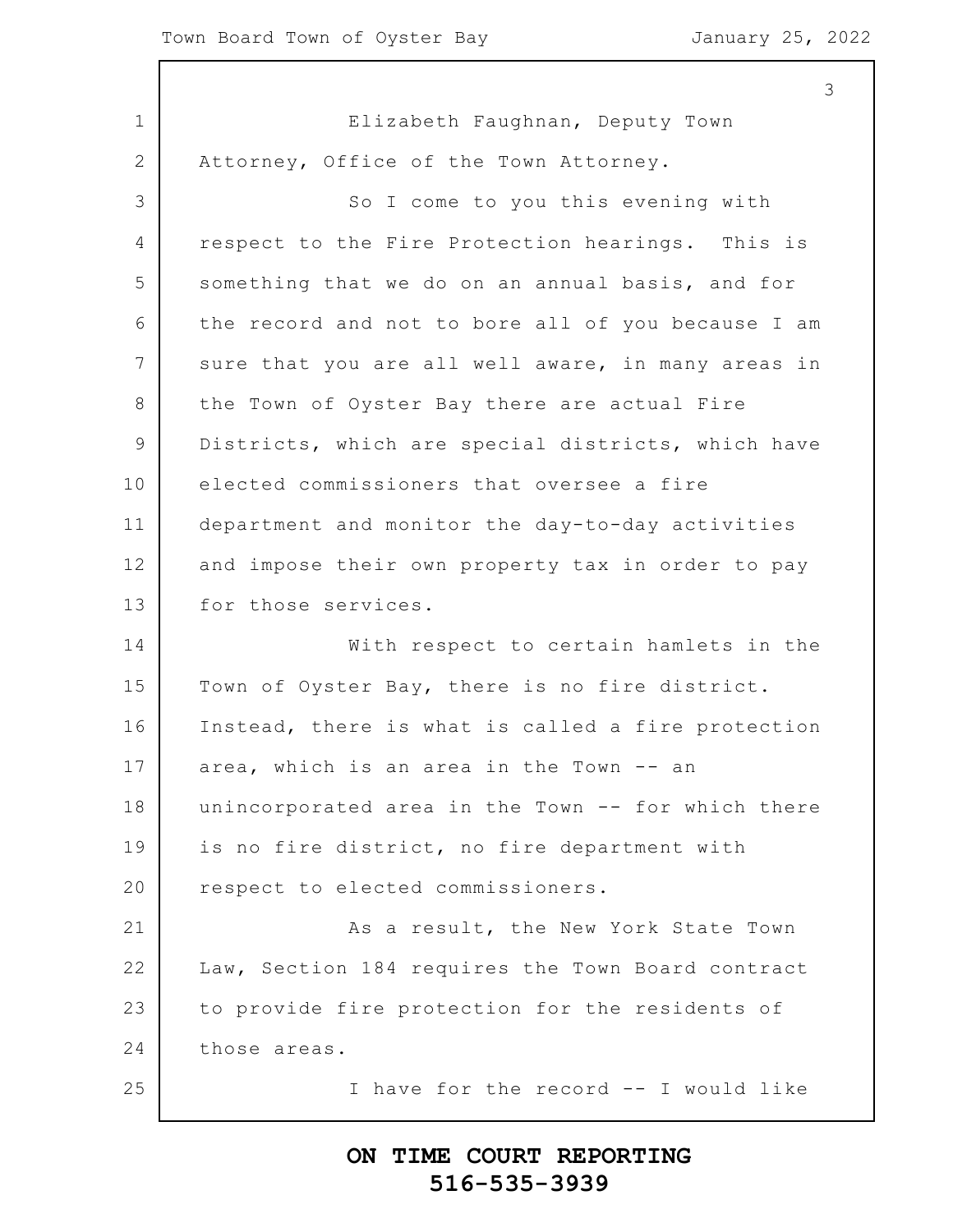Elizabeth Faughnan, Deputy Town Attorney, Office of the Town Attorney.

So I come to you this evening with respect to the Fire Protection hearings. This is something that we do on an annual basis, and for the record and not to bore all of you because I am sure that you are all well aware, in many areas in the Town of Oyster Bay there are actual Fire Districts, which are special districts, which have elected commissioners that oversee a fire department and monitor the day-to-day activities and impose their own property tax in order to pay for those services.

With respect to certain hamlets in the Town of Oyster Bay, there is no fire district. Instead, there is what is called a fire protection area, which is an area in the Town -- an unincorporated area in the Town -- for which there is no fire district, no fire department with respect to elected commissioners.

As a result, the New York State Town Law, Section 184 requires the Town Board contract to provide fire protection for the residents of those areas.

I have for the record -- I would like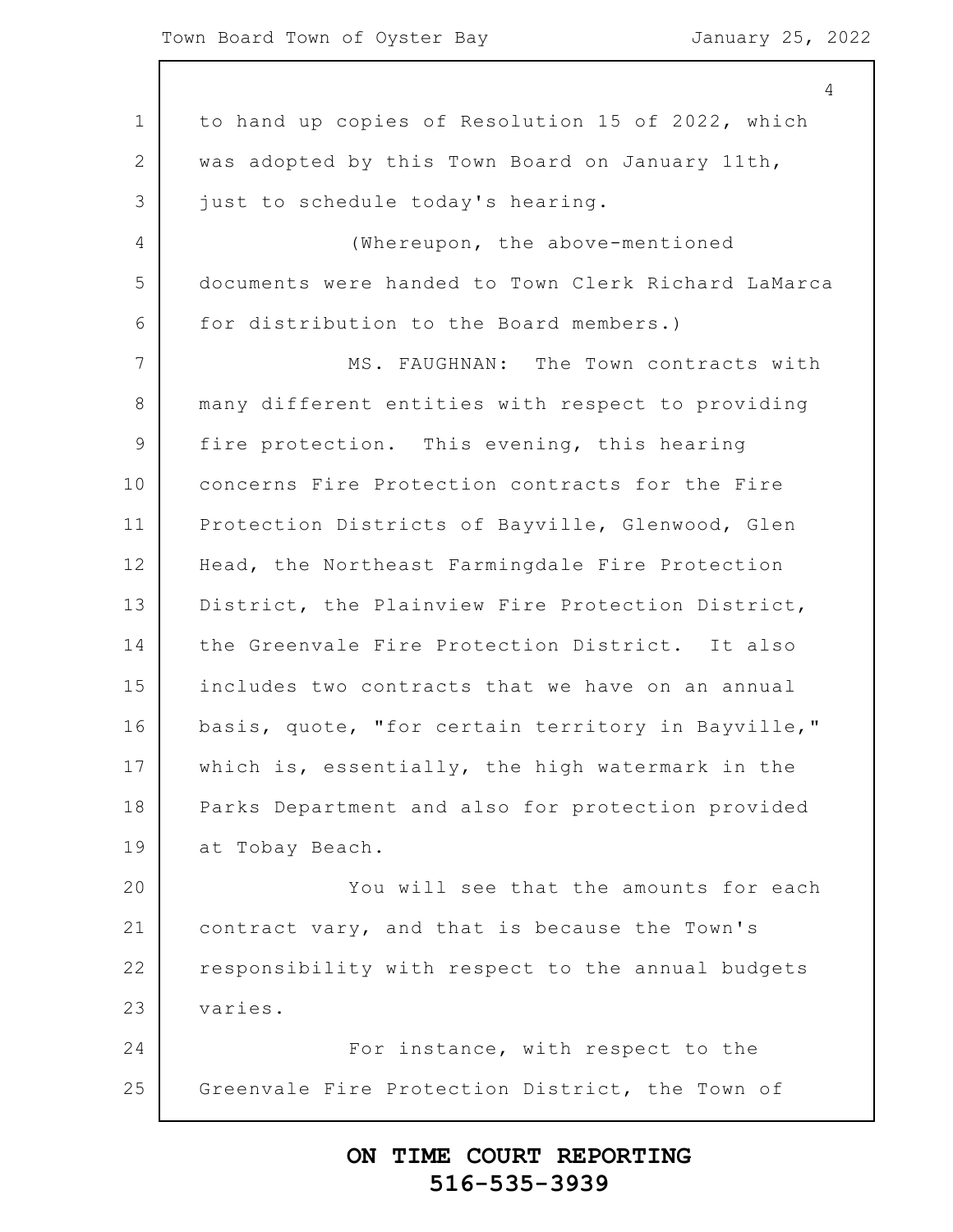to hand up copies of Resolution 15 of 2022, which was adopted by this Town Board on January 11th, just to schedule today's hearing.

(Whereupon, the above-mentioned documents were handed to Town Clerk Richard LaMarca for distribution to the Board members.)

MS. FAUGHNAN: The Town contracts with many different entities with respect to providing fire protection. This evening, this hearing concerns Fire Protection contracts for the Fire Protection Districts of Bayville, Glenwood, Glen Head, the Northeast Farmingdale Fire Protection District, the Plainview Fire Protection District, the Greenvale Fire Protection District. It also includes two contracts that we have on an annual basis, quote, "for certain territory in Bayville," which is, essentially, the high watermark in the Parks Department and also for protection provided at Tobay Beach.

You will see that the amounts for each contract vary, and that is because the Town's responsibility with respect to the annual budgets varies.

For instance, with respect to the Greenvale Fire Protection District, the Town of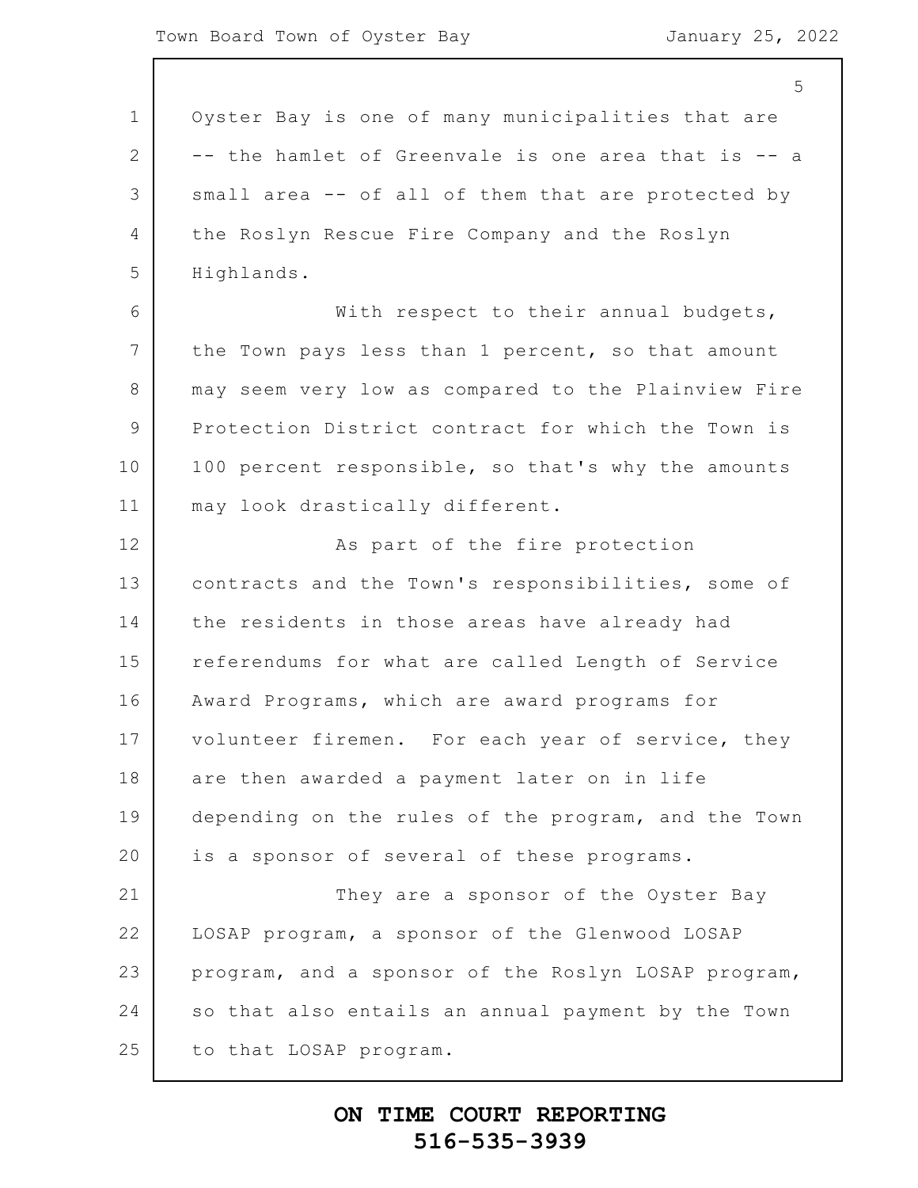Oyster Bay is one of many municipalities that are -- the hamlet of Greenvale is one area that is -- a small area -- of all of them that are protected by the Roslyn Rescue Fire Company and the Roslyn Highlands.

With respect to their annual budgets, the Town pays less than 1 percent, so that amount may seem very low as compared to the Plainview Fire Protection District contract for which the Town is 100 percent responsible, so that's why the amounts may look drastically different.

As part of the fire protection contracts and the Town's responsibilities, some of the residents in those areas have already had referendums for what are called Length of Service Award Programs, which are award programs for volunteer firemen. For each year of service, they are then awarded a payment later on in life depending on the rules of the program, and the Town is a sponsor of several of these programs.

They are a sponsor of the Oyster Bay LOSAP program, a sponsor of the Glenwood LOSAP program, and a sponsor of the Roslyn LOSAP program, so that also entails an annual payment by the Town to that LOSAP program.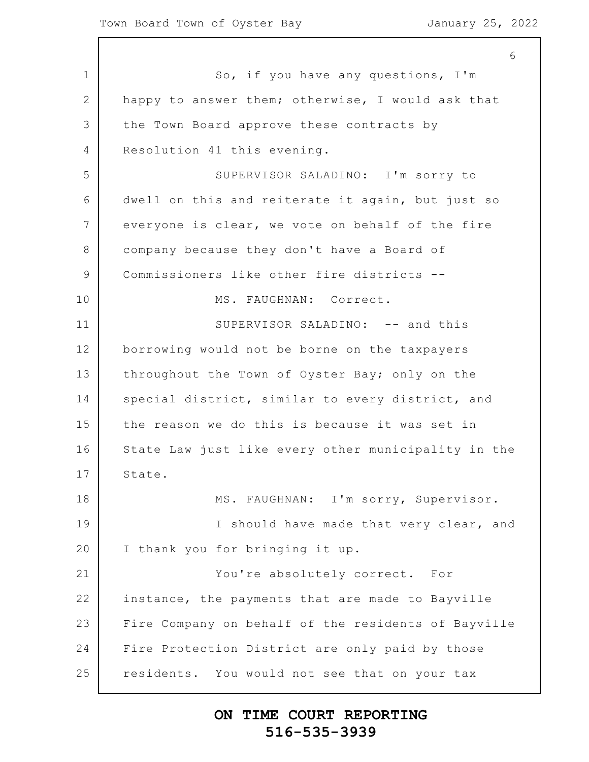So, if you have any questions, I'm happy to answer them; otherwise, I would ask that the Town Board approve these contracts by Resolution 41 this evening.

SUPERVISOR SALADINO: I'm sorry to dwell on this and reiterate it again, but just so everyone is clear, we vote on behalf of the fire company because they don't have a Board of Commissioners like other fire districts --

MS. FAUGHNAN: Correct.

SUPERVISOR SALADINO: -- and this borrowing would not be borne on the taxpayers throughout the Town of Oyster Bay; only on the special district, similar to every district, and the reason we do this is because it was set in State Law just like every other municipality in the State.

MS. FAUGHNAN: I'm sorry, Supervisor.

I should have made that very clear, and I thank you for bringing it up.

You're absolutely correct. For instance, the payments that are made to Bayville Fire Company on behalf of the residents of Bayville Fire Protection District are only paid by those residents. You would not see that on your tax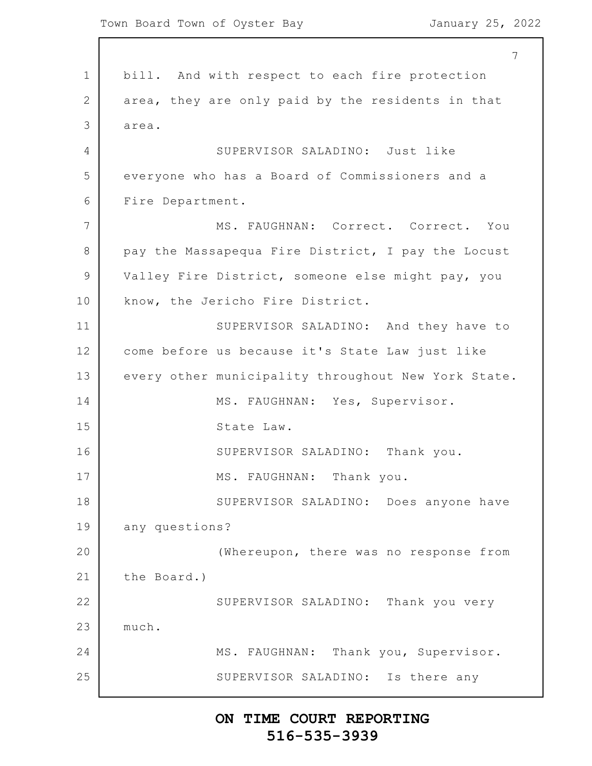bill. And with respect to each fire protection area, they are only paid by the residents in that area.

SUPERVISOR SALADINO: Just like everyone who has a Board of Commissioners and a Fire Department.

MS. FAUGHNAN: Correct. Correct. You pay the Massapequa Fire District, I pay the Locust Valley Fire District, someone else might pay, you know, the Jericho Fire District.

SUPERVISOR SALADINO: And they have to come before us because it's State Law just like every other municipality throughout New York State.

MS. FAUGHNAN: Yes, Supervisor.

State Law.

SUPERVISOR SALADINO: Thank you.

MS. FAUGHNAN: Thank you.

SUPERVISOR SALADINO: Does anyone have any questions?

(Whereupon, there was no response from the Board.)

SUPERVISOR SALADINO: Thank you very much.

MS. FAUGHNAN: Thank you, Supervisor.

SUPERVISOR SALADINO: Is there any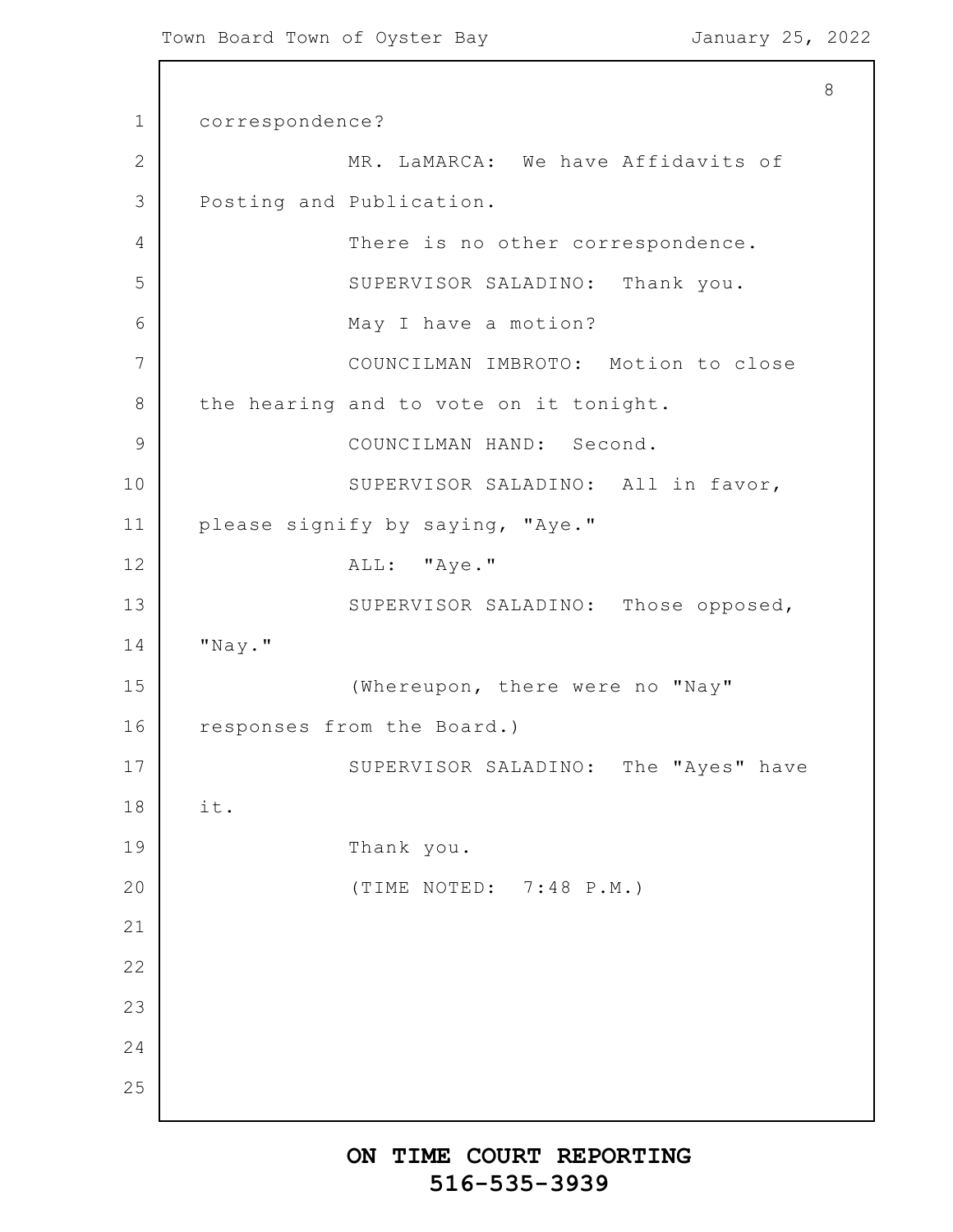correspondence?

MR. LaMARCA: We have Affidavits of Posting and Publication.

There is no other correspondence.

SUPERVISOR SALADINO: Thank you.

May I have a motion?

COUNCILMAN IMBROTO: Motion to close the hearing and to vote on it tonight.

COUNCILMAN HAND: Second.

SUPERVISOR SALADINO: All in favor, please signify by saying, "Aye."

ALL: "Aye."

SUPERVISOR SALADINO: Those opposed, "Nay."

(Whereupon, there were no "Nay" responses from the Board.)

SUPERVISOR SALADINO: The "Ayes" have it.

Thank you.

(TIME NOTED: 7:48 P.M.)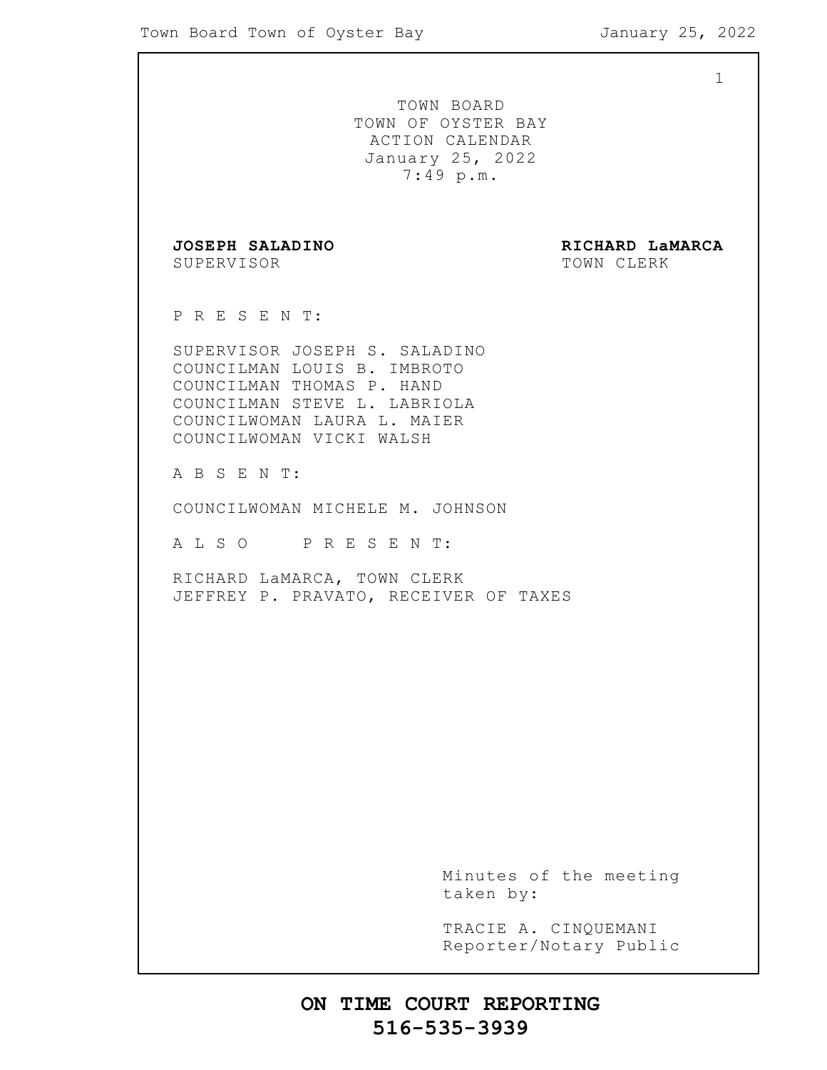TOWN BOARD
TOWN OF OYSTER BAY
ACTION CALENDAR
January 25, 2022
7:49 p.m.

**JOSEPH SALADINO**
SUPERVISOR

**RICHARD LaMARCA**
TOWN CLERK

P R E S E N T:

SUPERVISOR JOSEPH S. SALADINO
COUNCILMAN LOUIS B. IMBROTO
COUNCILMAN THOMAS P. HAND
COUNCILMAN STEVE L. LABRIOLA
COUNCILWOMAN LAURA L. MAIER
COUNCILWOMAN VICKI WALSH

A B S E N T:

COUNCILWOMAN MICHELE M. JOHNSON

A L S O P R E S E N T:

RICHARD LaMARCA, TOWN CLERK
JEFFREY P. PRAVATO, RECEIVER OF TAXES

Minutes of the meeting taken by:

TRACIE A. CINQUEMANI
Reporter/Notary Public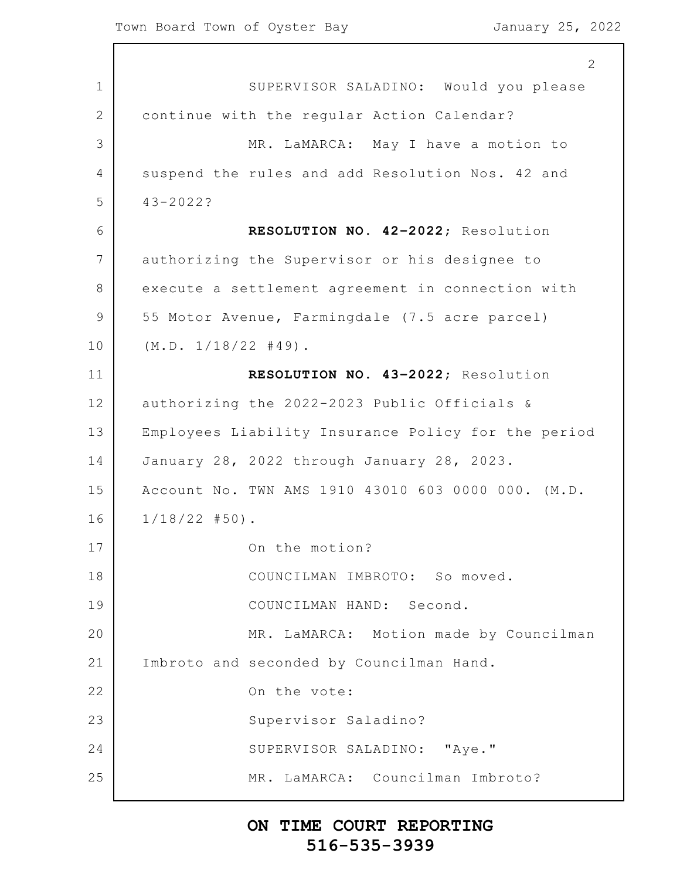SUPERVISOR SALADINO: Would you please continue with the regular Action Calendar?

MR. LaMARCA: May I have a motion to suspend the rules and add Resolution Nos. 42 and 43-2022?

**RESOLUTION NO. 42-2022**; Resolution authorizing the Supervisor or his designee to execute a settlement agreement in connection with 55 Motor Avenue, Farmingdale (7.5 acre parcel) (M.D. 1/18/22 #49).

**RESOLUTION NO. 43-2022**; Resolution authorizing the 2022-2023 Public Officials & Employees Liability Insurance Policy for the period January 28, 2022 through January 28, 2023. Account No. TWN AMS 1910 43010 603 0000 000. (M.D. 1/18/22 #50).

On the motion?

COUNCILMAN IMBROTO: So moved.

COUNCILMAN HAND: Second.

MR. LaMARCA: Motion made by Councilman Imbroto and seconded by Councilman Hand.

On the vote:

Supervisor Saladino?

SUPERVISOR SALADINO: "Aye."

MR. LaMARCA: Councilman Imbroto?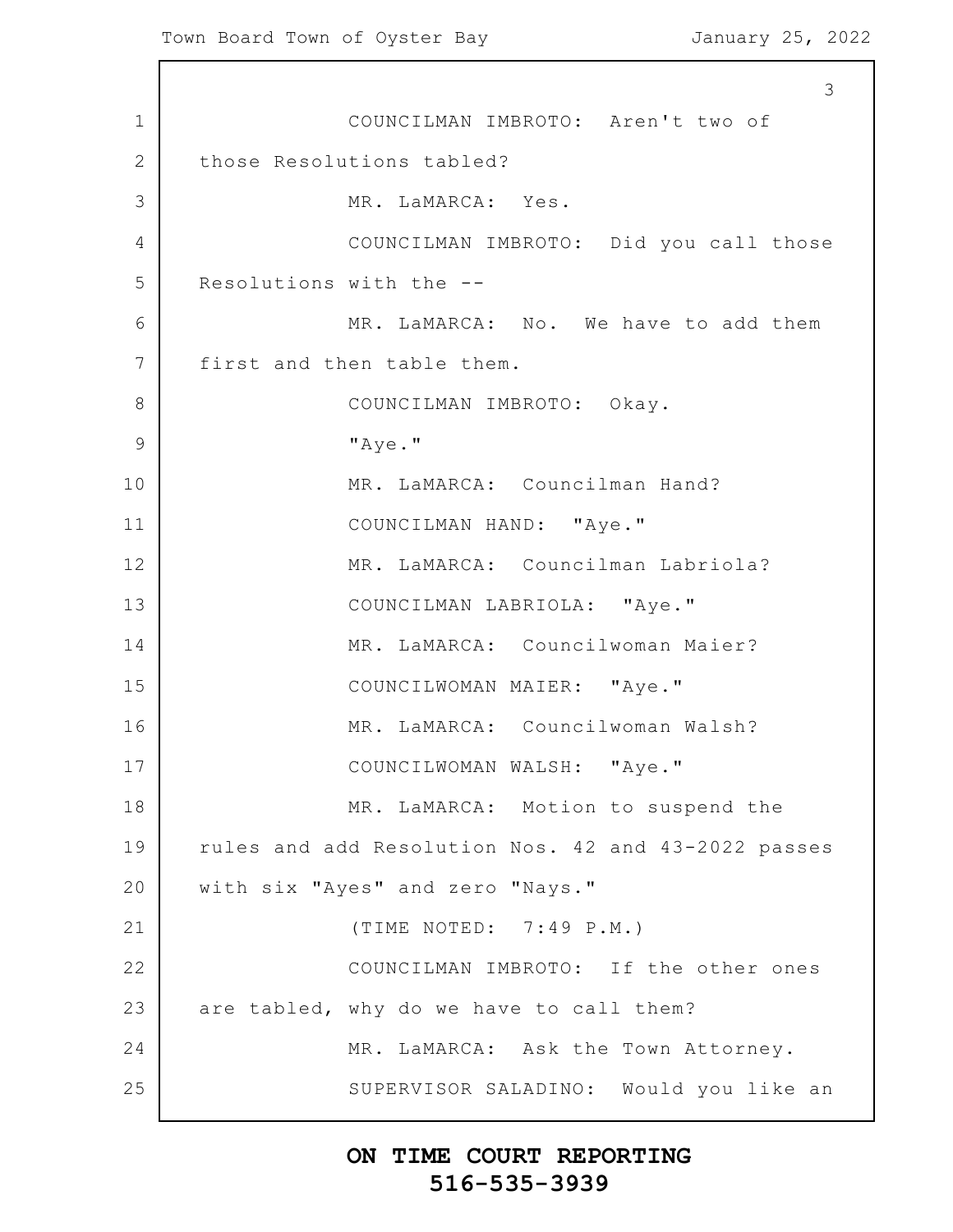COUNCILMAN IMBROTO: Aren't two of those Resolutions tabled?

MR. LaMARCA: Yes.

COUNCILMAN IMBROTO: Did you call those Resolutions with the --

MR. LaMARCA: No. We have to add them first and then table them.

COUNCILMAN IMBROTO: Okay.

"Aye."

MR. LaMARCA: Councilman Hand?

COUNCILMAN HAND: "Aye."

MR. LaMARCA: Councilman Labriola?

COUNCILMAN LABRIOLA: "Aye."

MR. LaMARCA: Councilwoman Maier?

COUNCILWOMAN MAIER: "Aye."

MR. LaMARCA: Councilwoman Walsh?

COUNCILWOMAN WALSH: "Aye."

MR. LaMARCA: Motion to suspend the rules and add Resolution Nos. 42 and 43-2022 passes with six "Ayes" and zero "Nays."

(TIME NOTED: 7:49 P.M.)

COUNCILMAN IMBROTO: If the other ones are tabled, why do we have to call them?

MR. LaMARCA: Ask the Town Attorney.

SUPERVISOR SALADINO: Would you like an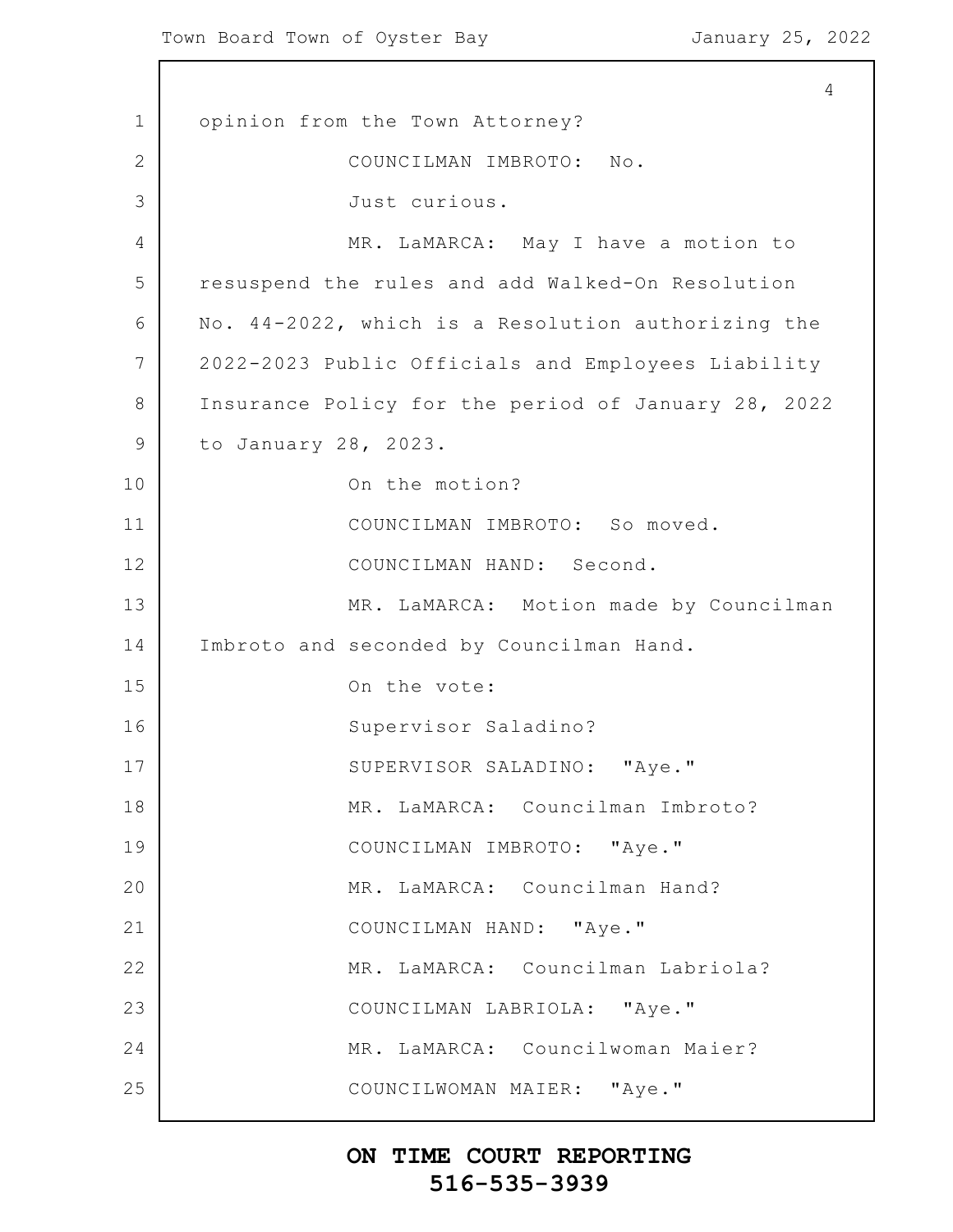opinion from the Town Attorney?

COUNCILMAN IMBROTO: No.

Just curious.

MR. LaMARCA: May I have a motion to resuspend the rules and add Walked-On Resolution No. 44-2022, which is a Resolution authorizing the 2022-2023 Public Officials and Employees Liability Insurance Policy for the period of January 28, 2022 to January 28, 2023.

On the motion?

COUNCILMAN IMBROTO: So moved.

COUNCILMAN HAND: Second.

MR. LaMARCA: Motion made by Councilman Imbroto and seconded by Councilman Hand.

On the vote:

Supervisor Saladino?

SUPERVISOR SALADINO: "Aye."

MR. LaMARCA: Councilman Imbroto?

COUNCILMAN IMBROTO: "Aye."

MR. LaMARCA: Councilman Hand?

COUNCILMAN HAND: "Aye."

MR. LaMARCA: Councilman Labriola?

COUNCILMAN LABRIOLA: "Aye."

MR. LaMARCA: Councilwoman Maier?

COUNCILWOMAN MAIER: "Aye."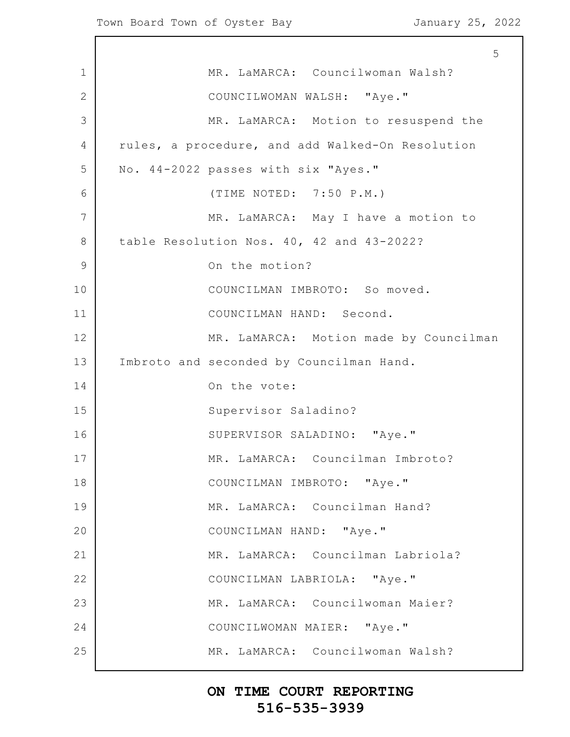MR. LaMARCA: Councilwoman Walsh?

COUNCILWOMAN WALSH: "Aye."

MR. LaMARCA: Motion to resuspend the rules, a procedure, and add Walked-On Resolution No. 44-2022 passes with six "Ayes."

(TIME NOTED: 7:50 P.M.)

MR. LaMARCA: May I have a motion to table Resolution Nos. 40, 42 and 43-2022?

On the motion?

COUNCILMAN IMBROTO: So moved.

COUNCILMAN HAND: Second.

MR. LaMARCA: Motion made by Councilman Imbroto and seconded by Councilman Hand.

On the vote:

Supervisor Saladino?

SUPERVISOR SALADINO: "Aye."

MR. LaMARCA: Councilman Imbroto?

COUNCILMAN IMBROTO: "Aye."

MR. LaMARCA: Councilman Hand?

COUNCILMAN HAND: "Aye."

MR. LaMARCA: Councilman Labriola?

COUNCILMAN LABRIOLA: "Aye."

MR. LaMARCA: Councilwoman Maier?

COUNCILWOMAN MAIER: "Aye."

MR. LaMARCA: Councilwoman Walsh?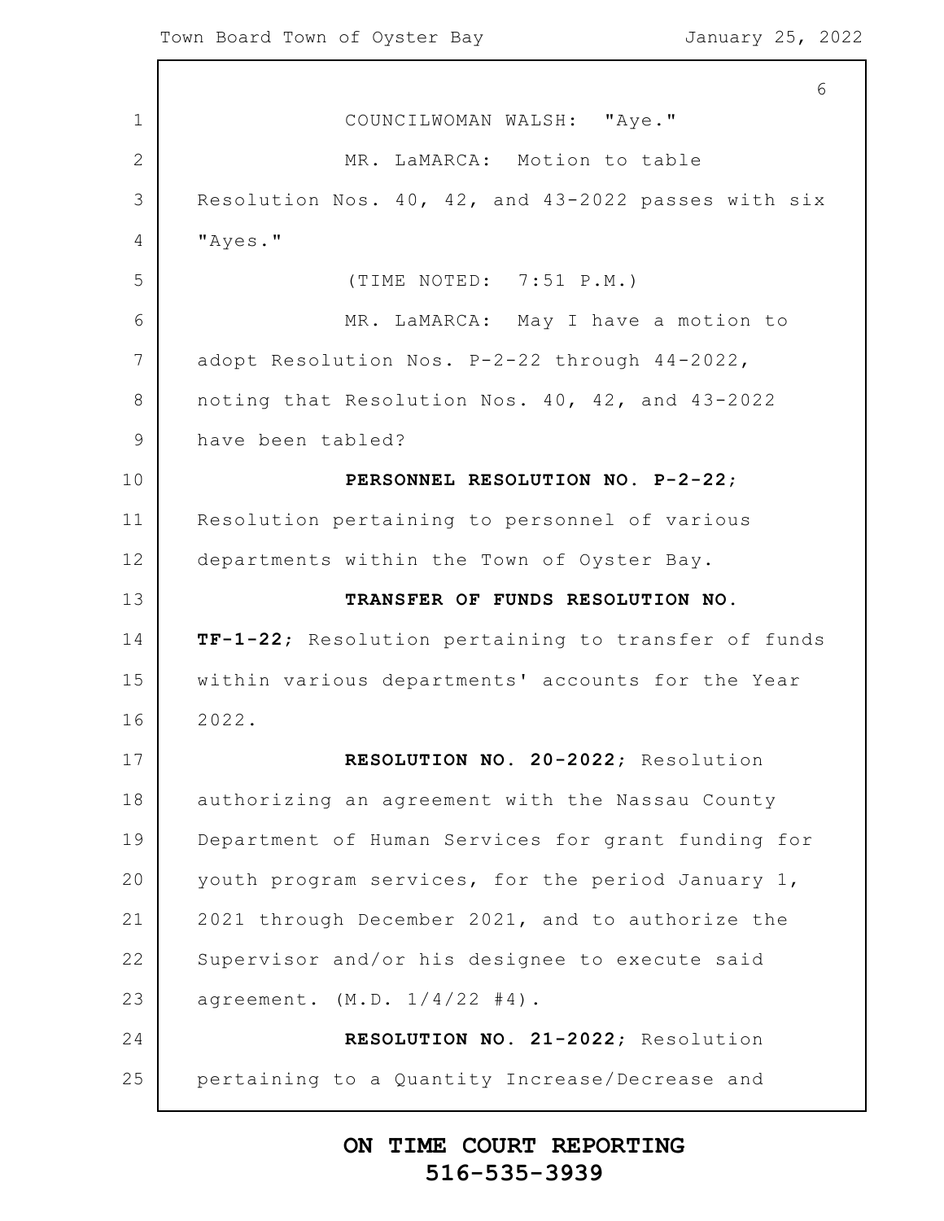COUNCILWOMAN WALSH: "Aye."

MR. LaMARCA: Motion to table Resolution Nos. 40, 42, and 43-2022 passes with six "Ayes."

(TIME NOTED: 7:51 P.M.)

MR. LaMARCA: May I have a motion to adopt Resolution Nos. P-2-22 through 44-2022, noting that Resolution Nos. 40, 42, and 43-2022 have been tabled?

**PERSONNEL RESOLUTION NO. P-2-22**; Resolution pertaining to personnel of various departments within the Town of Oyster Bay.

**TRANSFER OF FUNDS RESOLUTION NO. TF-1-22**; Resolution pertaining to transfer of funds within various departments' accounts for the Year 2022.

**RESOLUTION NO. 20-2022**; Resolution authorizing an agreement with the Nassau County Department of Human Services for grant funding for youth program services, for the period January 1, 2021 through December 2021, and to authorize the Supervisor and/or his designee to execute said agreement. (M.D. 1/4/22 #4).

**RESOLUTION NO. 21-2022**; Resolution pertaining to a Quantity Increase/Decrease and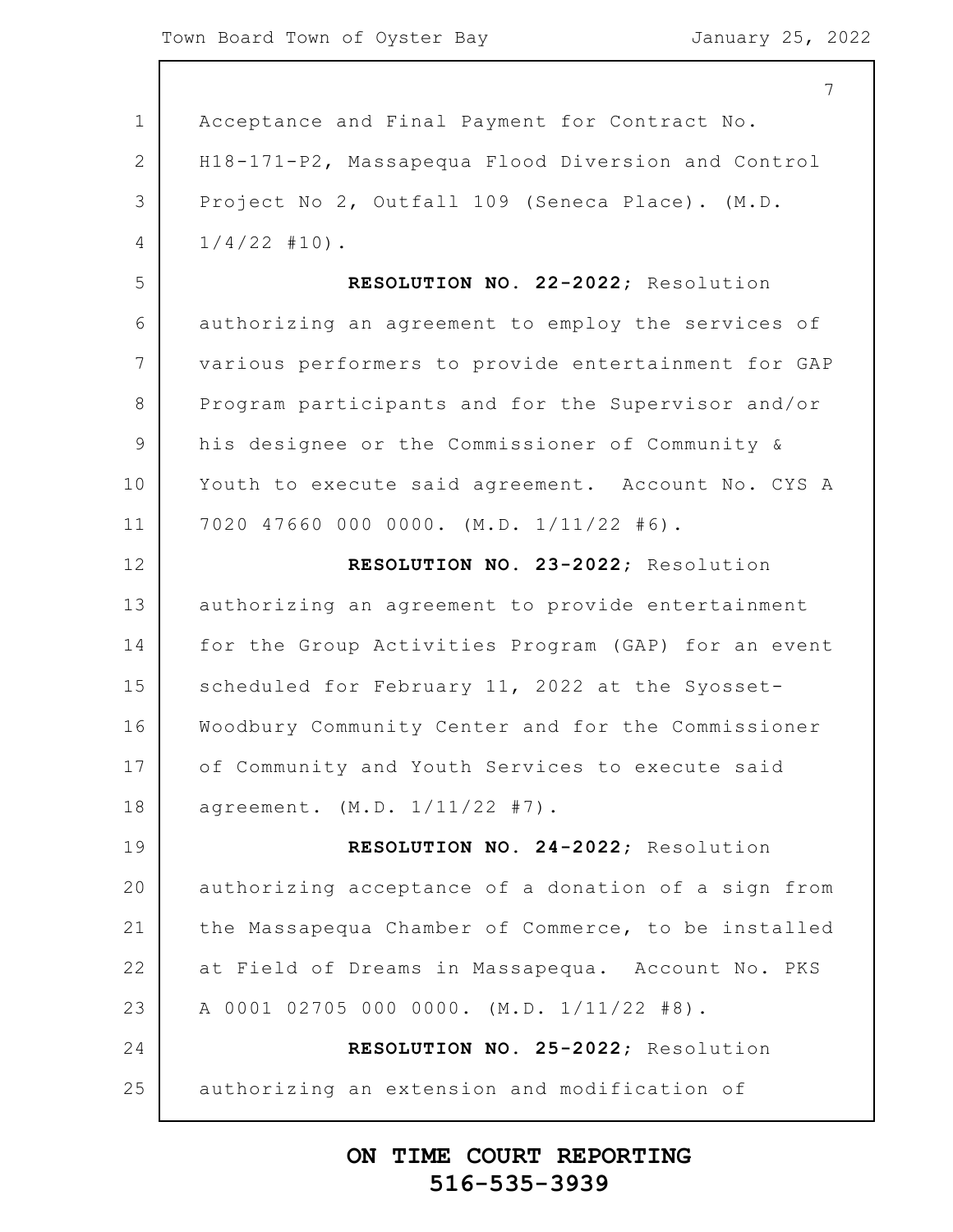Acceptance and Final Payment for Contract No. H18-171-P2, Massapequa Flood Diversion and Control Project No 2, Outfall 109 (Seneca Place). (M.D. 1/4/22 #10).

**RESOLUTION NO. 22-2022;** Resolution authorizing an agreement to employ the services of various performers to provide entertainment for GAP Program participants and for the Supervisor and/or his designee or the Commissioner of Community & Youth to execute said agreement. Account No. CYS A 7020 47660 000 0000. (M.D. 1/11/22 #6).

**RESOLUTION NO. 23-2022;** Resolution authorizing an agreement to provide entertainment for the Group Activities Program (GAP) for an event scheduled for February 11, 2022 at the Syosset-Woodbury Community Center and for the Commissioner of Community and Youth Services to execute said agreement. (M.D. 1/11/22 #7).

**RESOLUTION NO. 24-2022;** Resolution authorizing acceptance of a donation of a sign from the Massapequa Chamber of Commerce, to be installed at Field of Dreams in Massapequa. Account No. PKS A 0001 02705 000 0000. (M.D. 1/11/22 #8).

**RESOLUTION NO. 25-2022;** Resolution authorizing an extension and modification of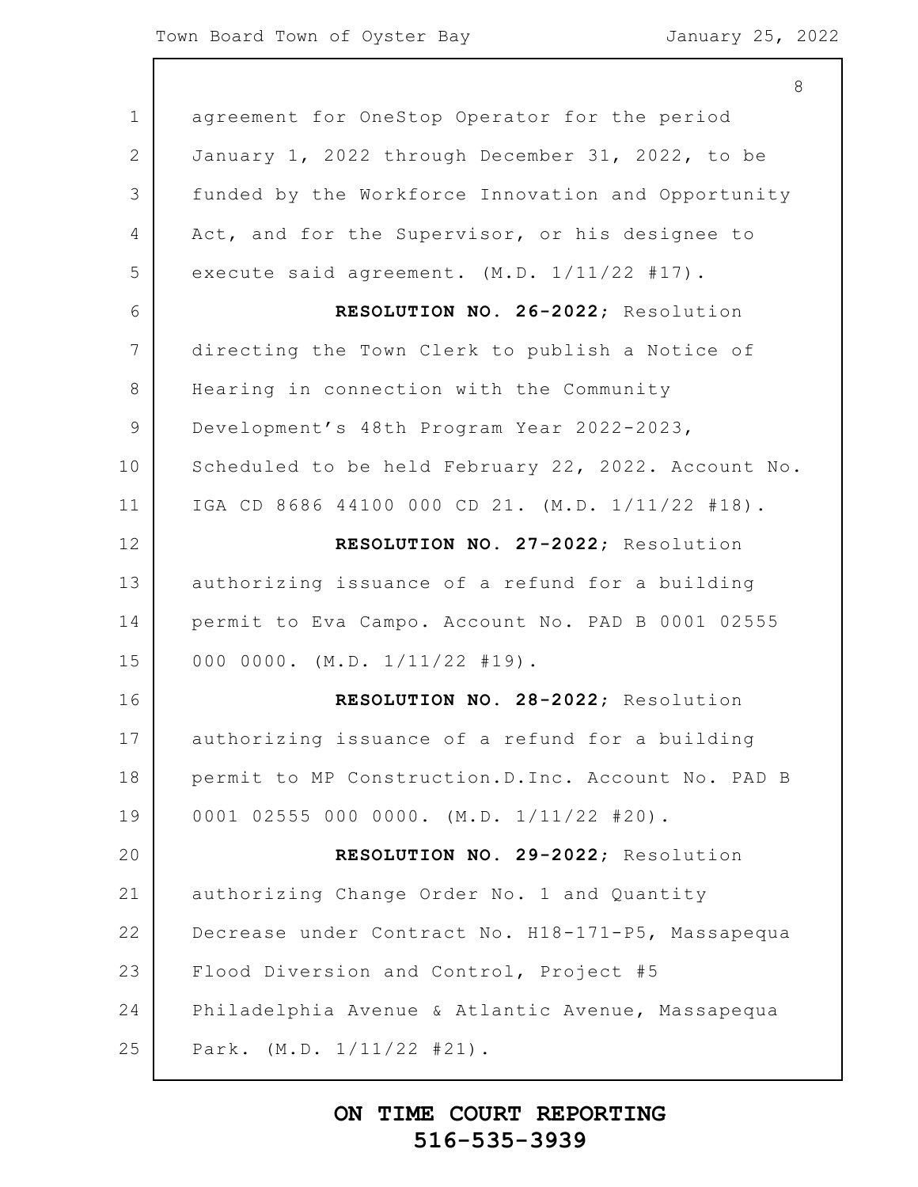agreement for OneStop Operator for the period January 1, 2022 through December 31, 2022, to be funded by the Workforce Innovation and Opportunity Act, and for the Supervisor, or his designee to execute said agreement. (M.D. 1/11/22 #17).

**RESOLUTION NO. 26-2022**; Resolution directing the Town Clerk to publish a Notice of Hearing in connection with the Community Development's 48th Program Year 2022-2023, Scheduled to be held February 22, 2022. Account No. IGA CD 8686 44100 000 CD 21. (M.D. 1/11/22 #18).

**RESOLUTION NO. 27-2022**; Resolution authorizing issuance of a refund for a building permit to Eva Campo. Account No. PAD B 0001 02555 000 0000. (M.D. 1/11/22 #19).

**RESOLUTION NO. 28-2022**; Resolution authorizing issuance of a refund for a building permit to MP Construction.D.Inc. Account No. PAD B 0001 02555 000 0000. (M.D. 1/11/22 #20).

**RESOLUTION NO. 29-2022**; Resolution authorizing Change Order No. 1 and Quantity Decrease under Contract No. H18-171-P5, Massapequa Flood Diversion and Control, Project #5 Philadelphia Avenue & Atlantic Avenue, Massapequa Park. (M.D. 1/11/22 #21).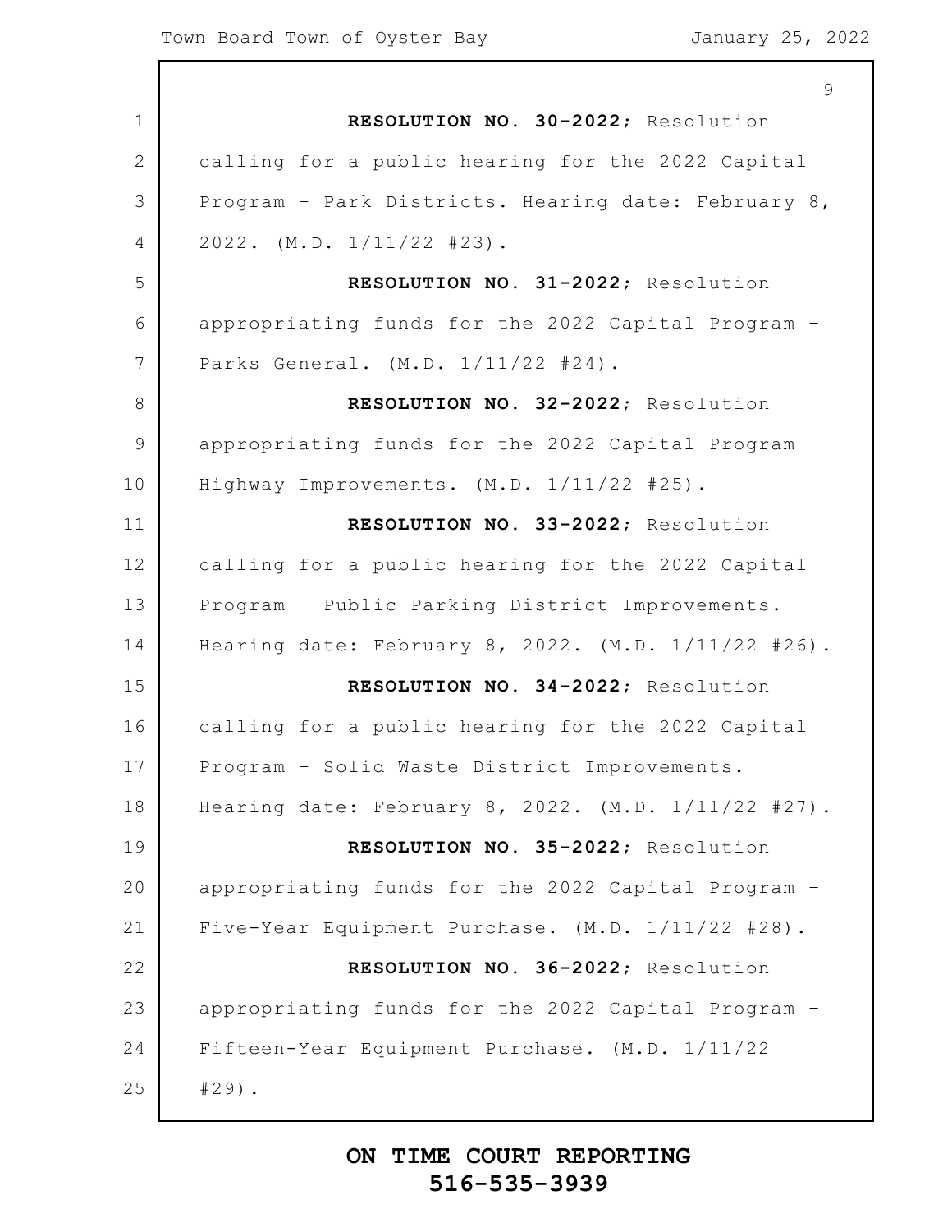**RESOLUTION NO. 30-2022**; Resolution calling for a public hearing for the 2022 Capital Program - Park Districts. Hearing date: February 8, 2022. (M.D. 1/11/22 #23).

**RESOLUTION NO. 31-2022**; Resolution appropriating funds for the 2022 Capital Program - Parks General. (M.D. 1/11/22 #24).

**RESOLUTION NO. 32-2022**; Resolution appropriating funds for the 2022 Capital Program - Highway Improvements. (M.D. 1/11/22 #25).

**RESOLUTION NO. 33-2022**; Resolution calling for a public hearing for the 2022 Capital Program - Public Parking District Improvements. Hearing date: February 8, 2022. (M.D. 1/11/22 #26).

**RESOLUTION NO. 34-2022**; Resolution calling for a public hearing for the 2022 Capital Program - Solid Waste District Improvements. Hearing date: February 8, 2022. (M.D. 1/11/22 #27).

**RESOLUTION NO. 35-2022**; Resolution appropriating funds for the 2022 Capital Program - Five-Year Equipment Purchase. (M.D. 1/11/22 #28).

**RESOLUTION NO. 36-2022**; Resolution appropriating funds for the 2022 Capital Program - Fifteen-Year Equipment Purchase. (M.D. 1/11/22 #29).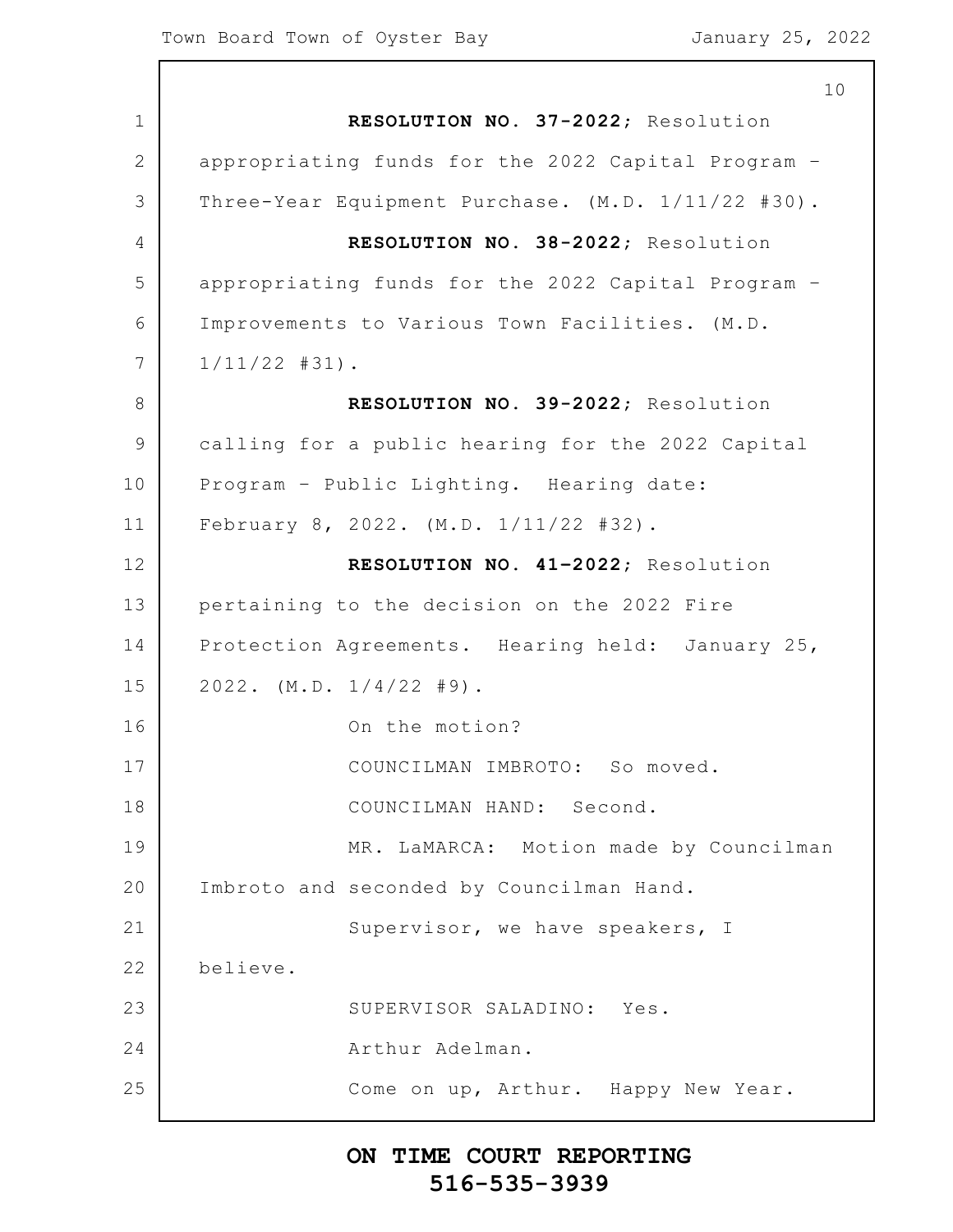**RESOLUTION NO. 37-2022**; Resolution appropriating funds for the 2022 Capital Program – Three-Year Equipment Purchase. (M.D. 1/11/22 #30).

**RESOLUTION NO. 38-2022**; Resolution appropriating funds for the 2022 Capital Program – Improvements to Various Town Facilities. (M.D. 1/11/22 #31).

**RESOLUTION NO. 39-2022**; Resolution calling for a public hearing for the 2022 Capital Program – Public Lighting. Hearing date: February 8, 2022. (M.D. 1/11/22 #32).

**RESOLUTION NO. 41-2022**; Resolution pertaining to the decision on the 2022 Fire Protection Agreements. Hearing held: January 25, 2022. (M.D. 1/4/22 #9).

On the motion?

COUNCILMAN IMBROTO: So moved.

COUNCILMAN HAND: Second.

MR. LaMARCA: Motion made by Councilman Imbroto and seconded by Councilman Hand.

Supervisor, we have speakers, I believe.

SUPERVISOR SALADINO: Yes.

Arthur Adelman.

Come on up, Arthur. Happy New Year.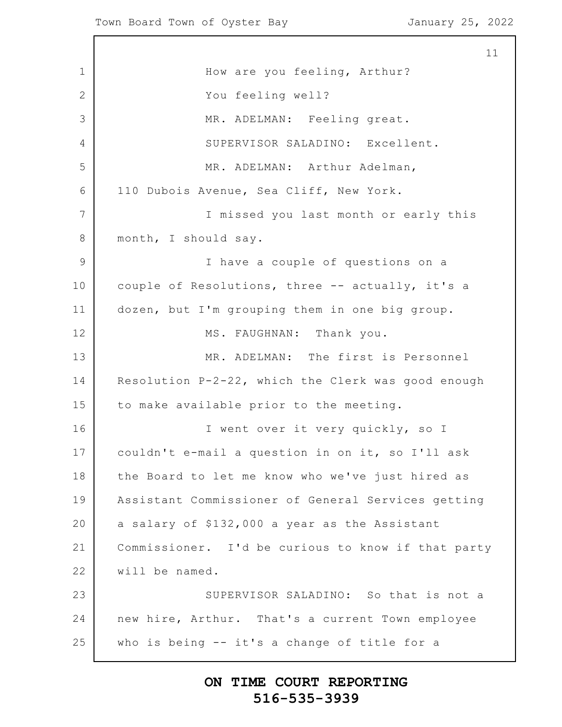How are you feeling, Arthur?

You feeling well?

MR. ADELMAN: Feeling great.

SUPERVISOR SALADINO: Excellent.

MR. ADELMAN: Arthur Adelman, 110 Dubois Avenue, Sea Cliff, New York.

I missed you last month or early this month, I should say.

I have a couple of questions on a couple of Resolutions, three -- actually, it's a dozen, but I'm grouping them in one big group.

MS. FAUGHNAN: Thank you.

MR. ADELMAN: The first is Personnel Resolution P-2-22, which the Clerk was good enough to make available prior to the meeting.

I went over it very quickly, so I couldn't e-mail a question in on it, so I'll ask the Board to let me know who we've just hired as Assistant Commissioner of General Services getting a salary of $132,000 a year as the Assistant Commissioner. I'd be curious to know if that party will be named.

SUPERVISOR SALADINO: So that is not a new hire, Arthur. That's a current Town employee who is being -- it's a change of title for a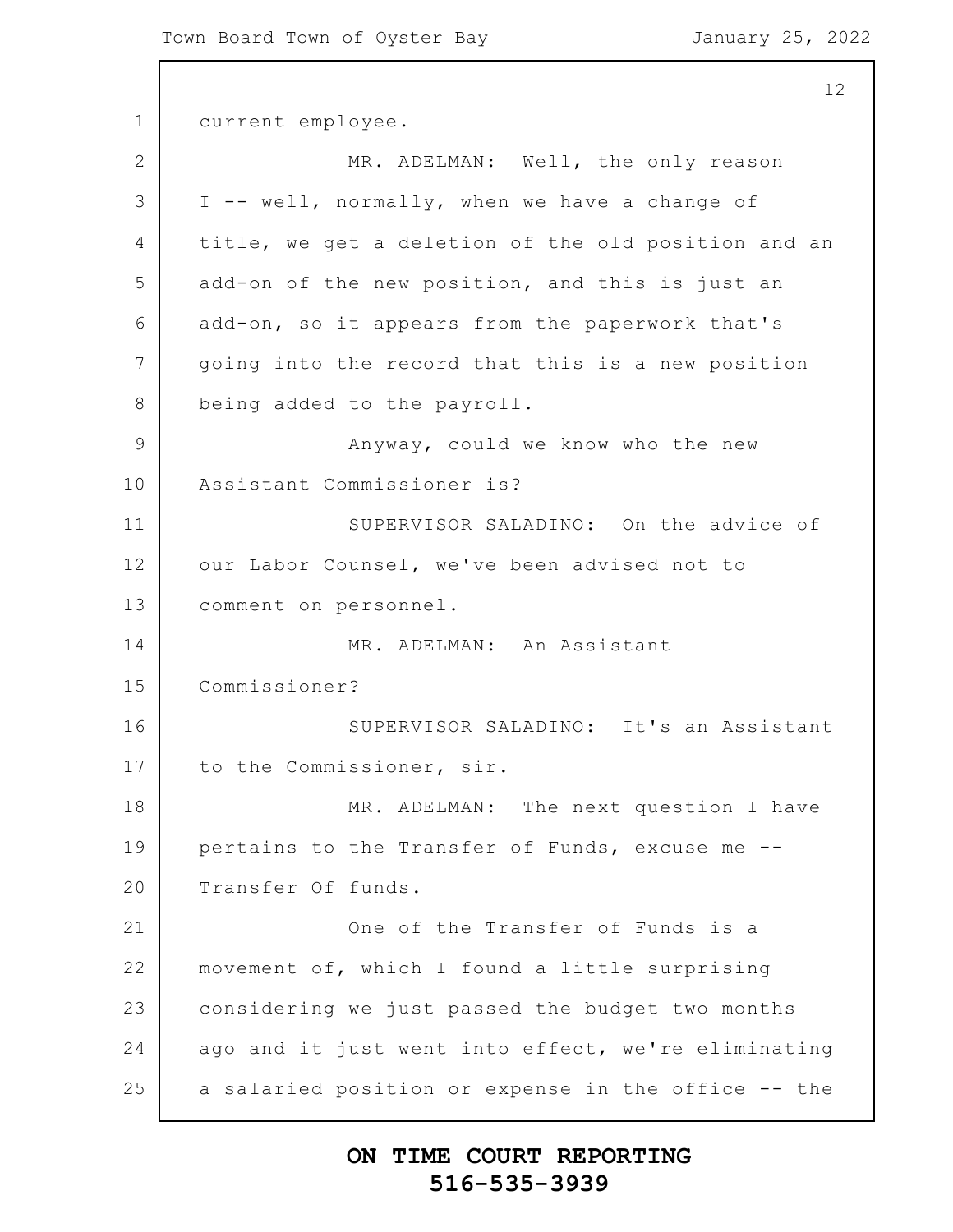current employee.

MR. ADELMAN: Well, the only reason I -- well, normally, when we have a change of title, we get a deletion of the old position and an add-on of the new position, and this is just an add-on, so it appears from the paperwork that's going into the record that this is a new position being added to the payroll.

Anyway, could we know who the new Assistant Commissioner is?

SUPERVISOR SALADINO: On the advice of our Labor Counsel, we've been advised not to comment on personnel.

MR. ADELMAN: An Assistant Commissioner?

SUPERVISOR SALADINO: It's an Assistant to the Commissioner, sir.

MR. ADELMAN: The next question I have pertains to the Transfer of Funds, excuse me -- Transfer Of funds.

One of the Transfer of Funds is a movement of, which I found a little surprising considering we just passed the budget two months ago and it just went into effect, we're eliminating a salaried position or expense in the office -- the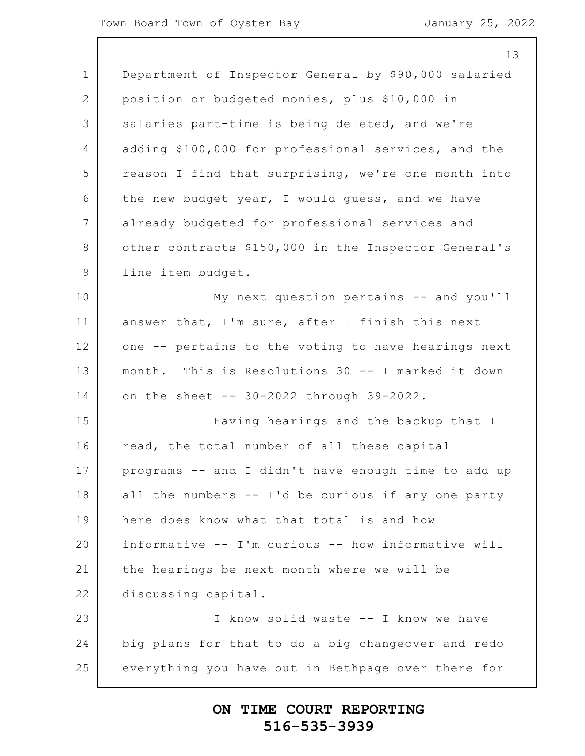Department of Inspector General by $90,000 salaried position or budgeted monies, plus $10,000 in salaries part-time is being deleted, and we're adding $100,000 for professional services, and the reason I find that surprising, we're one month into the new budget year, I would guess, and we have already budgeted for professional services and other contracts $150,000 in the Inspector General's line item budget.

My next question pertains -- and you'll answer that, I'm sure, after I finish this next one -- pertains to the voting to have hearings next month. This is Resolutions 30 -- I marked it down on the sheet -- 30-2022 through 39-2022.

Having hearings and the backup that I read, the total number of all these capital programs -- and I didn't have enough time to add up all the numbers -- I'd be curious if any one party here does know what that total is and how informative -- I'm curious -- how informative will the hearings be next month where we will be discussing capital.

I know solid waste -- I know we have big plans for that to do a big changeover and redo everything you have out in Bethpage over there for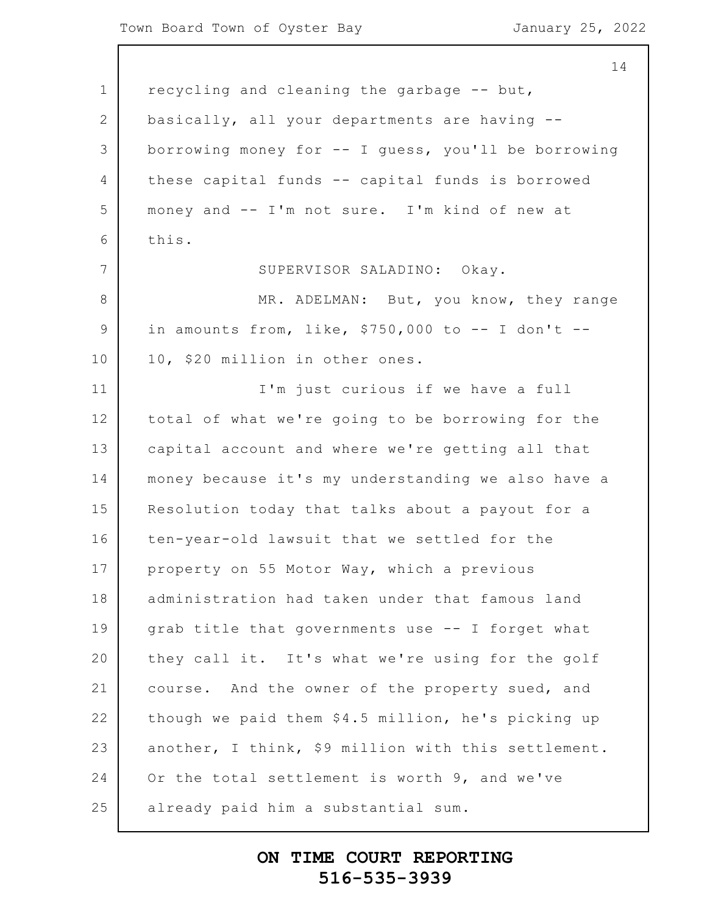recycling and cleaning the garbage -- but, basically, all your departments are having -- borrowing money for -- I guess, you'll be borrowing these capital funds -- capital funds is borrowed money and -- I'm not sure. I'm kind of new at this.

SUPERVISOR SALADINO: Okay.

MR. ADELMAN: But, you know, they range in amounts from, like, $750,000 to -- I don't -- 10, $20 million in other ones.

I'm just curious if we have a full total of what we're going to be borrowing for the capital account and where we're getting all that money because it's my understanding we also have a Resolution today that talks about a payout for a ten-year-old lawsuit that we settled for the property on 55 Motor Way, which a previous administration had taken under that famous land grab title that governments use -- I forget what they call it. It's what we're using for the golf course. And the owner of the property sued, and though we paid them $4.5 million, he's picking up another, I think, $9 million with this settlement. Or the total settlement is worth 9, and we've already paid him a substantial sum.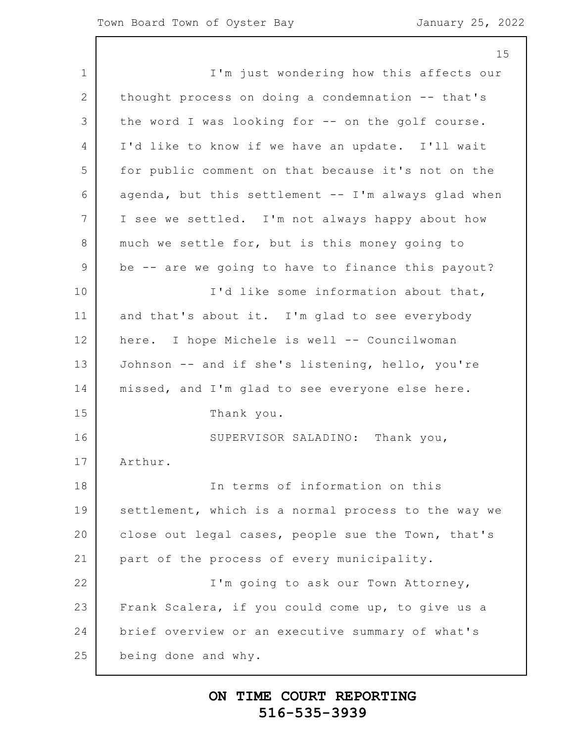I'm just wondering how this affects our thought process on doing a condemnation -- that's the word I was looking for -- on the golf course. I'd like to know if we have an update. I'll wait for public comment on that because it's not on the agenda, but this settlement -- I'm always glad when I see we settled. I'm not always happy about how much we settle for, but is this money going to be -- are we going to have to finance this payout?

I'd like some information about that, and that's about it. I'm glad to see everybody here. I hope Michele is well -- Councilwoman Johnson -- and if she's listening, hello, you're missed, and I'm glad to see everyone else here.

Thank you.

SUPERVISOR SALADINO: Thank you, Arthur.

In terms of information on this settlement, which is a normal process to the way we close out legal cases, people sue the Town, that's part of the process of every municipality.

I'm going to ask our Town Attorney, Frank Scalera, if you could come up, to give us a brief overview or an executive summary of what's being done and why.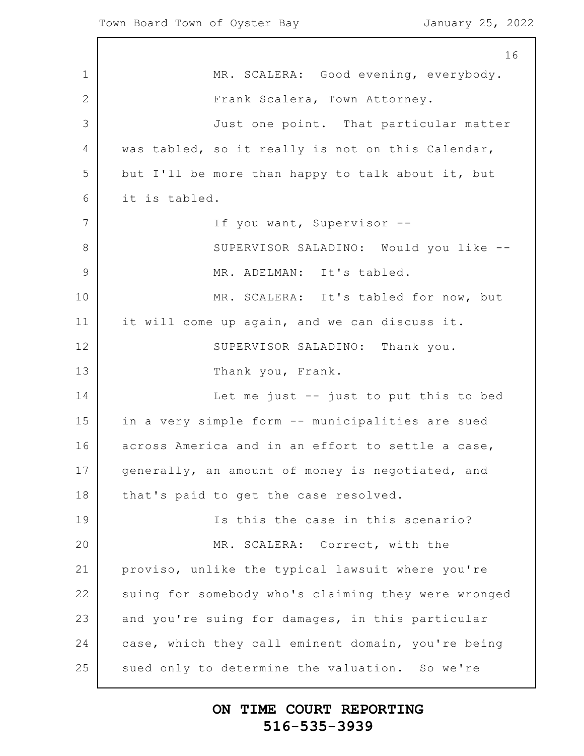MR. SCALERA: Good evening, everybody.

Frank Scalera, Town Attorney.

Just one point. That particular matter was tabled, so it really is not on this Calendar, but I'll be more than happy to talk about it, but it is tabled.

If you want, Supervisor --

SUPERVISOR SALADINO: Would you like --

MR. ADELMAN: It's tabled.

MR. SCALERA: It's tabled for now, but it will come up again, and we can discuss it.

SUPERVISOR SALADINO: Thank you.

Thank you, Frank.

Let me just -- just to put this to bed in a very simple form -- municipalities are sued across America and in an effort to settle a case, generally, an amount of money is negotiated, and that's paid to get the case resolved.

Is this the case in this scenario?

MR. SCALERA: Correct, with the proviso, unlike the typical lawsuit where you're suing for somebody who's claiming they were wronged and you're suing for damages, in this particular case, which they call eminent domain, you're being sued only to determine the valuation. So we're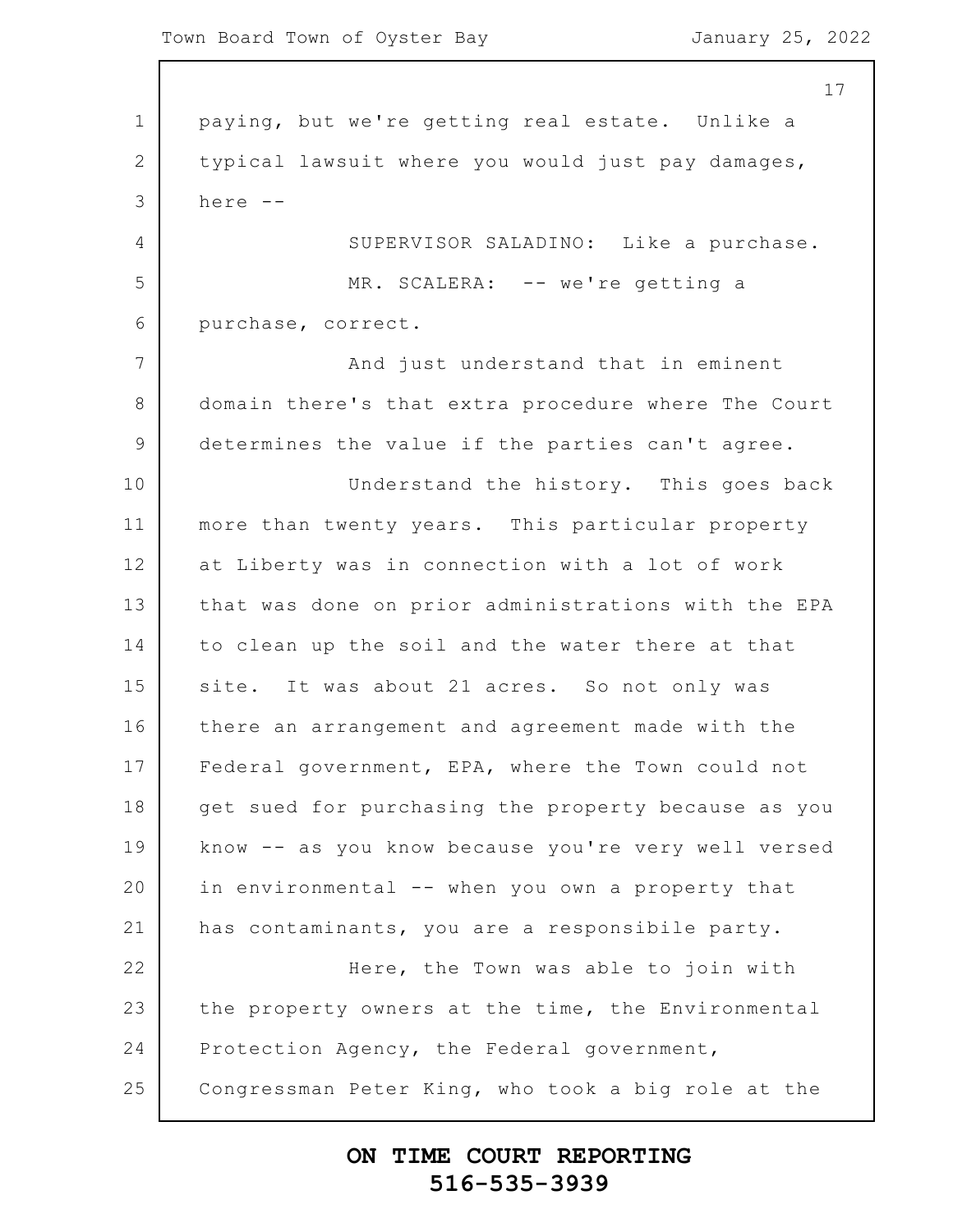paying, but we're getting real estate. Unlike a typical lawsuit where you would just pay damages, here --

SUPERVISOR SALADINO: Like a purchase.

MR. SCALERA: -- we're getting a purchase, correct.

And just understand that in eminent domain there's that extra procedure where The Court determines the value if the parties can't agree.

Understand the history. This goes back more than twenty years. This particular property at Liberty was in connection with a lot of work that was done on prior administrations with the EPA to clean up the soil and the water there at that site. It was about 21 acres. So not only was there an arrangement and agreement made with the Federal government, EPA, where the Town could not get sued for purchasing the property because as you know -- as you know because you're very well versed in environmental -- when you own a property that has contaminants, you are a responsibile party.

Here, the Town was able to join with the property owners at the time, the Environmental Protection Agency, the Federal government, Congressman Peter King, who took a big role at the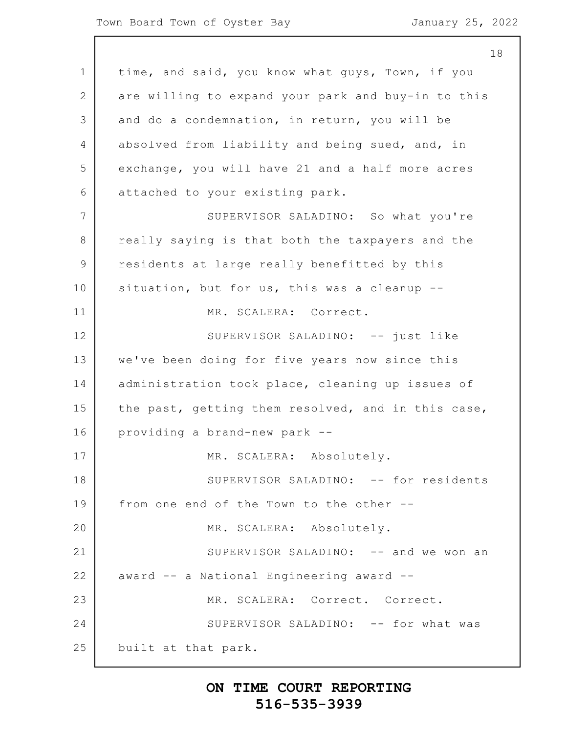time, and said, you know what guys, Town, if you are willing to expand your park and buy-in to this and do a condemnation, in return, you will be absolved from liability and being sued, and, in exchange, you will have 21 and a half more acres attached to your existing park.

SUPERVISOR SALADINO: So what you're really saying is that both the taxpayers and the residents at large really benefitted by this situation, but for us, this was a cleanup --

MR. SCALERA: Correct.

SUPERVISOR SALADINO: -- just like we've been doing for five years now since this administration took place, cleaning up issues of the past, getting them resolved, and in this case, providing a brand-new park --

MR. SCALERA: Absolutely.

SUPERVISOR SALADINO: -- for residents from one end of the Town to the other --

MR. SCALERA: Absolutely.

SUPERVISOR SALADINO: -- and we won an award -- a National Engineering award --

MR. SCALERA: Correct. Correct.

SUPERVISOR SALADINO: -- for what was built at that park.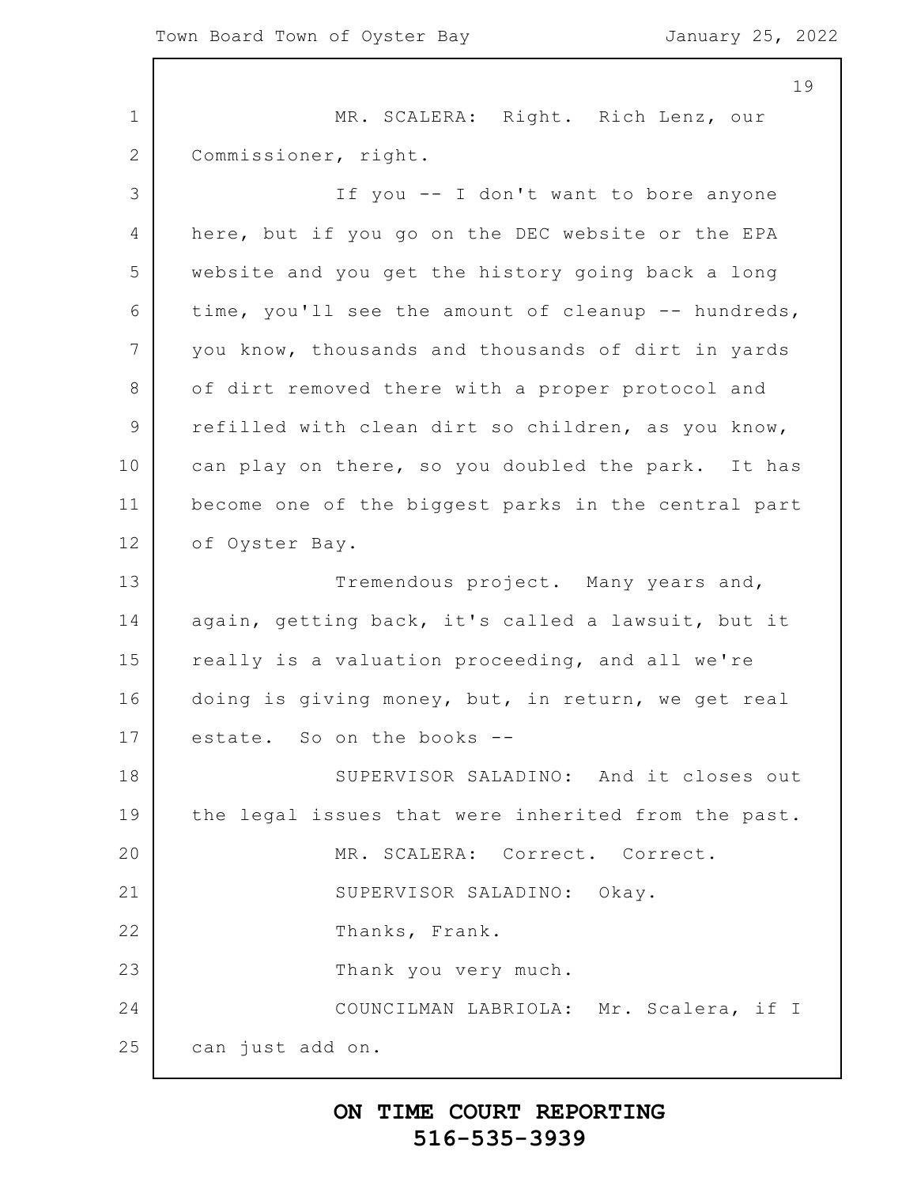MR. SCALERA: Right. Rich Lenz, our Commissioner, right.

If you -- I don't want to bore anyone here, but if you go on the DEC website or the EPA website and you get the history going back a long time, you'll see the amount of cleanup -- hundreds, you know, thousands and thousands of dirt in yards of dirt removed there with a proper protocol and refilled with clean dirt so children, as you know, can play on there, so you doubled the park. It has become one of the biggest parks in the central part of Oyster Bay.

Tremendous project. Many years and, again, getting back, it's called a lawsuit, but it really is a valuation proceeding, and all we're doing is giving money, but, in return, we get real estate. So on the books --

SUPERVISOR SALADINO: And it closes out the legal issues that were inherited from the past.

MR. SCALERA: Correct. Correct.

SUPERVISOR SALADINO: Okay.

Thanks, Frank.

Thank you very much.

COUNCILMAN LABRIOLA: Mr. Scalera, if I can just add on.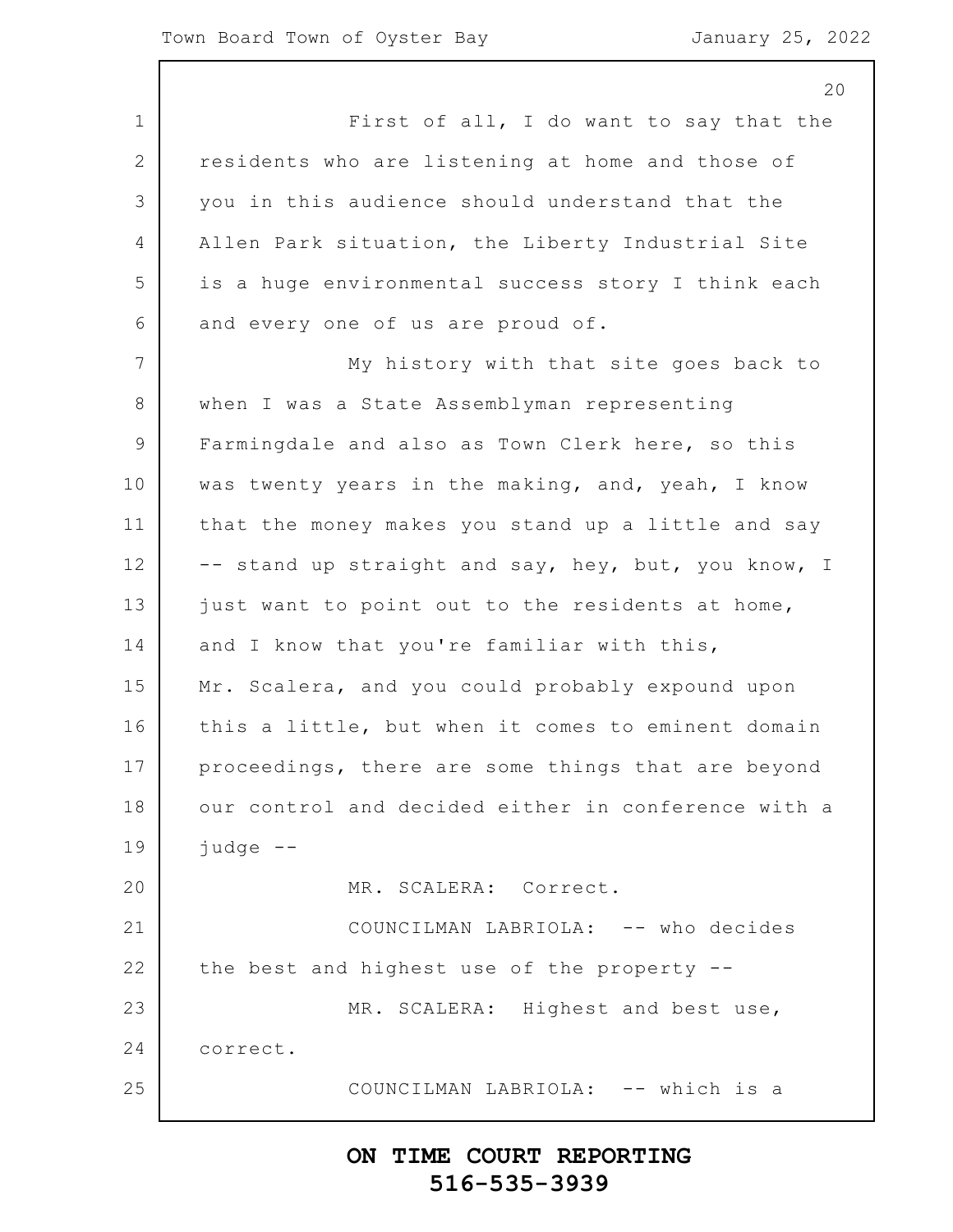First of all, I do want to say that the residents who are listening at home and those of you in this audience should understand that the Allen Park situation, the Liberty Industrial Site is a huge environmental success story I think each and every one of us are proud of.

My history with that site goes back to when I was a State Assemblyman representing Farmingdale and also as Town Clerk here, so this was twenty years in the making, and, yeah, I know that the money makes you stand up a little and say -- stand up straight and say, hey, but, you know, I just want to point out to the residents at home, and I know that you're familiar with this, Mr. Scalera, and you could probably expound upon this a little, but when it comes to eminent domain proceedings, there are some things that are beyond our control and decided either in conference with a judge --

MR. SCALERA: Correct.

COUNCILMAN LABRIOLA: -- who decides the best and highest use of the property --

MR. SCALERA: Highest and best use, correct.

COUNCILMAN LABRIOLA: -- which is a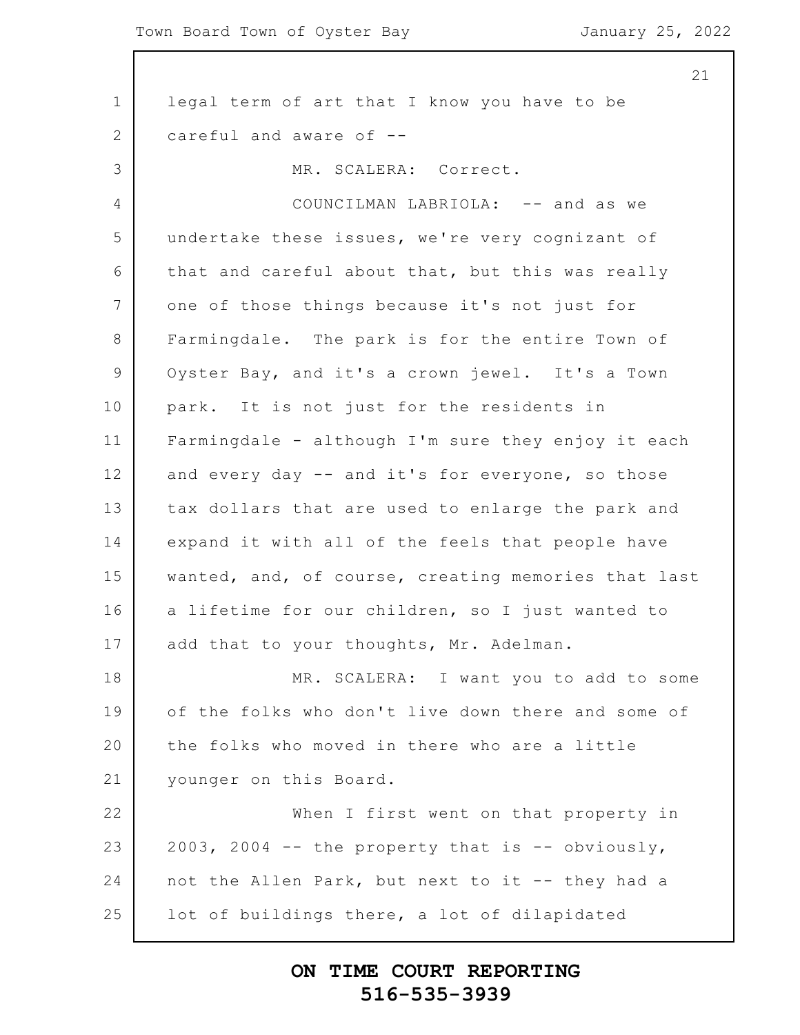legal term of art that I know you have to be careful and aware of --

MR. SCALERA: Correct.

COUNCILMAN LABRIOLA: -- and as we undertake these issues, we're very cognizant of that and careful about that, but this was really one of those things because it's not just for Farmingdale. The park is for the entire Town of Oyster Bay, and it's a crown jewel. It's a Town park. It is not just for the residents in Farmingdale - although I'm sure they enjoy it each and every day -- and it's for everyone, so those tax dollars that are used to enlarge the park and expand it with all of the feels that people have wanted, and, of course, creating memories that last a lifetime for our children, so I just wanted to add that to your thoughts, Mr. Adelman.

MR. SCALERA: I want you to add to some of the folks who don't live down there and some of the folks who moved in there who are a little younger on this Board.

When I first went on that property in 2003, 2004 -- the property that is -- obviously, not the Allen Park, but next to it -- they had a lot of buildings there, a lot of dilapidated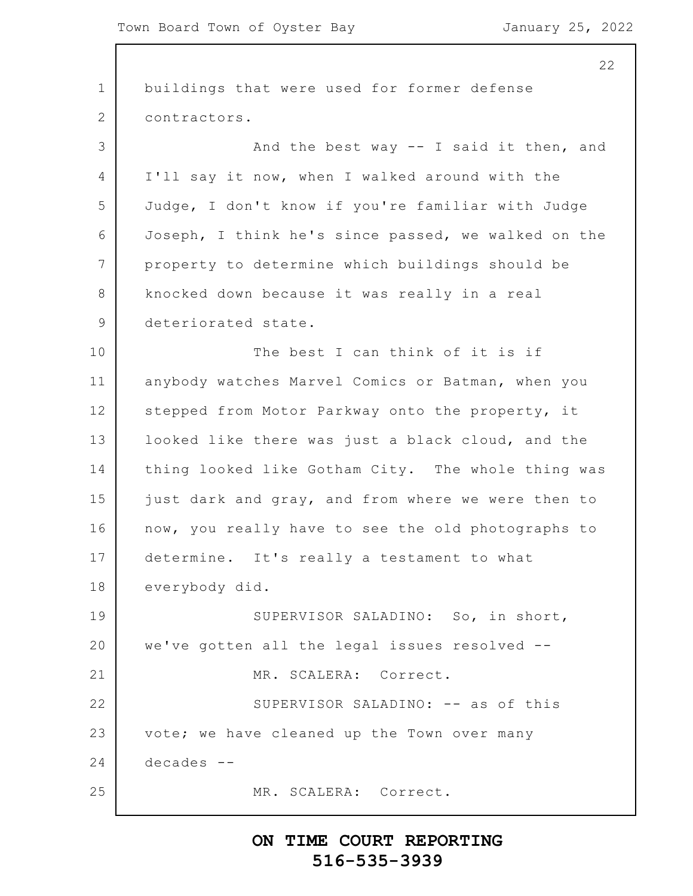buildings that were used for former defense contractors.

And the best way -- I said it then, and I'll say it now, when I walked around with the Judge, I don't know if you're familiar with Judge Joseph, I think he's since passed, we walked on the property to determine which buildings should be knocked down because it was really in a real deteriorated state.

The best I can think of it is if anybody watches Marvel Comics or Batman, when you stepped from Motor Parkway onto the property, it looked like there was just a black cloud, and the thing looked like Gotham City. The whole thing was just dark and gray, and from where we were then to now, you really have to see the old photographs to determine. It's really a testament to what everybody did.

SUPERVISOR SALADINO: So, in short, we've gotten all the legal issues resolved --

MR. SCALERA: Correct.

SUPERVISOR SALADINO: -- as of this vote; we have cleaned up the Town over many decades --

MR. SCALERA: Correct.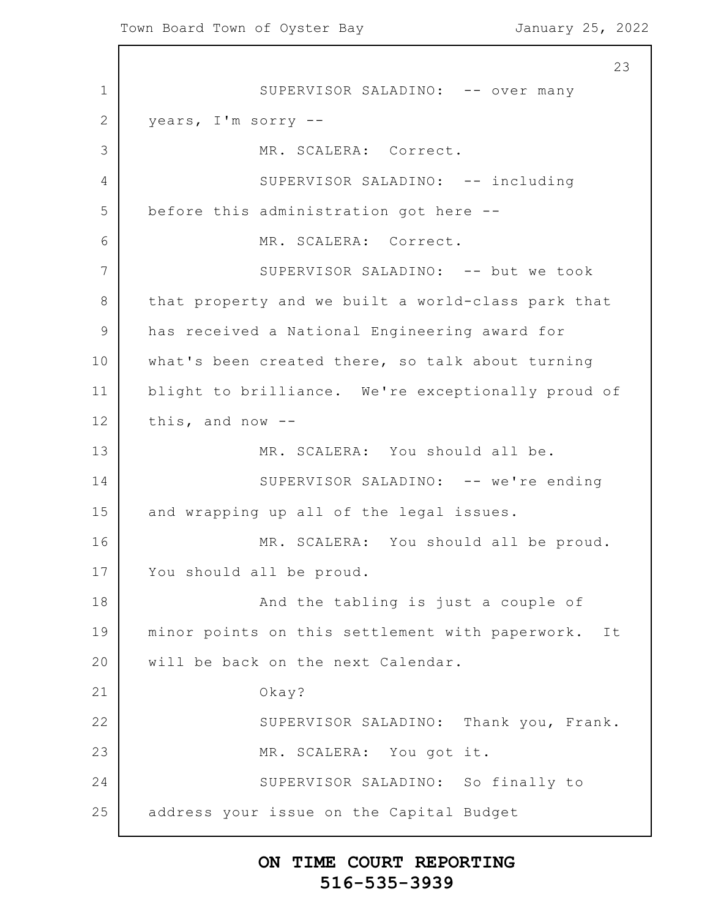SUPERVISOR SALADINO: -- over many years, I'm sorry --

MR. SCALERA: Correct.

SUPERVISOR SALADINO: -- including before this administration got here --

MR. SCALERA: Correct.

SUPERVISOR SALADINO: -- but we took that property and we built a world-class park that has received a National Engineering award for what's been created there, so talk about turning blight to brilliance. We're exceptionally proud of this, and now --

MR. SCALERA: You should all be.

SUPERVISOR SALADINO: -- we're ending and wrapping up all of the legal issues.

MR. SCALERA: You should all be proud. You should all be proud.

And the tabling is just a couple of minor points on this settlement with paperwork. It will be back on the next Calendar.

Okay?

SUPERVISOR SALADINO: Thank you, Frank.

MR. SCALERA: You got it.

SUPERVISOR SALADINO: So finally to address your issue on the Capital Budget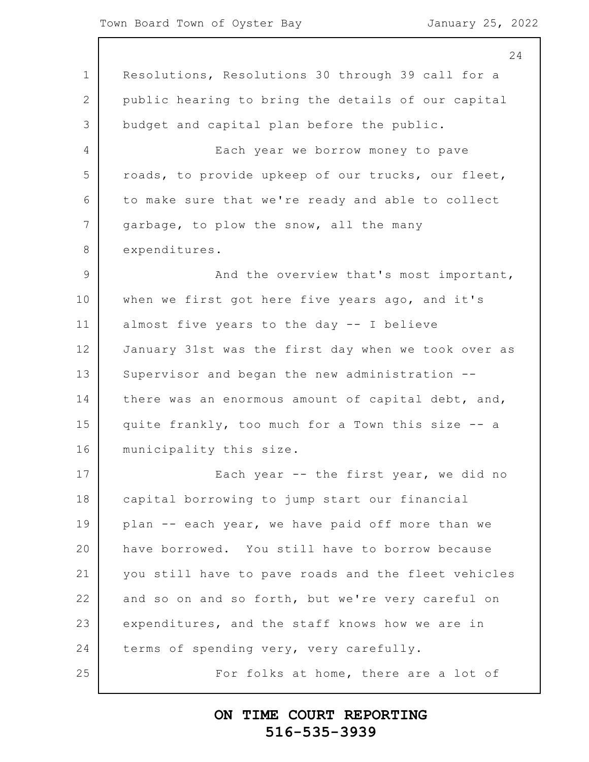Resolutions, Resolutions 30 through 39 call for a public hearing to bring the details of our capital budget and capital plan before the public.

Each year we borrow money to pave roads, to provide upkeep of our trucks, our fleet, to make sure that we're ready and able to collect garbage, to plow the snow, all the many expenditures.

And the overview that's most important, when we first got here five years ago, and it's almost five years to the day -- I believe January 31st was the first day when we took over as Supervisor and began the new administration -- there was an enormous amount of capital debt, and, quite frankly, too much for a Town this size -- a municipality this size.

Each year -- the first year, we did no capital borrowing to jump start our financial plan -- each year, we have paid off more than we have borrowed. You still have to borrow because you still have to pave roads and the fleet vehicles and so on and so forth, but we're very careful on expenditures, and the staff knows how we are in terms of spending very, very carefully.

For folks at home, there are a lot of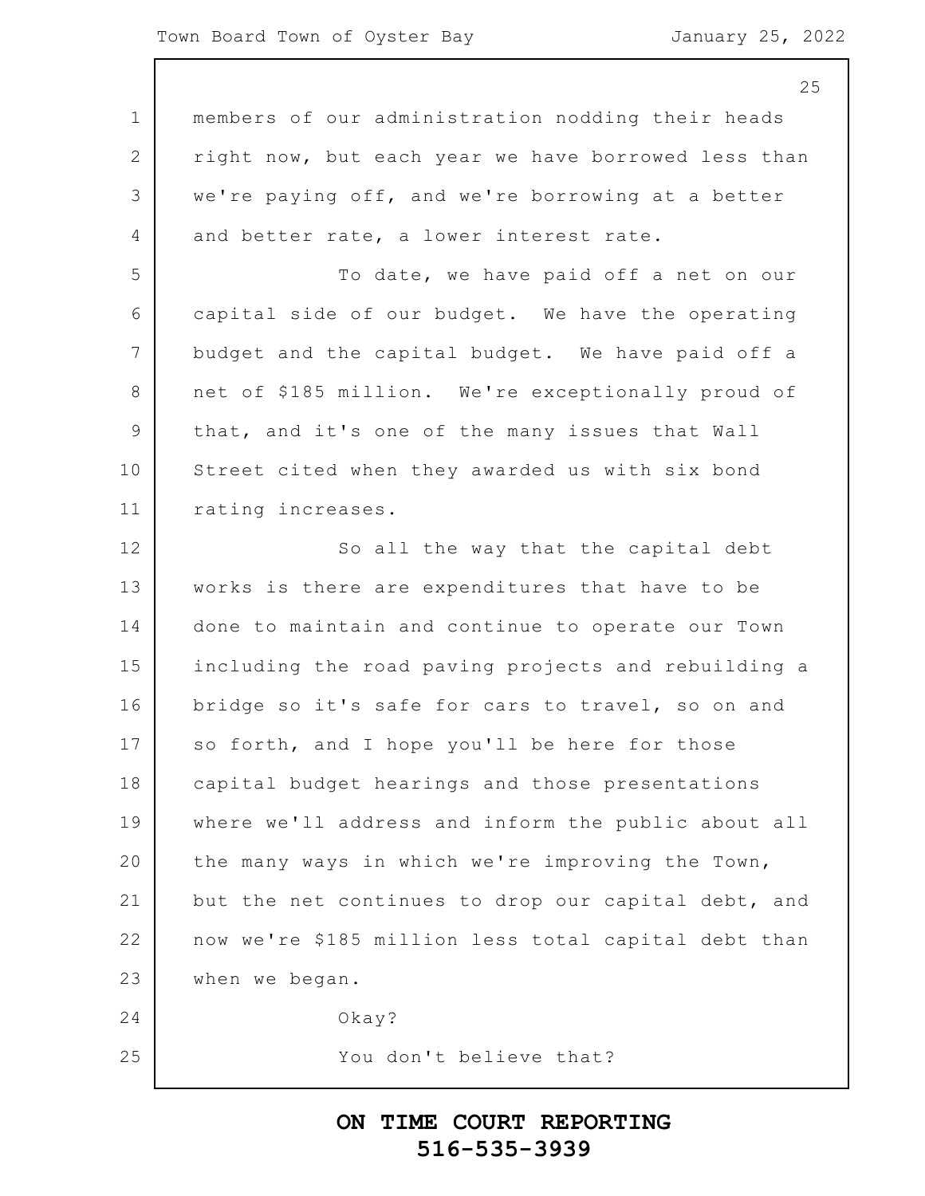members of our administration nodding their heads right now, but each year we have borrowed less than we're paying off, and we're borrowing at a better and better rate, a lower interest rate.

To date, we have paid off a net on our capital side of our budget. We have the operating budget and the capital budget. We have paid off a net of $185 million. We're exceptionally proud of that, and it's one of the many issues that Wall Street cited when they awarded us with six bond rating increases.

So all the way that the capital debt works is there are expenditures that have to be done to maintain and continue to operate our Town including the road paving projects and rebuilding a bridge so it's safe for cars to travel, so on and so forth, and I hope you'll be here for those capital budget hearings and those presentations where we'll address and inform the public about all the many ways in which we're improving the Town, but the net continues to drop our capital debt, and now we're $185 million less total capital debt than when we began.

Okay?

You don't believe that?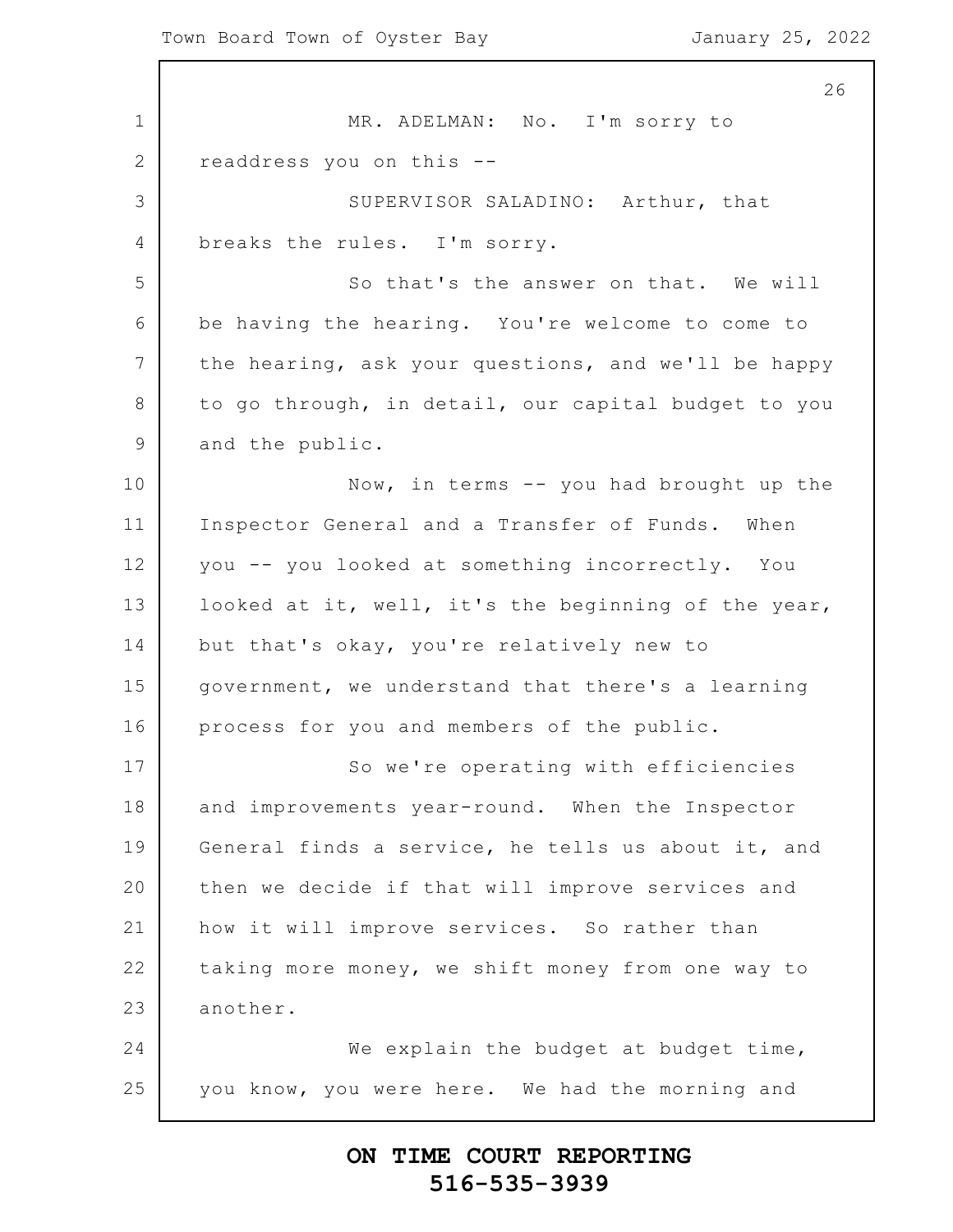MR. ADELMAN: No. I'm sorry to readdress you on this --

SUPERVISOR SALADINO: Arthur, that breaks the rules. I'm sorry.

So that's the answer on that. We will be having the hearing. You're welcome to come to the hearing, ask your questions, and we'll be happy to go through, in detail, our capital budget to you and the public.

Now, in terms -- you had brought up the Inspector General and a Transfer of Funds. When you -- you looked at something incorrectly. You looked at it, well, it's the beginning of the year, but that's okay, you're relatively new to government, we understand that there's a learning process for you and members of the public.

So we're operating with efficiencies and improvements year-round. When the Inspector General finds a service, he tells us about it, and then we decide if that will improve services and how it will improve services. So rather than taking more money, we shift money from one way to another.

We explain the budget at budget time, you know, you were here. We had the morning and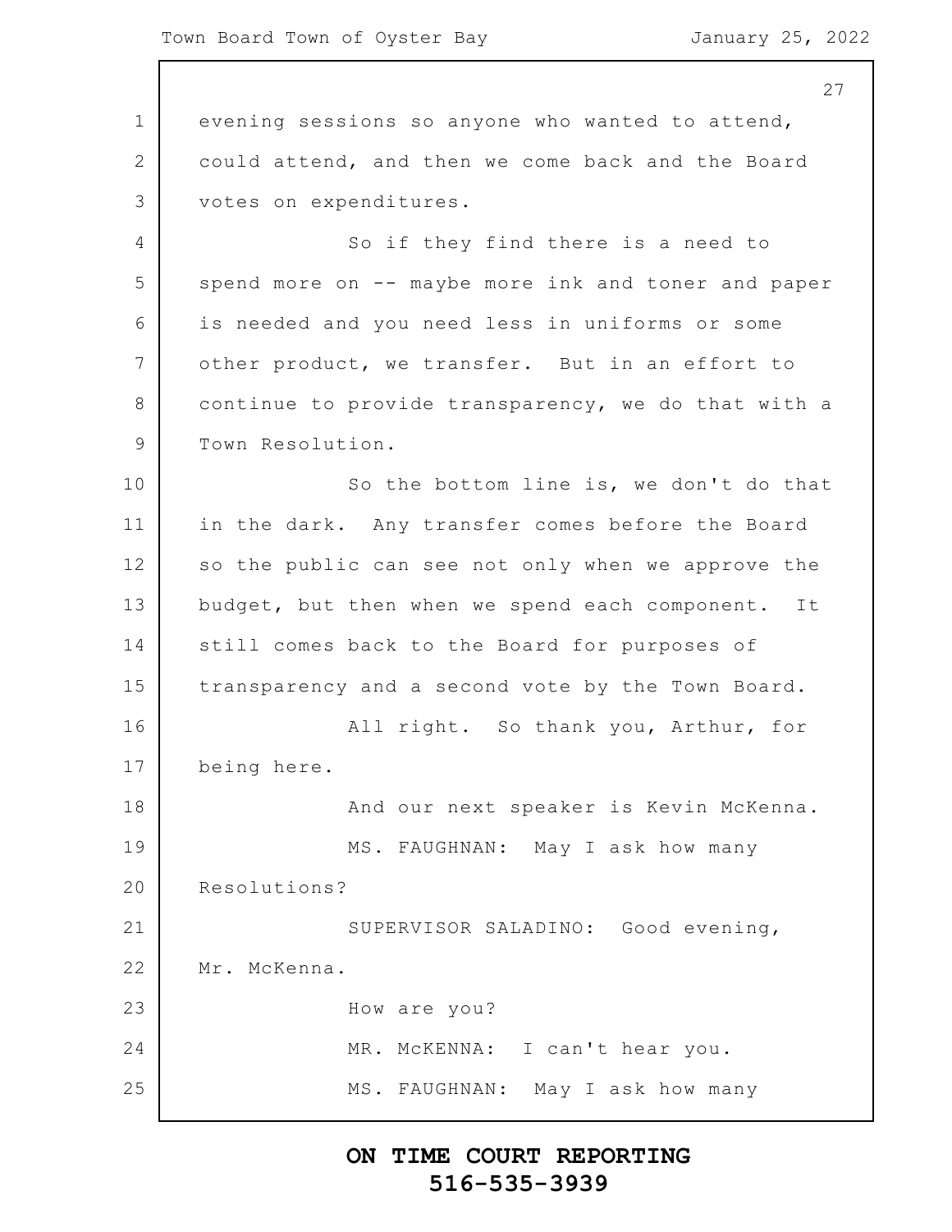evening sessions so anyone who wanted to attend, could attend, and then we come back and the Board votes on expenditures.

So if they find there is a need to spend more on -- maybe more ink and toner and paper is needed and you need less in uniforms or some other product, we transfer. But in an effort to continue to provide transparency, we do that with a Town Resolution.

So the bottom line is, we don't do that in the dark. Any transfer comes before the Board so the public can see not only when we approve the budget, but then when we spend each component. It still comes back to the Board for purposes of transparency and a second vote by the Town Board.

All right. So thank you, Arthur, for being here.

And our next speaker is Kevin McKenna.

MS. FAUGHNAN: May I ask how many Resolutions?

SUPERVISOR SALADINO: Good evening, Mr. McKenna.

How are you?

MR. McKENNA: I can't hear you.

MS. FAUGHNAN: May I ask how many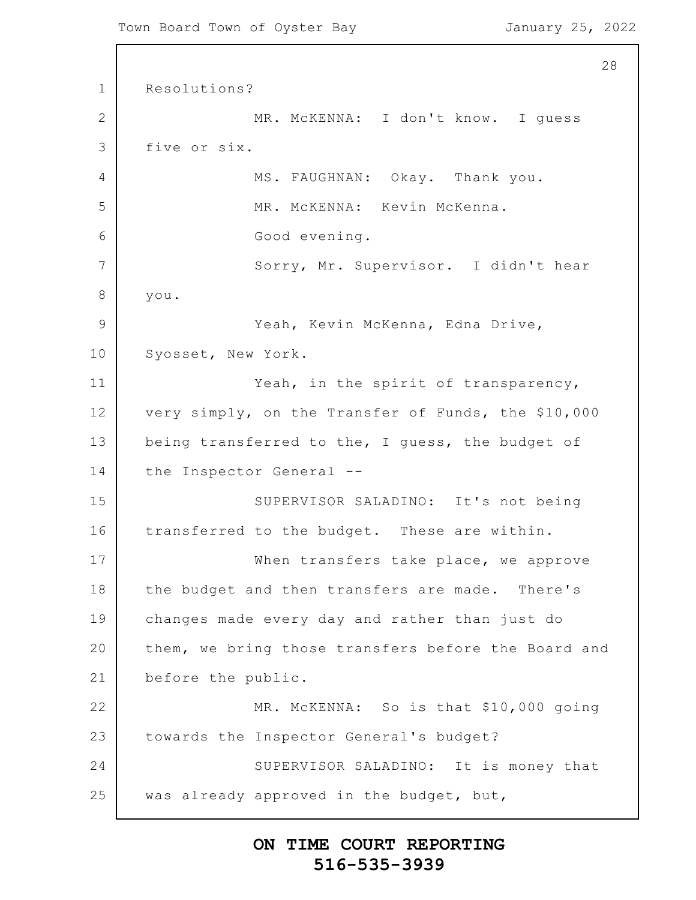Resolutions?

MR. McKENNA: I don't know. I guess five or six.

MS. FAUGHNAN: Okay. Thank you.

MR. McKENNA: Kevin McKenna.

Good evening.

Sorry, Mr. Supervisor. I didn't hear you.

Yeah, Kevin McKenna, Edna Drive, Syosset, New York.

Yeah, in the spirit of transparency, very simply, on the Transfer of Funds, the $10,000 being transferred to the, I guess, the budget of the Inspector General --

SUPERVISOR SALADINO: It's not being transferred to the budget. These are within.

When transfers take place, we approve the budget and then transfers are made. There's changes made every day and rather than just do them, we bring those transfers before the Board and before the public.

MR. McKENNA: So is that $10,000 going towards the Inspector General's budget?

SUPERVISOR SALADINO: It is money that was already approved in the budget, but,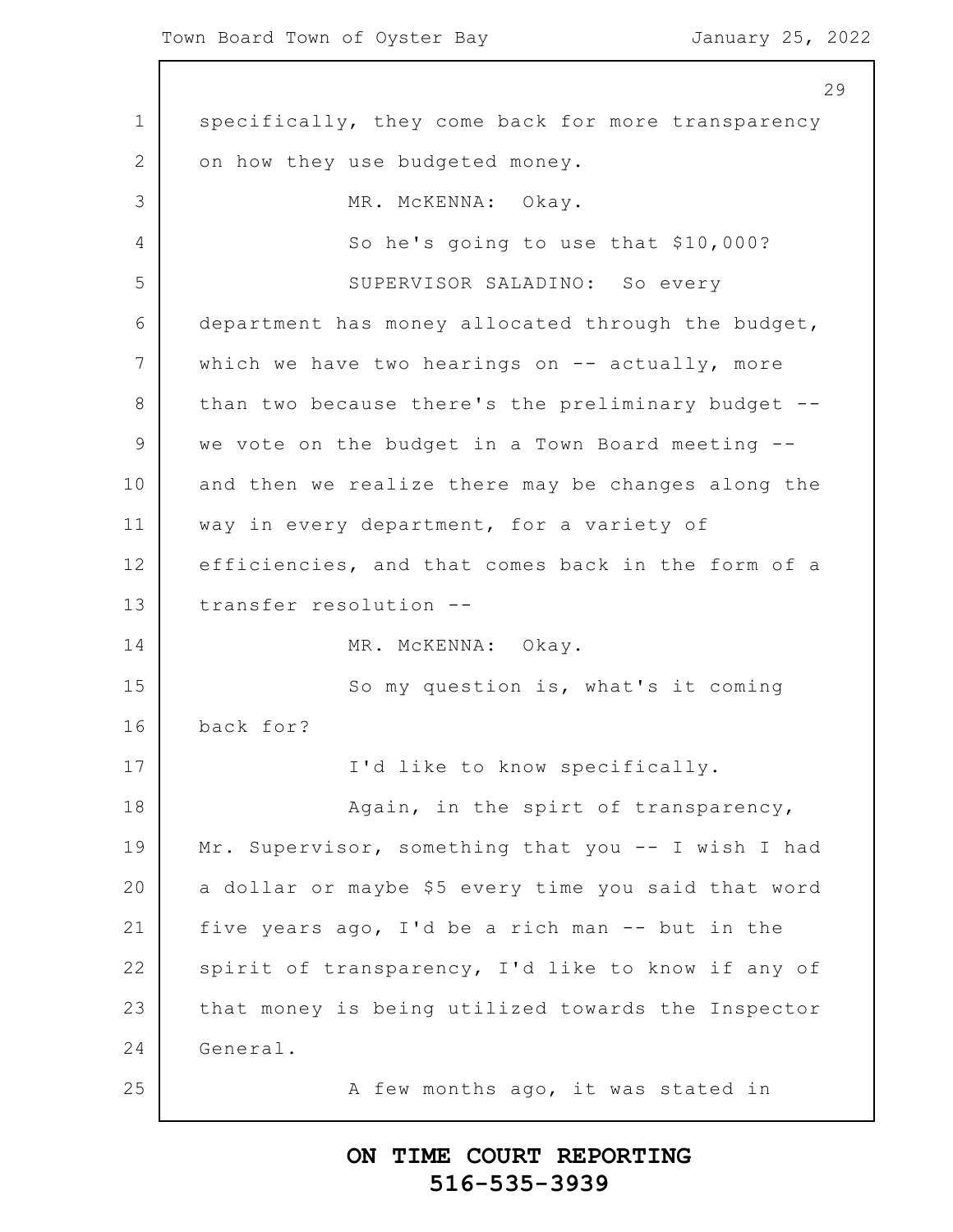specifically, they come back for more transparency on how they use budgeted money.

MR. McKENNA: Okay.

So he's going to use that $10,000?

SUPERVISOR SALADINO: So every department has money allocated through the budget, which we have two hearings on -- actually, more than two because there's the preliminary budget -- we vote on the budget in a Town Board meeting -- and then we realize there may be changes along the way in every department, for a variety of efficiencies, and that comes back in the form of a transfer resolution --

MR. McKENNA: Okay.

So my question is, what's it coming back for?

I'd like to know specifically.

Again, in the spirt of transparency, Mr. Supervisor, something that you -- I wish I had a dollar or maybe $5 every time you said that word five years ago, I'd be a rich man -- but in the spirit of transparency, I'd like to know if any of that money is being utilized towards the Inspector General.

A few months ago, it was stated in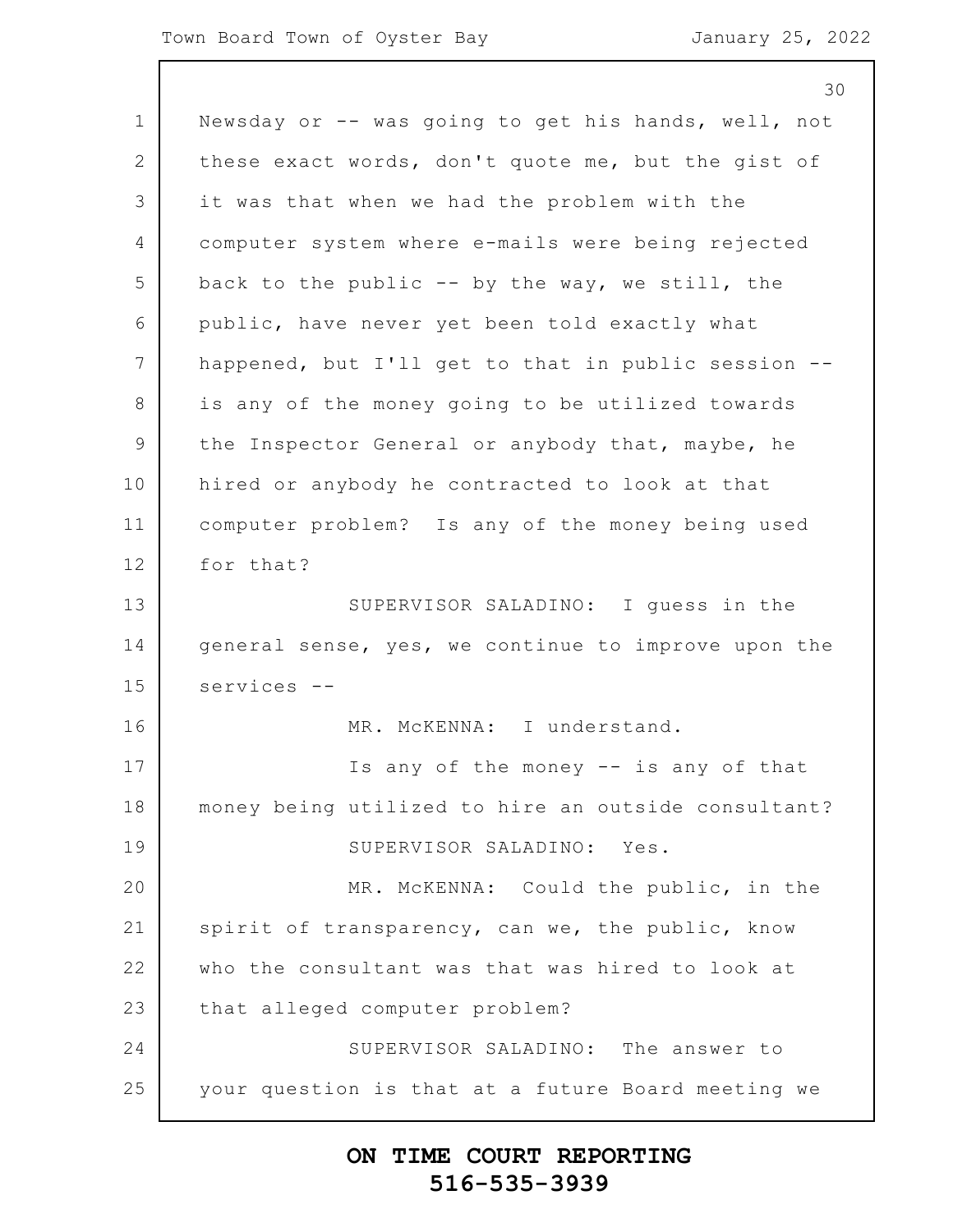Newsday or -- was going to get his hands, well, not these exact words, don't quote me, but the gist of it was that when we had the problem with the computer system where e-mails were being rejected back to the public -- by the way, we still, the public, have never yet been told exactly what happened, but I'll get to that in public session -- is any of the money going to be utilized towards the Inspector General or anybody that, maybe, he hired or anybody he contracted to look at that computer problem? Is any of the money being used for that?

SUPERVISOR SALADINO: I guess in the general sense, yes, we continue to improve upon the services --

MR. McKENNA: I understand.

Is any of the money -- is any of that money being utilized to hire an outside consultant?

SUPERVISOR SALADINO: Yes.

MR. McKENNA: Could the public, in the spirit of transparency, can we, the public, know who the consultant was that was hired to look at that alleged computer problem?

SUPERVISOR SALADINO: The answer to your question is that at a future Board meeting we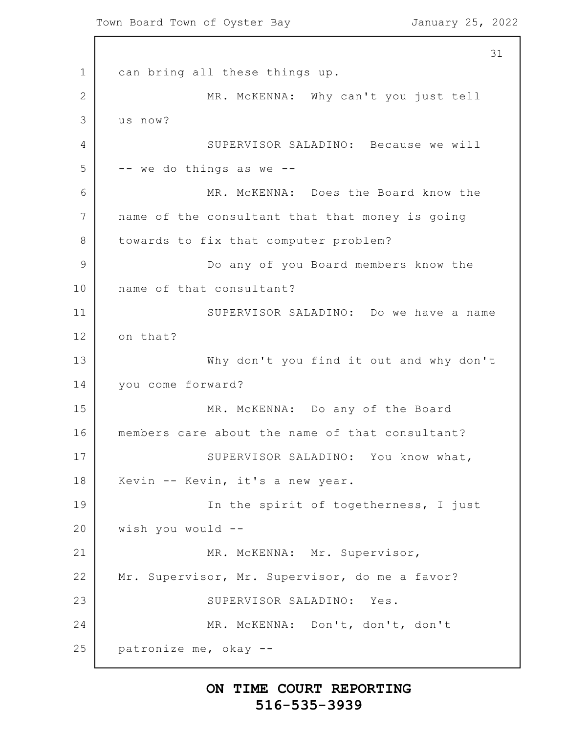can bring all these things up.

MR. McKENNA: Why can't you just tell us now?

SUPERVISOR SALADINO: Because we will -- we do things as we --

MR. McKENNA: Does the Board know the name of the consultant that that money is going towards to fix that computer problem?

Do any of you Board members know the name of that consultant?

SUPERVISOR SALADINO: Do we have a name on that?

Why don't you find it out and why don't you come forward?

MR. McKENNA: Do any of the Board members care about the name of that consultant?

SUPERVISOR SALADINO: You know what, Kevin -- Kevin, it's a new year.

In the spirit of togetherness, I just wish you would --

MR. McKENNA: Mr. Supervisor, Mr. Supervisor, Mr. Supervisor, do me a favor?

SUPERVISOR SALADINO: Yes.

MR. McKENNA: Don't, don't, don't patronize me, okay --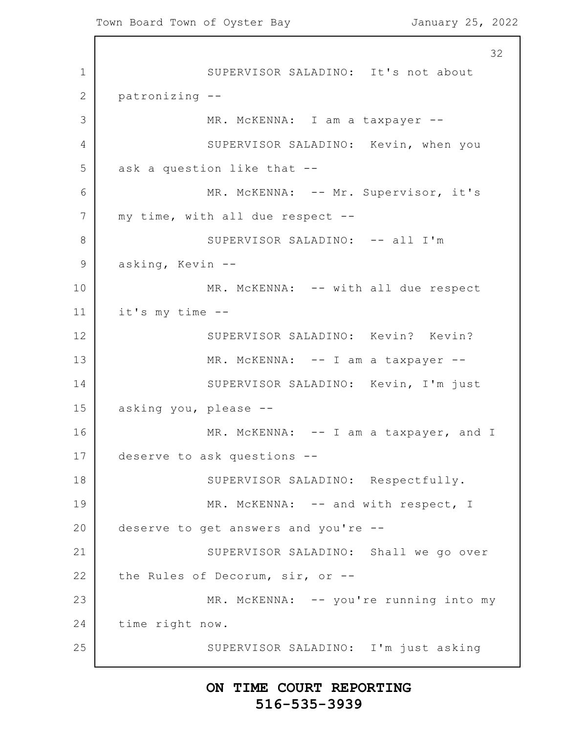SUPERVISOR SALADINO: It's not about patronizing --

MR. McKENNA: I am a taxpayer --

SUPERVISOR SALADINO: Kevin, when you ask a question like that --

MR. McKENNA: -- Mr. Supervisor, it's my time, with all due respect --

SUPERVISOR SALADINO: -- all I'm asking, Kevin --

MR. McKENNA: -- with all due respect it's my time --

SUPERVISOR SALADINO: Kevin? Kevin?

MR. McKENNA: -- I am a taxpayer --

SUPERVISOR SALADINO: Kevin, I'm just asking you, please --

MR. McKENNA: -- I am a taxpayer, and I deserve to ask questions --

SUPERVISOR SALADINO: Respectfully.

MR. McKENNA: -- and with respect, I deserve to get answers and you're --

SUPERVISOR SALADINO: Shall we go over the Rules of Decorum, sir, or --

MR. McKENNA: -- you're running into my time right now.

SUPERVISOR SALADINO: I'm just asking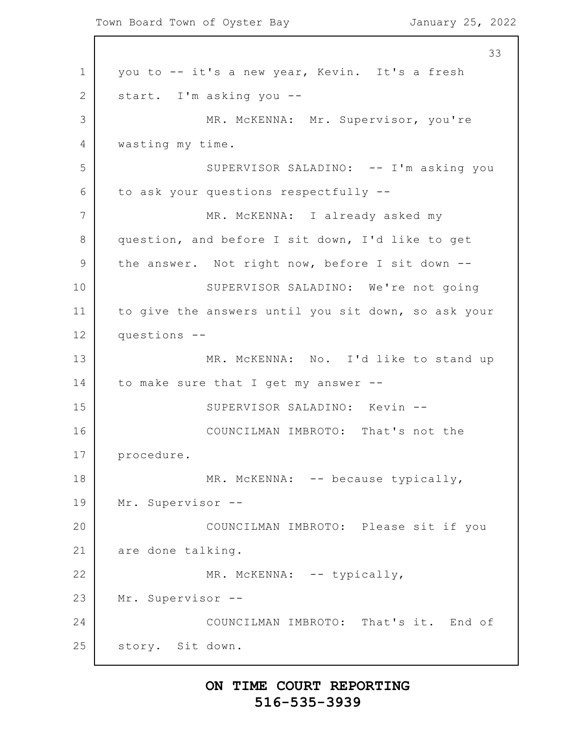you to -- it's a new year, Kevin. It's a fresh start. I'm asking you --

MR. McKENNA: Mr. Supervisor, you're wasting my time.

SUPERVISOR SALADINO: -- I'm asking you to ask your questions respectfully --

MR. McKENNA: I already asked my question, and before I sit down, I'd like to get the answer. Not right now, before I sit down --

SUPERVISOR SALADINO: We're not going to give the answers until you sit down, so ask your questions --

MR. McKENNA: No. I'd like to stand up to make sure that I get my answer --

SUPERVISOR SALADINO: Kevin --

COUNCILMAN IMBROTO: That's not the procedure.

MR. McKENNA: -- because typically, Mr. Supervisor --

COUNCILMAN IMBROTO: Please sit if you are done talking.

MR. McKENNA: -- typically, Mr. Supervisor --

COUNCILMAN IMBROTO: That's it. End of story. Sit down.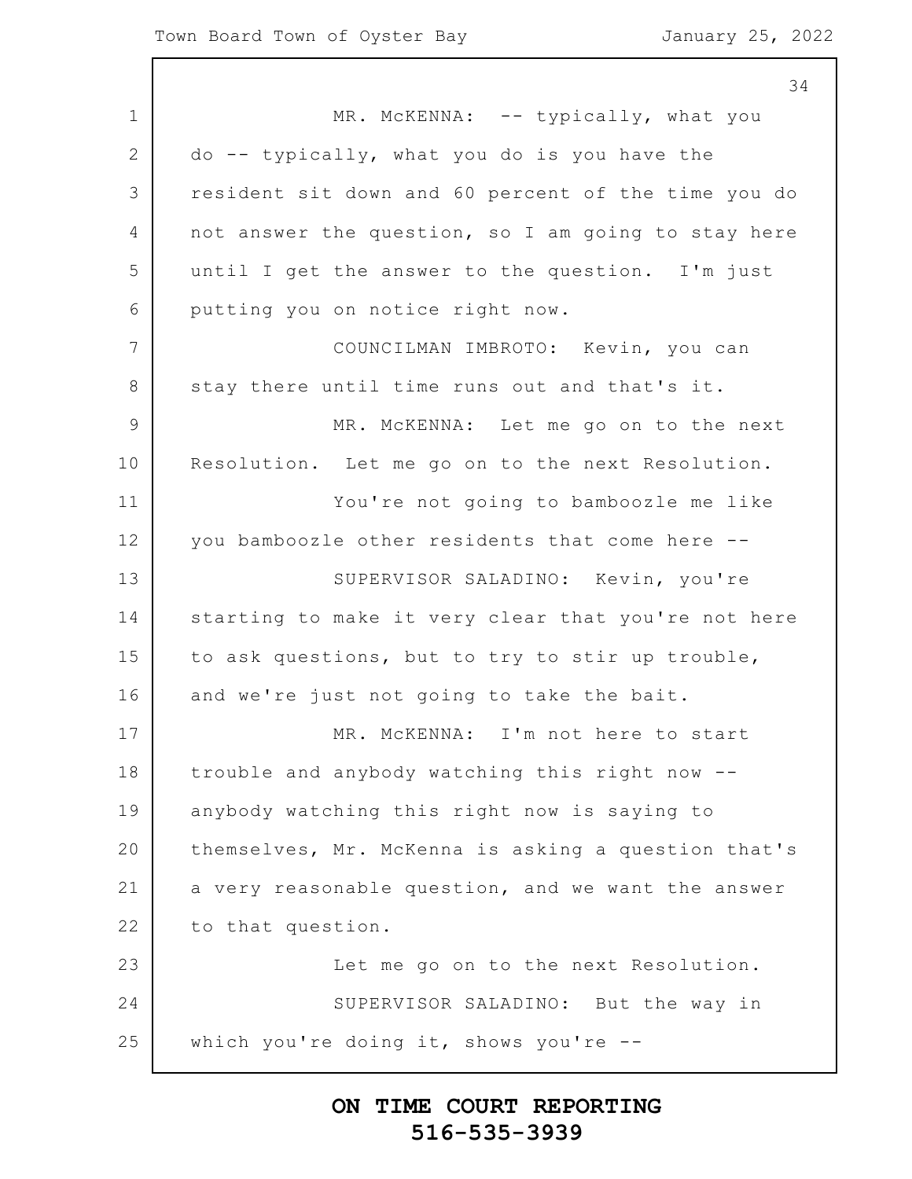MR. McKENNA: -- typically, what you do -- typically, what you do is you have the resident sit down and 60 percent of the time you do not answer the question, so I am going to stay here until I get the answer to the question. I'm just putting you on notice right now.

COUNCILMAN IMBROTO: Kevin, you can stay there until time runs out and that's it.

MR. McKENNA: Let me go on to the next Resolution. Let me go on to the next Resolution.

You're not going to bamboozle me like you bamboozle other residents that come here --

SUPERVISOR SALADINO: Kevin, you're starting to make it very clear that you're not here to ask questions, but to try to stir up trouble, and we're just not going to take the bait.

MR. McKENNA: I'm not here to start trouble and anybody watching this right now -- anybody watching this right now is saying to themselves, Mr. McKenna is asking a question that's a very reasonable question, and we want the answer to that question.

Let me go on to the next Resolution.

SUPERVISOR SALADINO: But the way in which you're doing it, shows you're --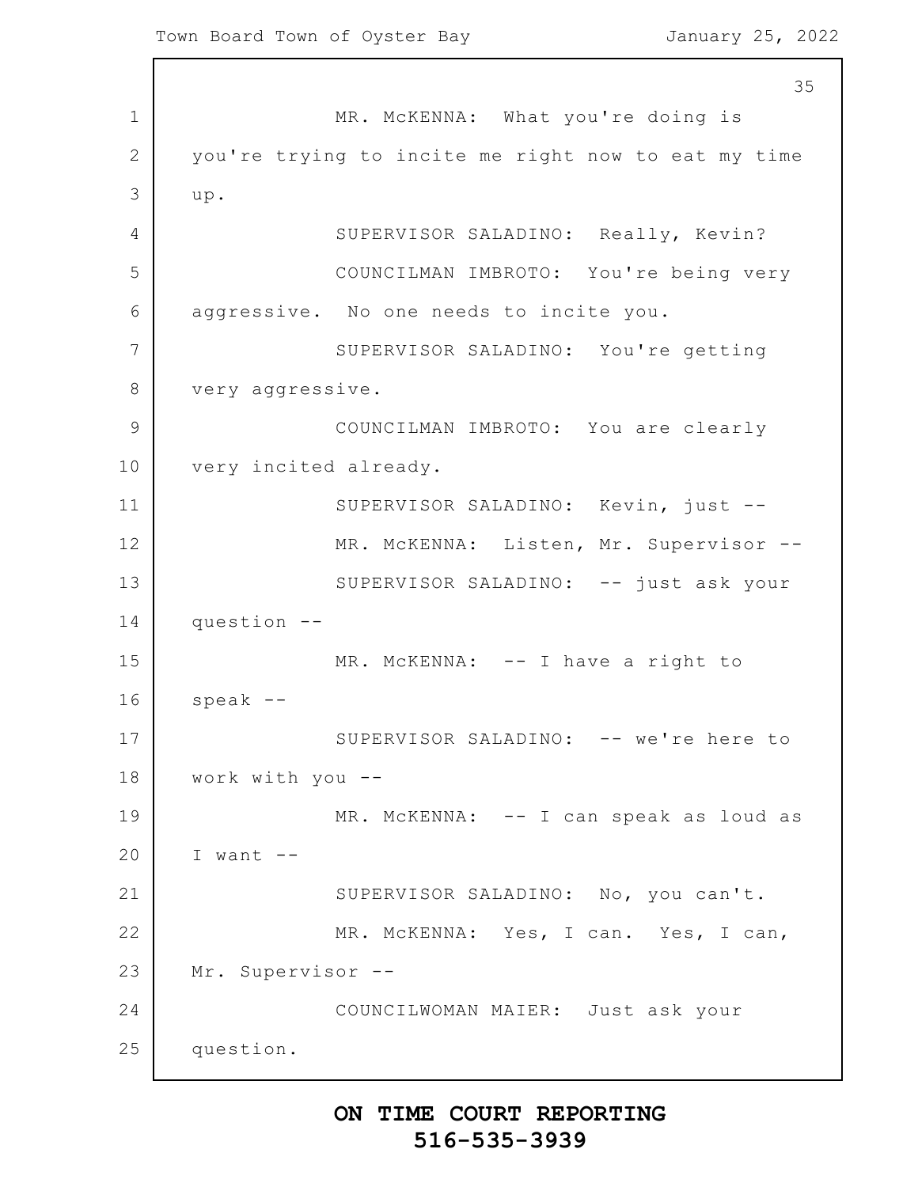MR. McKENNA: What you're doing is you're trying to incite me right now to eat my time up.

SUPERVISOR SALADINO: Really, Kevin?

COUNCILMAN IMBROTO: You're being very aggressive. No one needs to incite you.

SUPERVISOR SALADINO: You're getting very aggressive.

COUNCILMAN IMBROTO: You are clearly very incited already.

SUPERVISOR SALADINO: Kevin, just --

MR. McKENNA: Listen, Mr. Supervisor --

SUPERVISOR SALADINO: -- just ask your question --

MR. McKENNA: -- I have a right to speak --

SUPERVISOR SALADINO: -- we're here to work with you --

MR. McKENNA: -- I can speak as loud as I want --

SUPERVISOR SALADINO: No, you can't.

MR. McKENNA: Yes, I can. Yes, I can, Mr. Supervisor --

COUNCILWOMAN MAIER: Just ask your question.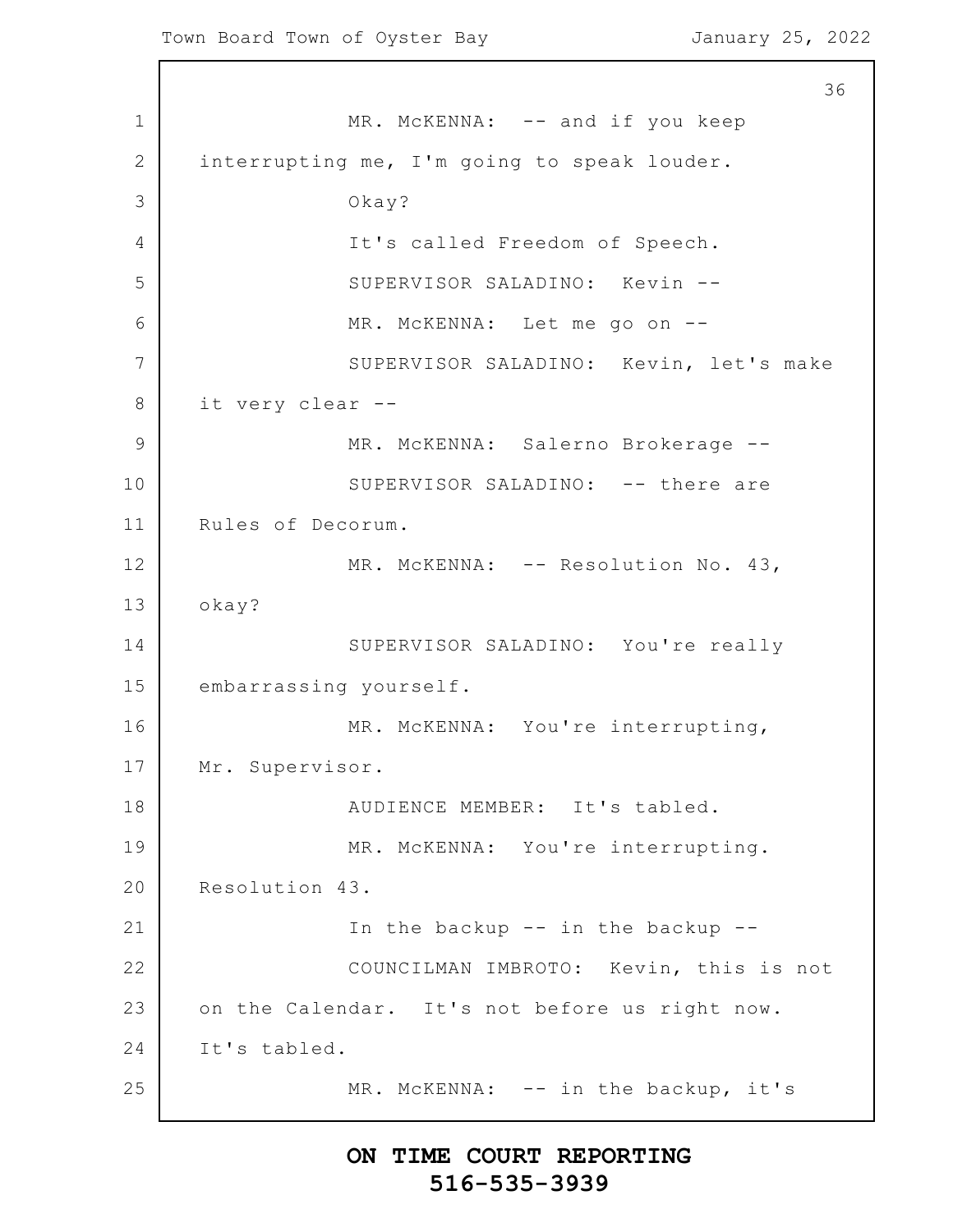MR. McKENNA: -- and if you keep interrupting me, I'm going to speak louder.

Okay?

It's called Freedom of Speech.

SUPERVISOR SALADINO: Kevin --

MR. McKENNA: Let me go on --

SUPERVISOR SALADINO: Kevin, let's make it very clear --

MR. McKENNA: Salerno Brokerage --

SUPERVISOR SALADINO: -- there are Rules of Decorum.

MR. McKENNA: -- Resolution No. 43, okay?

SUPERVISOR SALADINO: You're really embarrassing yourself.

MR. McKENNA: You're interrupting, Mr. Supervisor.

AUDIENCE MEMBER: It's tabled.

MR. McKENNA: You're interrupting. Resolution 43.

In the backup -- in the backup --

COUNCILMAN IMBROTO: Kevin, this is not on the Calendar. It's not before us right now. It's tabled.

MR. McKENNA: -- in the backup, it's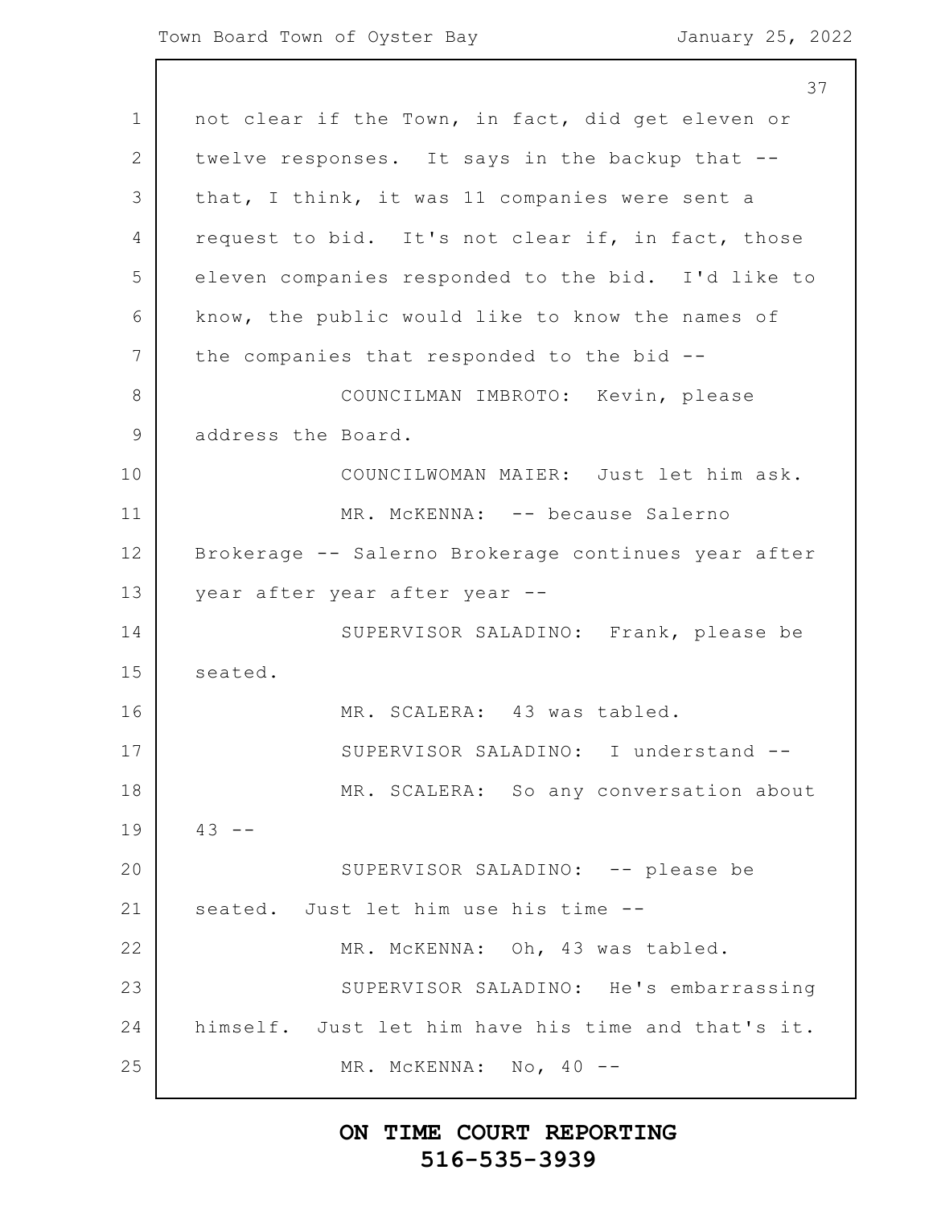not clear if the Town, in fact, did get eleven or twelve responses. It says in the backup that -- that, I think, it was 11 companies were sent a request to bid. It's not clear if, in fact, those eleven companies responded to the bid. I'd like to know, the public would like to know the names of the companies that responded to the bid --

COUNCILMAN IMBROTO: Kevin, please address the Board.

COUNCILWOMAN MAIER: Just let him ask.

MR. McKENNA: -- because Salerno Brokerage -- Salerno Brokerage continues year after year after year after year --

SUPERVISOR SALADINO: Frank, please be seated.

MR. SCALERA: 43 was tabled.

SUPERVISOR SALADINO: I understand --

MR. SCALERA: So any conversation about 43 --

SUPERVISOR SALADINO: -- please be seated. Just let him use his time --

MR. McKENNA: Oh, 43 was tabled.

SUPERVISOR SALADINO: He's embarrassing himself. Just let him have his time and that's it.

MR. McKENNA: No, 40 --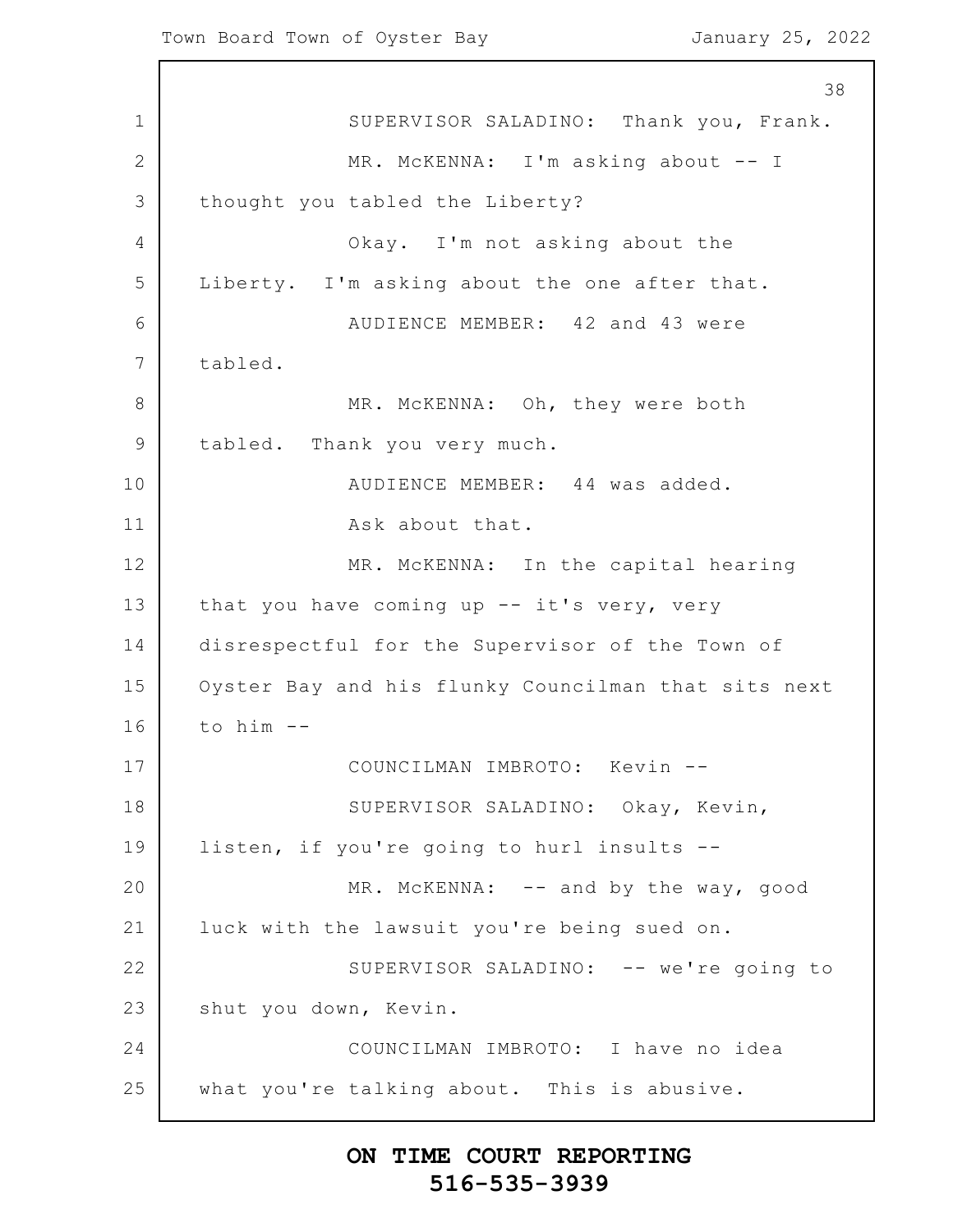SUPERVISOR SALADINO: Thank you, Frank.

MR. McKENNA: I'm asking about -- I thought you tabled the Liberty?

Okay. I'm not asking about the Liberty. I'm asking about the one after that.

AUDIENCE MEMBER: 42 and 43 were tabled.

MR. McKENNA: Oh, they were both tabled. Thank you very much.

AUDIENCE MEMBER: 44 was added.

Ask about that.

MR. McKENNA: In the capital hearing that you have coming up -- it's very, very disrespectful for the Supervisor of the Town of Oyster Bay and his flunky Councilman that sits next to him --

COUNCILMAN IMBROTO: Kevin --

SUPERVISOR SALADINO: Okay, Kevin, listen, if you're going to hurl insults --

MR. McKENNA: -- and by the way, good luck with the lawsuit you're being sued on.

SUPERVISOR SALADINO: -- we're going to shut you down, Kevin.

COUNCILMAN IMBROTO: I have no idea what you're talking about. This is abusive.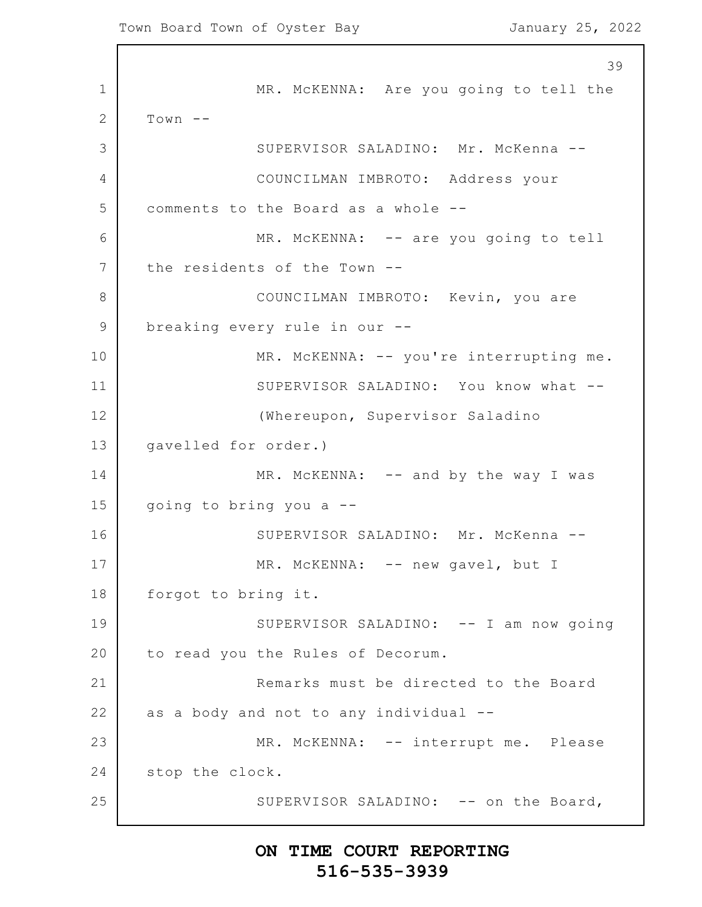MR. McKENNA: Are you going to tell the Town --

SUPERVISOR SALADINO: Mr. McKenna --

COUNCILMAN IMBROTO: Address your comments to the Board as a whole --

MR. McKENNA: -- are you going to tell the residents of the Town --

COUNCILMAN IMBROTO: Kevin, you are breaking every rule in our --

MR. McKENNA: -- you're interrupting me.

SUPERVISOR SALADINO: You know what --

(Whereupon, Supervisor Saladino gavelled for order.)

MR. McKENNA: -- and by the way I was going to bring you a --

SUPERVISOR SALADINO: Mr. McKenna --

MR. McKENNA: -- new gavel, but I forgot to bring it.

SUPERVISOR SALADINO: -- I am now going to read you the Rules of Decorum.

Remarks must be directed to the Board as a body and not to any individual --

MR. McKENNA: -- interrupt me. Please stop the clock.

SUPERVISOR SALADINO: -- on the Board,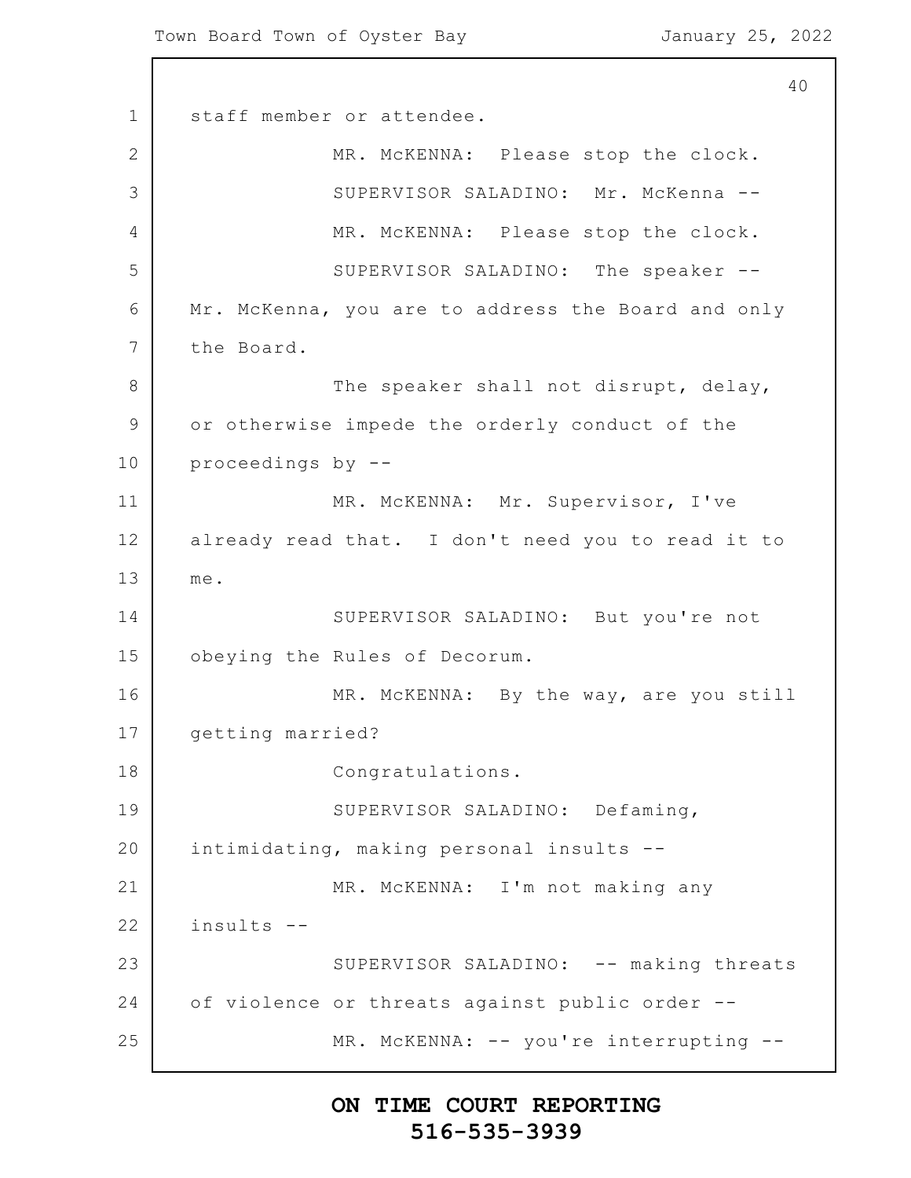staff member or attendee.

MR. McKENNA: Please stop the clock.

SUPERVISOR SALADINO: Mr. McKenna --

MR. McKENNA: Please stop the clock.

SUPERVISOR SALADINO: The speaker -- Mr. McKenna, you are to address the Board and only the Board.

The speaker shall not disrupt, delay, or otherwise impede the orderly conduct of the proceedings by --

MR. McKENNA: Mr. Supervisor, I've already read that. I don't need you to read it to me.

SUPERVISOR SALADINO: But you're not obeying the Rules of Decorum.

MR. McKENNA: By the way, are you still getting married?

Congratulations.

SUPERVISOR SALADINO: Defaming, intimidating, making personal insults --

MR. McKENNA: I'm not making any insults --

SUPERVISOR SALADINO: -- making threats of violence or threats against public order --

MR. McKENNA: -- you're interrupting --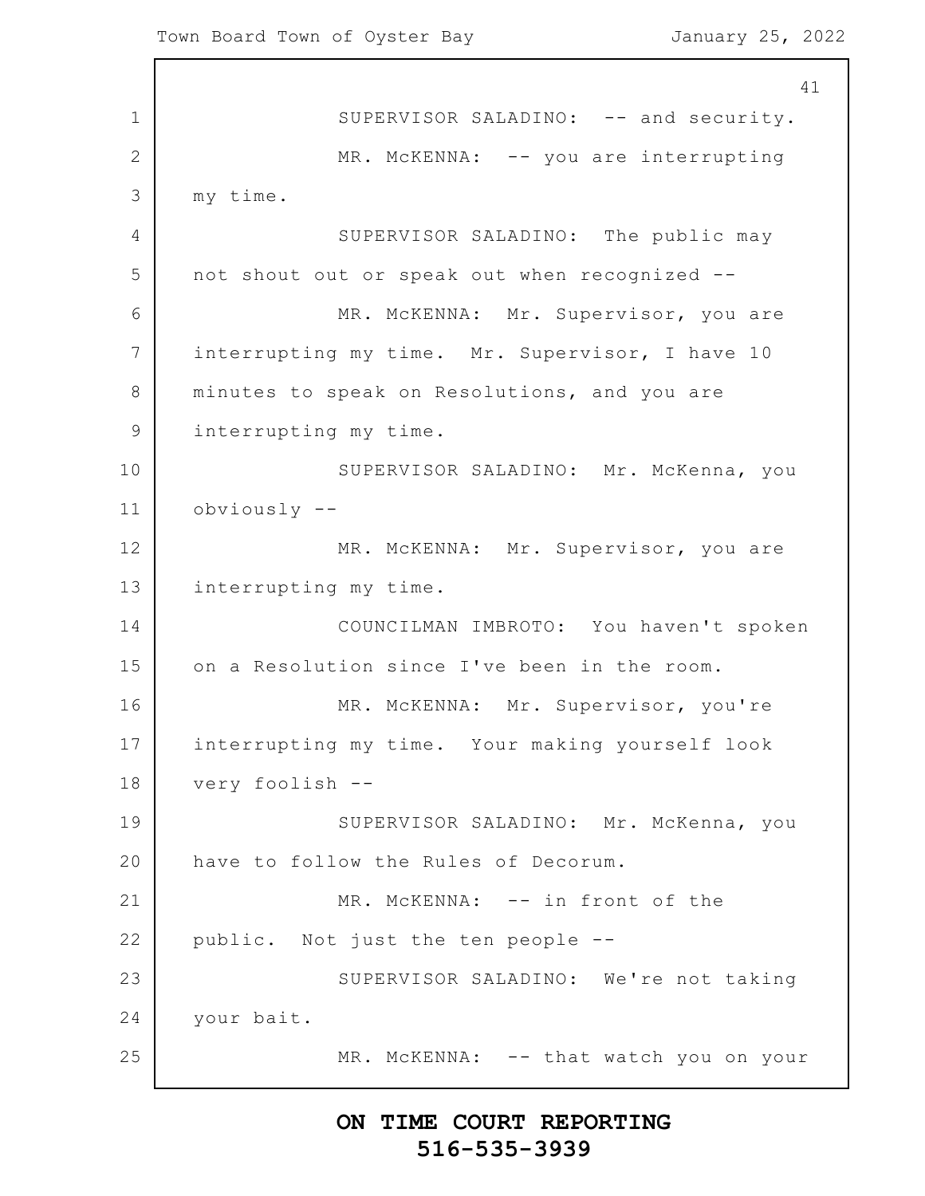SUPERVISOR SALADINO: -- and security.

MR. McKENNA: -- you are interrupting my time.

SUPERVISOR SALADINO: The public may not shout out or speak out when recognized --

MR. McKENNA: Mr. Supervisor, you are interrupting my time. Mr. Supervisor, I have 10 minutes to speak on Resolutions, and you are interrupting my time.

SUPERVISOR SALADINO: Mr. McKenna, you obviously --

MR. McKENNA: Mr. Supervisor, you are interrupting my time.

COUNCILMAN IMBROTO: You haven't spoken on a Resolution since I've been in the room.

MR. McKENNA: Mr. Supervisor, you're interrupting my time. Your making yourself look very foolish --

SUPERVISOR SALADINO: Mr. McKenna, you have to follow the Rules of Decorum.

MR. McKENNA: -- in front of the public. Not just the ten people --

SUPERVISOR SALADINO: We're not taking your bait.

MR. McKENNA: -- that watch you on your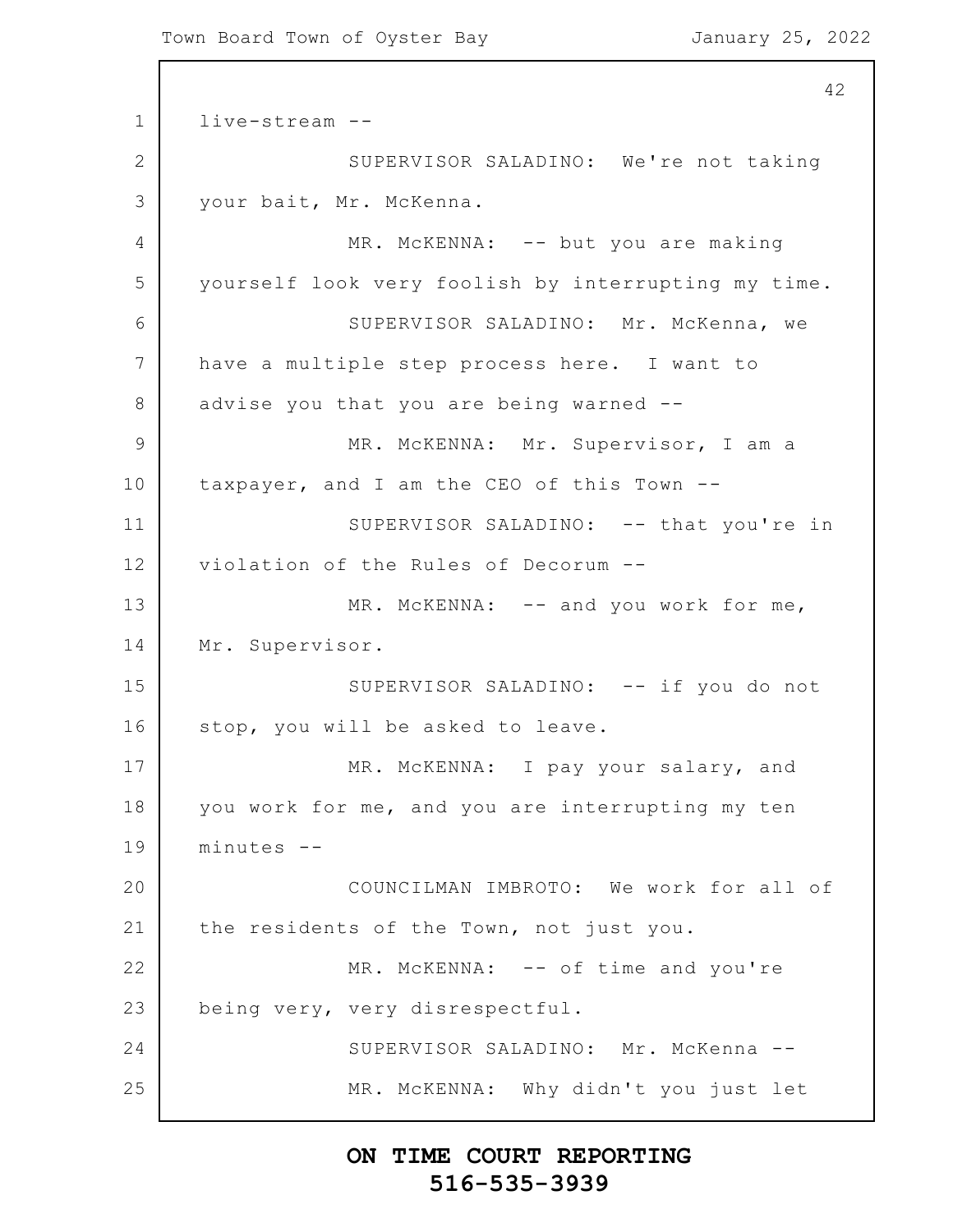live-stream --

SUPERVISOR SALADINO: We're not taking your bait, Mr. McKenna.

MR. McKENNA: -- but you are making yourself look very foolish by interrupting my time.

SUPERVISOR SALADINO: Mr. McKenna, we have a multiple step process here. I want to advise you that you are being warned --

MR. McKENNA: Mr. Supervisor, I am a taxpayer, and I am the CEO of this Town --

SUPERVISOR SALADINO: -- that you're in violation of the Rules of Decorum --

MR. McKENNA: -- and you work for me, Mr. Supervisor.

SUPERVISOR SALADINO: -- if you do not stop, you will be asked to leave.

MR. McKENNA: I pay your salary, and you work for me, and you are interrupting my ten minutes --

COUNCILMAN IMBROTO: We work for all of the residents of the Town, not just you.

MR. McKENNA: -- of time and you're being very, very disrespectful.

SUPERVISOR SALADINO: Mr. McKenna --

MR. McKENNA: Why didn't you just let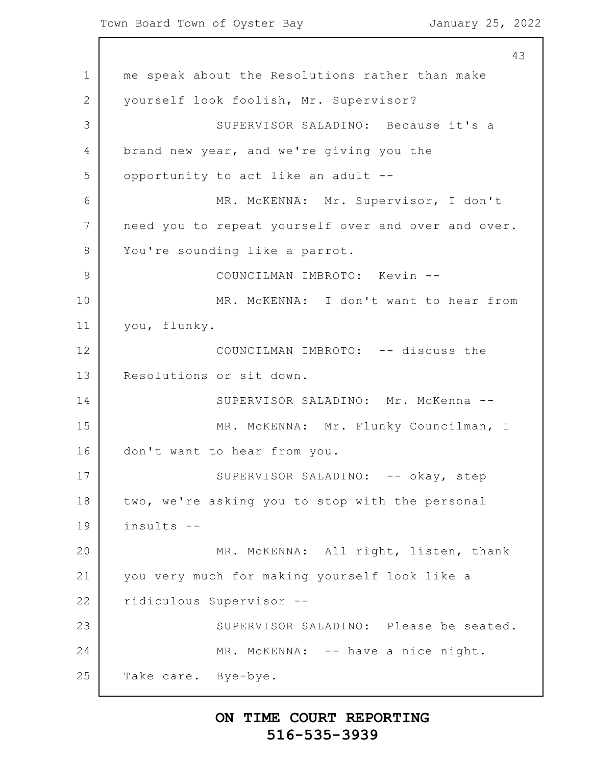me speak about the Resolutions rather than make yourself look foolish, Mr. Supervisor?

SUPERVISOR SALADINO: Because it's a brand new year, and we're giving you the opportunity to act like an adult --

MR. McKENNA: Mr. Supervisor, I don't need you to repeat yourself over and over and over. You're sounding like a parrot.

COUNCILMAN IMBROTO: Kevin --

MR. McKENNA: I don't want to hear from you, flunky.

COUNCILMAN IMBROTO: -- discuss the Resolutions or sit down.

SUPERVISOR SALADINO: Mr. McKenna --

MR. McKENNA: Mr. Flunky Councilman, I don't want to hear from you.

SUPERVISOR SALADINO: -- okay, step two, we're asking you to stop with the personal insults --

MR. McKENNA: All right, listen, thank you very much for making yourself look like a ridiculous Supervisor --

SUPERVISOR SALADINO: Please be seated.

MR. McKENNA: -- have a nice night. Take care. Bye-bye.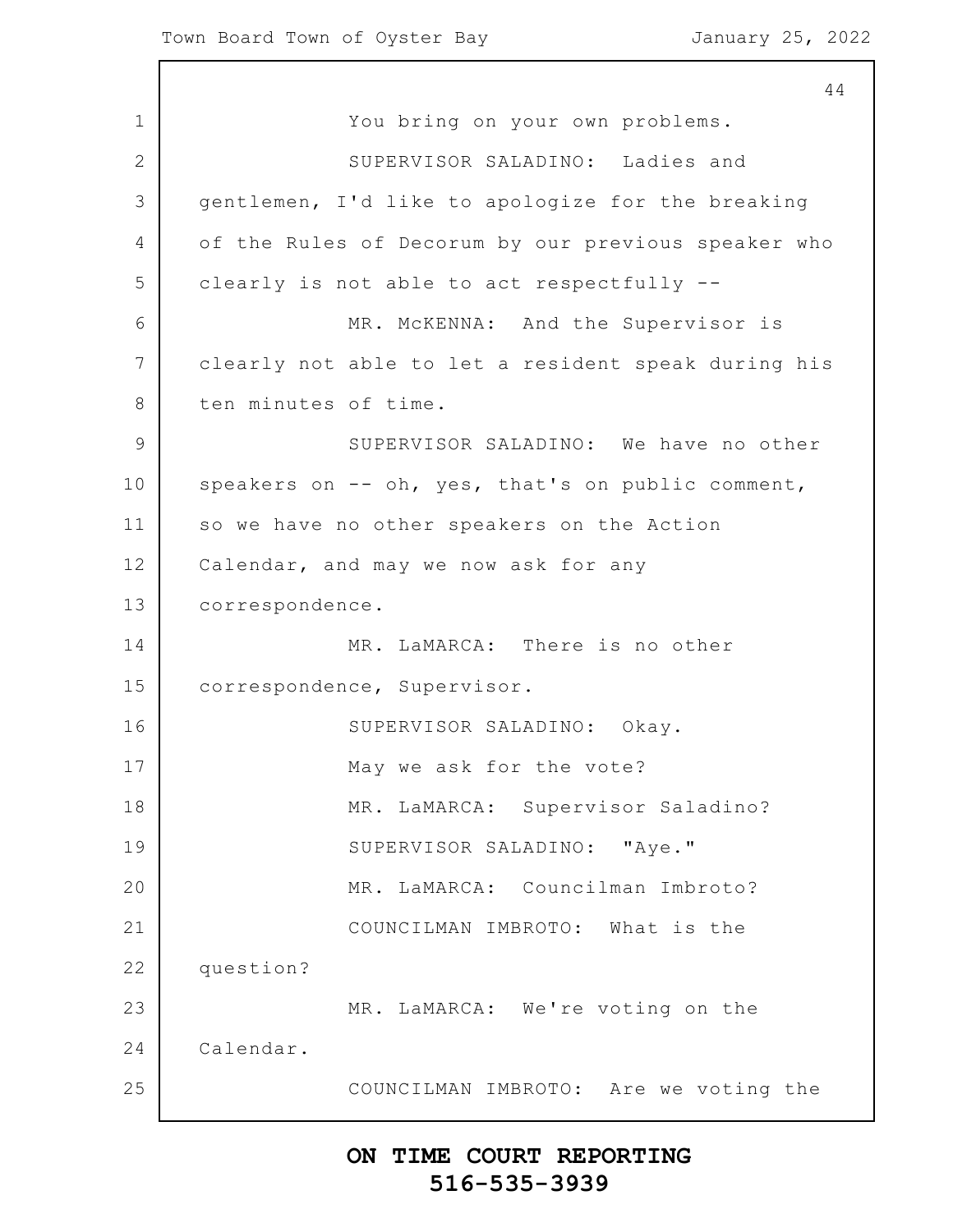You bring on your own problems.

SUPERVISOR SALADINO: Ladies and gentlemen, I'd like to apologize for the breaking of the Rules of Decorum by our previous speaker who clearly is not able to act respectfully --

MR. McKENNA: And the Supervisor is clearly not able to let a resident speak during his ten minutes of time.

SUPERVISOR SALADINO: We have no other speakers on -- oh, yes, that's on public comment, so we have no other speakers on the Action Calendar, and may we now ask for any correspondence.

MR. LaMARCA: There is no other correspondence, Supervisor.

SUPERVISOR SALADINO: Okay.

May we ask for the vote?

MR. LaMARCA: Supervisor Saladino?

SUPERVISOR SALADINO: "Aye."

MR. LaMARCA: Councilman Imbroto?

COUNCILMAN IMBROTO: What is the question?

MR. LaMARCA: We're voting on the Calendar.

COUNCILMAN IMBROTO: Are we voting the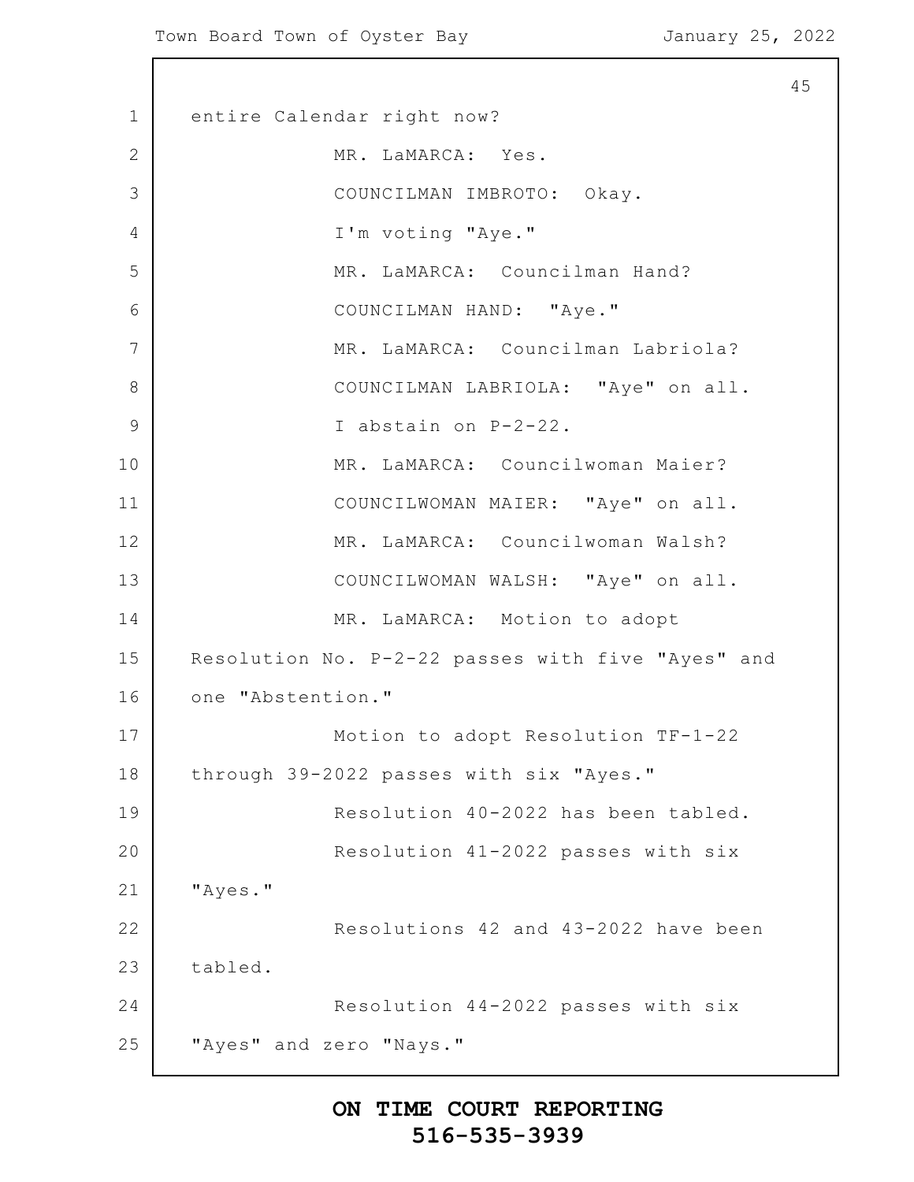entire Calendar right now?

MR. LaMARCA: Yes.

COUNCILMAN IMBROTO: Okay.

I'm voting "Aye."

MR. LaMARCA: Councilman Hand?

COUNCILMAN HAND: "Aye."

MR. LaMARCA: Councilman Labriola?

COUNCILMAN LABRIOLA: "Aye" on all.

I abstain on P-2-22.

MR. LaMARCA: Councilwoman Maier?

COUNCILWOMAN MAIER: "Aye" on all.

MR. LaMARCA: Councilwoman Walsh?

COUNCILWOMAN WALSH: "Aye" on all.

MR. LaMARCA: Motion to adopt Resolution No. P-2-22 passes with five "Ayes" and one "Abstention."

Motion to adopt Resolution TF-1-22 through 39-2022 passes with six "Ayes."

Resolution 40-2022 has been tabled.

Resolution 41-2022 passes with six "Ayes."

Resolutions 42 and 43-2022 have been tabled.

Resolution 44-2022 passes with six "Ayes" and zero "Nays."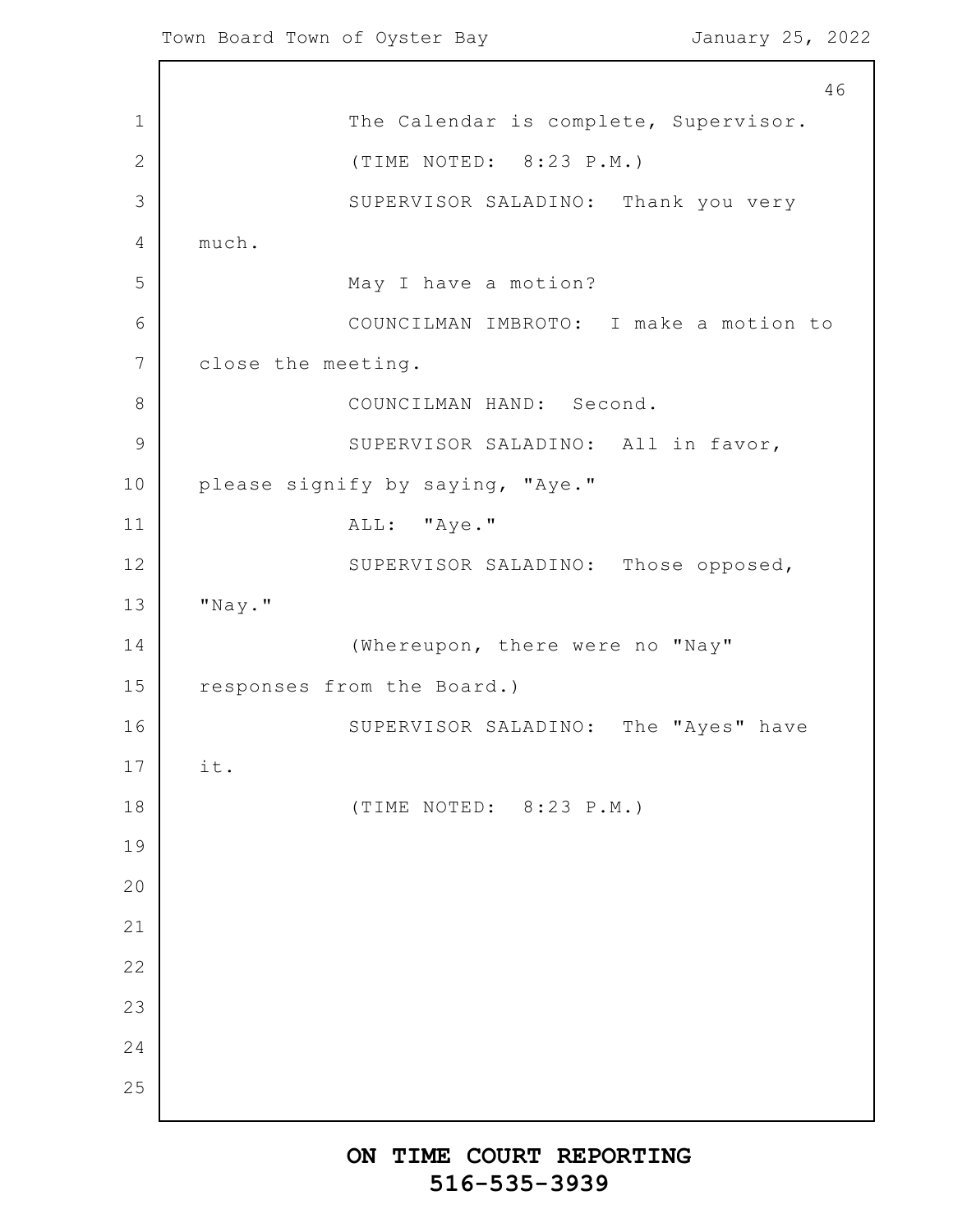The Calendar is complete, Supervisor.

(TIME NOTED: 8:23 P.M.)

SUPERVISOR SALADINO: Thank you very much.

May I have a motion?

COUNCILMAN IMBROTO: I make a motion to close the meeting.

COUNCILMAN HAND: Second.

SUPERVISOR SALADINO: All in favor, please signify by saying, "Aye."

ALL: "Aye."

SUPERVISOR SALADINO: Those opposed, "Nay."

(Whereupon, there were no "Nay" responses from the Board.)

SUPERVISOR SALADINO: The "Ayes" have it.

(TIME NOTED: 8:23 P.M.)